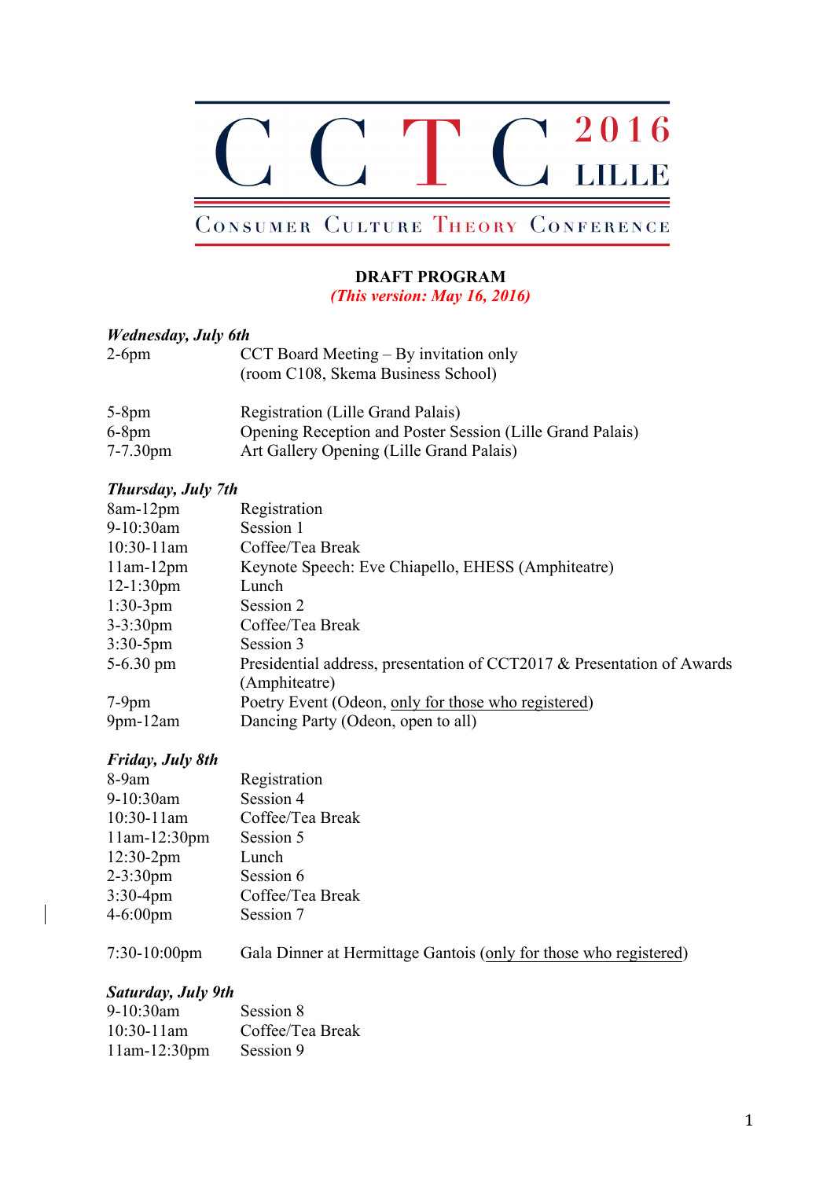# CCTC 2016 LILLE

## CONSUMER CULTURE THEORY CONFERENCE

**DRAFT PROGRAM**
***(This version: May 16, 2016)***

***Wednesday, July 6th***

| | |
|---|---|
| 2-6pm | CCT Board Meeting – By invitation only (room C108, Skema Business School) |
| 5-8pm | Registration (Lille Grand Palais) |
| 6-8pm | Opening Reception and Poster Session (Lille Grand Palais) |
| 7-7.30pm | Art Gallery Opening (Lille Grand Palais) |

***Thursday, July 7th***

| | |
|---|---|
| 8am-12pm | Registration |
| 9-10:30am | Session 1 |
| 10:30-11am | Coffee/Tea Break |
| 11am-12pm | Keynote Speech: Eve Chiapello, EHESS (Amphiteatre) |
| 12-1:30pm | Lunch |
| 1:30-3pm | Session 2 |
| 3-3:30pm | Coffee/Tea Break |
| 3:30-5pm | Session 3 |
| 5-6.30 pm | Presidential address, presentation of CCT2017 & Presentation of Awards (Amphiteatre) |
| 7-9pm | Poetry Event (Odeon, only for those who registered) |
| 9pm-12am | Dancing Party (Odeon, open to all) |

***Friday, July 8th***

| | |
|---|---|
| 8-9am | Registration |
| 9-10:30am | Session 4 |
| 10:30-11am | Coffee/Tea Break |
| 11am-12:30pm | Session 5 |
| 12:30-2pm | Lunch |
| 2-3:30pm | Session 6 |
| 3:30-4pm | Coffee/Tea Break |
| 4-6:00pm | Session 7 |
| 7:30-10:00pm | Gala Dinner at Hermittage Gantois (only for those who registered) |

***Saturday, July 9th***

| | |
|---|---|
| 9-10:30am | Session 8 |
| 10:30-11am | Coffee/Tea Break |
| 11am-12:30pm | Session 9 |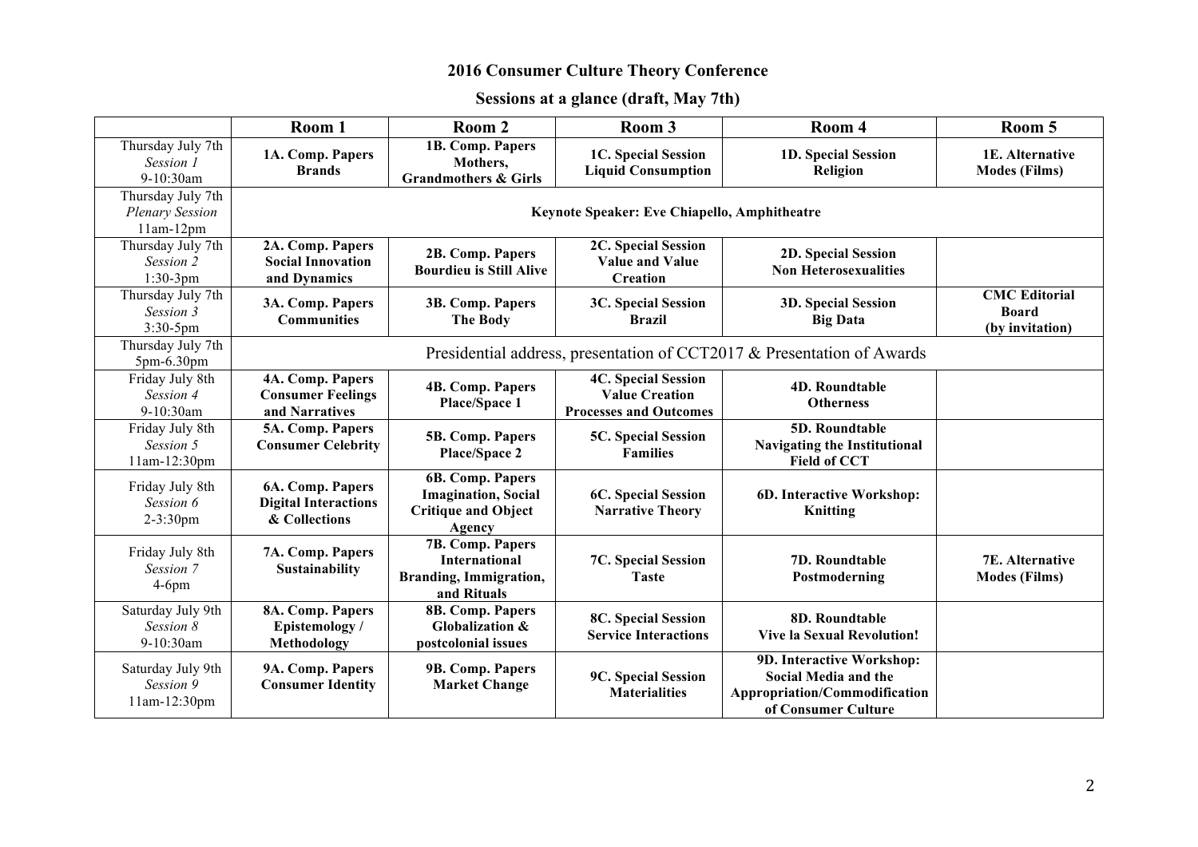# 2016 Consumer Culture Theory Conference

## Sessions at a glance (draft, May 7th)

| | Room 1 | Room 2 | Room 3 | Room 4 | Room 5 |
|---|---|---|---|---|---|
| Thursday July 7th *Session 1* 9-10:30am | **1A. Comp. Papers Brands** | **1B. Comp. Papers Mothers, Grandmothers & Girls** | **1C. Special Session Liquid Consumption** | **1D. Special Session Religion** | **1E. Alternative Modes (Films)** |
| Thursday July 7th *Plenary Session* 11am-12pm | **Keynote Speaker: Eve Chiapello, Amphitheatre** | | | | |
| Thursday July 7th *Session 2* 1:30-3pm | **2A. Comp. Papers Social Innovation and Dynamics** | **2B. Comp. Papers Bourdieu is Still Alive** | **2C. Special Session Value and Value Creation** | **2D. Special Session Non Heterosexualities** | |
| Thursday July 7th *Session 3* 3:30-5pm | **3A. Comp. Papers Communities** | **3B. Comp. Papers The Body** | **3C. Special Session Brazil** | **3D. Special Session Big Data** | **CMC Editorial Board (by invitation)** |
| Thursday July 7th 5pm-6.30pm | Presidential address, presentation of CCT2017 & Presentation of Awards | | | | |
| Friday July 8th *Session 4* 9-10:30am | **4A. Comp. Papers Consumer Feelings and Narratives** | **4B. Comp. Papers Place/Space 1** | **4C. Special Session Value Creation Processes and Outcomes** | **4D. Roundtable Otherness** | |
| Friday July 8th *Session 5* 11am-12:30pm | **5A. Comp. Papers Consumer Celebrity** | **5B. Comp. Papers Place/Space 2** | **5C. Special Session Families** | **5D. Roundtable Navigating the Institutional Field of CCT** | |
| Friday July 8th *Session 6* 2-3:30pm | **6A. Comp. Papers Digital Interactions & Collections** | **6B. Comp. Papers Imagination, Social Critique and Object Agency** | **6C. Special Session Narrative Theory** | **6D. Interactive Workshop: Knitting** | |
| Friday July 8th *Session 7* 4-6pm | **7A. Comp. Papers Sustainability** | **7B. Comp. Papers International Branding, Immigration, and Rituals** | **7C. Special Session Taste** | **7D. Roundtable Postmoderning** | **7E. Alternative Modes (Films)** |
| Saturday July 9th *Session 8* 9-10:30am | **8A. Comp. Papers Epistemology / Methodology** | **8B. Comp. Papers Globalization & postcolonial issues** | **8C. Special Session Service Interactions** | **8D. Roundtable Vive la Sexual Revolution!** | |
| Saturday July 9th *Session 9* 11am-12:30pm | **9A. Comp. Papers Consumer Identity** | **9B. Comp. Papers Market Change** | **9C. Special Session Materialities** | **9D. Interactive Workshop: Social Media and the Appropriation/Commodification of Consumer Culture** | |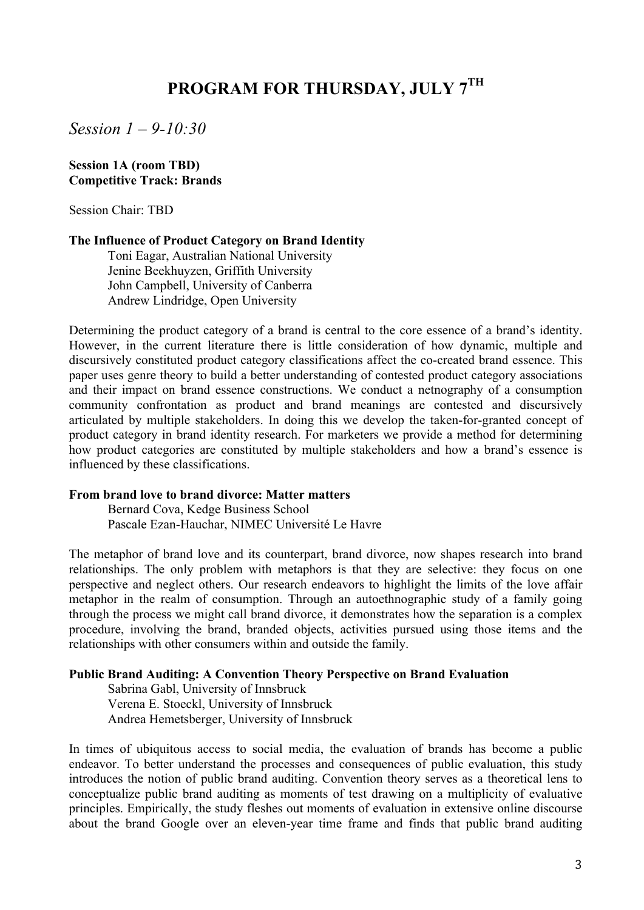# PROGRAM FOR THURSDAY, JULY 7TH

## *Session 1 – 9-10:30*

**Session 1A (room TBD)**
**Competitive Track: Brands**

Session Chair: TBD

**The Influence of Product Category on Brand Identity**

Toni Eagar, Australian National University
Jenine Beekhuyzen, Griffith University
John Campbell, University of Canberra
Andrew Lindridge, Open University

Determining the product category of a brand is central to the core essence of a brand's identity. However, in the current literature there is little consideration of how dynamic, multiple and discursively constituted product category classifications affect the co-created brand essence. This paper uses genre theory to build a better understanding of contested product category associations and their impact on brand essence constructions. We conduct a netnography of a consumption community confrontation as product and brand meanings are contested and discursively articulated by multiple stakeholders. In doing this we develop the taken-for-granted concept of product category in brand identity research. For marketers we provide a method for determining how product categories are constituted by multiple stakeholders and how a brand's essence is influenced by these classifications.

**From brand love to brand divorce: Matter matters**

Bernard Cova, Kedge Business School
Pascale Ezan-Hauchar, NIMEC Université Le Havre

The metaphor of brand love and its counterpart, brand divorce, now shapes research into brand relationships. The only problem with metaphors is that they are selective: they focus on one perspective and neglect others. Our research endeavors to highlight the limits of the love affair metaphor in the realm of consumption. Through an autoethnographic study of a family going through the process we might call brand divorce, it demonstrates how the separation is a complex procedure, involving the brand, branded objects, activities pursued using those items and the relationships with other consumers within and outside the family.

**Public Brand Auditing: A Convention Theory Perspective on Brand Evaluation**

Sabrina Gabl, University of Innsbruck
Verena E. Stoeckl, University of Innsbruck
Andrea Hemetsberger, University of Innsbruck

In times of ubiquitous access to social media, the evaluation of brands has become a public endeavor. To better understand the processes and consequences of public evaluation, this study introduces the notion of public brand auditing. Convention theory serves as a theoretical lens to conceptualize public brand auditing as moments of test drawing on a multiplicity of evaluative principles. Empirically, the study fleshes out moments of evaluation in extensive online discourse about the brand Google over an eleven-year time frame and finds that public brand auditing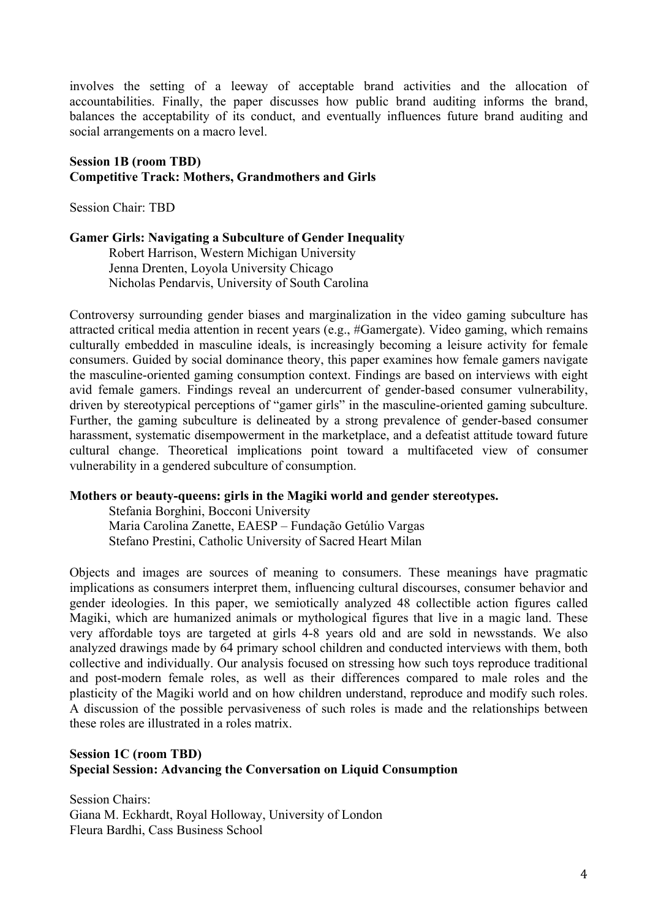involves the setting of a leeway of acceptable brand activities and the allocation of accountabilities. Finally, the paper discusses how public brand auditing informs the brand, balances the acceptability of its conduct, and eventually influences future brand auditing and social arrangements on a macro level.

**Session 1B (room TBD)**
**Competitive Track: Mothers, Grandmothers and Girls**

Session Chair: TBD

**Gamer Girls: Navigating a Subculture of Gender Inequality**

Robert Harrison, Western Michigan University
Jenna Drenten, Loyola University Chicago
Nicholas Pendarvis, University of South Carolina

Controversy surrounding gender biases and marginalization in the video gaming subculture has attracted critical media attention in recent years (e.g., #Gamergate). Video gaming, which remains culturally embedded in masculine ideals, is increasingly becoming a leisure activity for female consumers. Guided by social dominance theory, this paper examines how female gamers navigate the masculine-oriented gaming consumption context. Findings are based on interviews with eight avid female gamers. Findings reveal an undercurrent of gender-based consumer vulnerability, driven by stereotypical perceptions of "gamer girls" in the masculine-oriented gaming subculture. Further, the gaming subculture is delineated by a strong prevalence of gender-based consumer harassment, systematic disempowerment in the marketplace, and a defeatist attitude toward future cultural change. Theoretical implications point toward a multifaceted view of consumer vulnerability in a gendered subculture of consumption.

**Mothers or beauty-queens: girls in the Magiki world and gender stereotypes.**

Stefania Borghini, Bocconi University
Maria Carolina Zanette, EAESP – Fundação Getúlio Vargas
Stefano Prestini, Catholic University of Sacred Heart Milan

Objects and images are sources of meaning to consumers. These meanings have pragmatic implications as consumers interpret them, influencing cultural discourses, consumer behavior and gender ideologies. In this paper, we semiotically analyzed 48 collectible action figures called Magiki, which are humanized animals or mythological figures that live in a magic land. These very affordable toys are targeted at girls 4-8 years old and are sold in newsstands. We also analyzed drawings made by 64 primary school children and conducted interviews with them, both collective and individually. Our analysis focused on stressing how such toys reproduce traditional and post-modern female roles, as well as their differences compared to male roles and the plasticity of the Magiki world and on how children understand, reproduce and modify such roles. A discussion of the possible pervasiveness of such roles is made and the relationships between these roles are illustrated in a roles matrix.

**Session 1C (room TBD)**
**Special Session: Advancing the Conversation on Liquid Consumption**

Session Chairs:
Giana M. Eckhardt, Royal Holloway, University of London
Fleura Bardhi, Cass Business School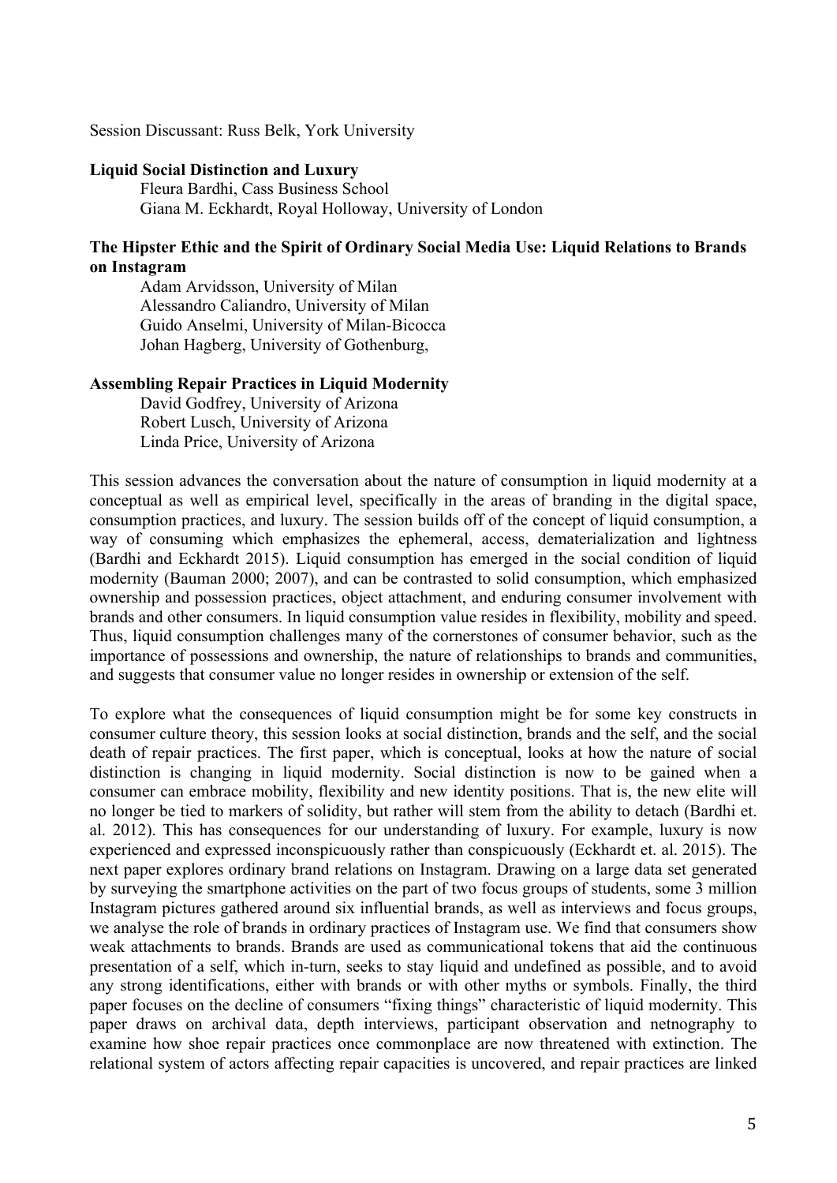Session Discussant: Russ Belk, York University

**Liquid Social Distinction and Luxury**

Fleura Bardhi, Cass Business School
Giana M. Eckhardt, Royal Holloway, University of London

**The Hipster Ethic and the Spirit of Ordinary Social Media Use: Liquid Relations to Brands on Instagram**

Adam Arvidsson, University of Milan
Alessandro Caliandro, University of Milan
Guido Anselmi, University of Milan-Bicocca
Johan Hagberg, University of Gothenburg,

**Assembling Repair Practices in Liquid Modernity**

David Godfrey, University of Arizona
Robert Lusch, University of Arizona
Linda Price, University of Arizona

This session advances the conversation about the nature of consumption in liquid modernity at a conceptual as well as empirical level, specifically in the areas of branding in the digital space, consumption practices, and luxury. The session builds off of the concept of liquid consumption, a way of consuming which emphasizes the ephemeral, access, dematerialization and lightness (Bardhi and Eckhardt 2015). Liquid consumption has emerged in the social condition of liquid modernity (Bauman 2000; 2007), and can be contrasted to solid consumption, which emphasized ownership and possession practices, object attachment, and enduring consumer involvement with brands and other consumers. In liquid consumption value resides in flexibility, mobility and speed. Thus, liquid consumption challenges many of the cornerstones of consumer behavior, such as the importance of possessions and ownership, the nature of relationships to brands and communities, and suggests that consumer value no longer resides in ownership or extension of the self.

To explore what the consequences of liquid consumption might be for some key constructs in consumer culture theory, this session looks at social distinction, brands and the self, and the social death of repair practices. The first paper, which is conceptual, looks at how the nature of social distinction is changing in liquid modernity. Social distinction is now to be gained when a consumer can embrace mobility, flexibility and new identity positions. That is, the new elite will no longer be tied to markers of solidity, but rather will stem from the ability to detach (Bardhi et. al. 2012). This has consequences for our understanding of luxury. For example, luxury is now experienced and expressed inconspicuously rather than conspicuously (Eckhardt et. al. 2015). The next paper explores ordinary brand relations on Instagram. Drawing on a large data set generated by surveying the smartphone activities on the part of two focus groups of students, some 3 million Instagram pictures gathered around six influential brands, as well as interviews and focus groups, we analyse the role of brands in ordinary practices of Instagram use. We find that consumers show weak attachments to brands. Brands are used as communicational tokens that aid the continuous presentation of a self, which in-turn, seeks to stay liquid and undefined as possible, and to avoid any strong identifications, either with brands or with other myths or symbols. Finally, the third paper focuses on the decline of consumers "fixing things" characteristic of liquid modernity. This paper draws on archival data, depth interviews, participant observation and netnography to examine how shoe repair practices once commonplace are now threatened with extinction. The relational system of actors affecting repair capacities is uncovered, and repair practices are linked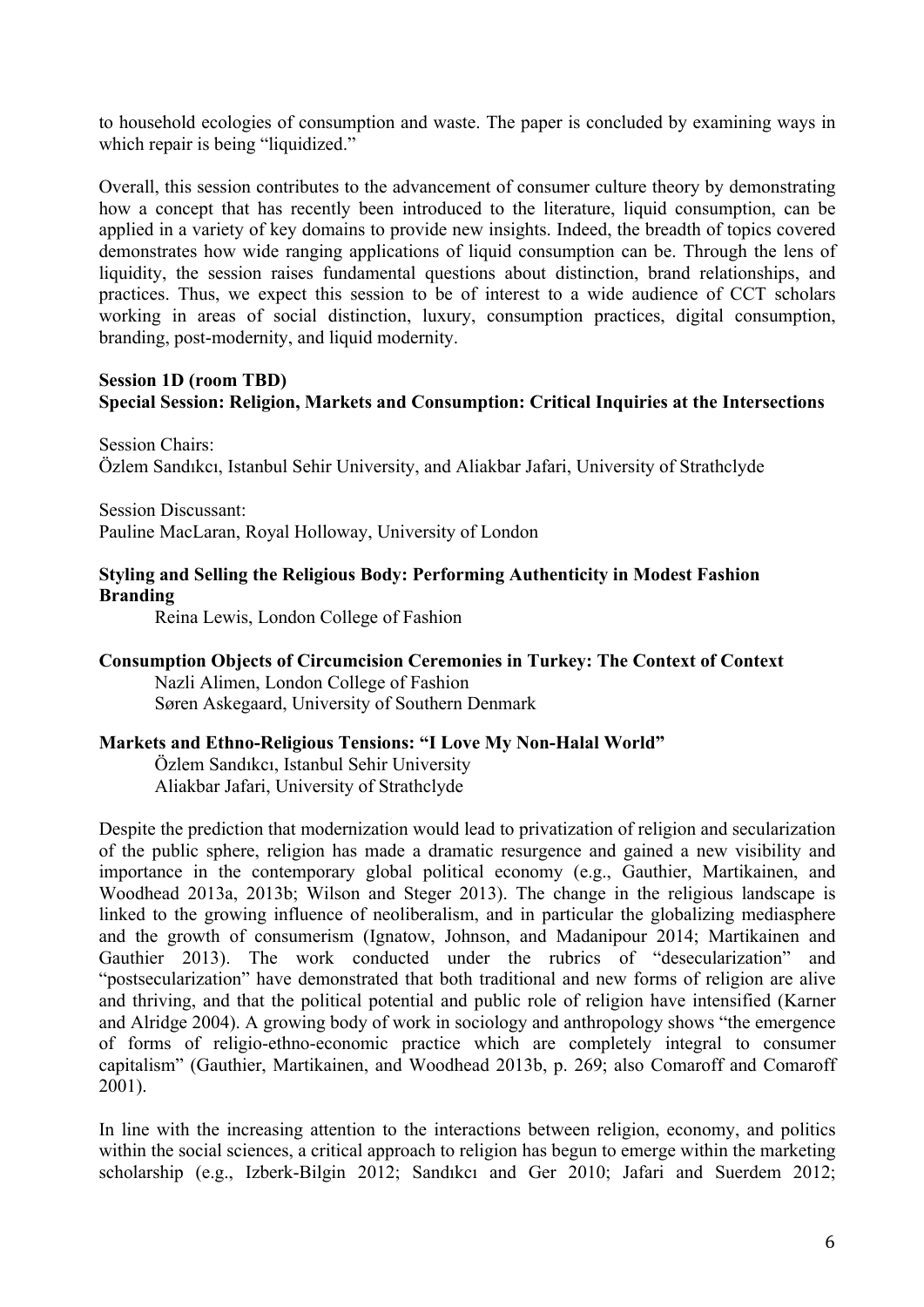to household ecologies of consumption and waste. The paper is concluded by examining ways in which repair is being "liquidized."

Overall, this session contributes to the advancement of consumer culture theory by demonstrating how a concept that has recently been introduced to the literature, liquid consumption, can be applied in a variety of key domains to provide new insights. Indeed, the breadth of topics covered demonstrates how wide ranging applications of liquid consumption can be. Through the lens of liquidity, the session raises fundamental questions about distinction, brand relationships, and practices. Thus, we expect this session to be of interest to a wide audience of CCT scholars working in areas of social distinction, luxury, consumption practices, digital consumption, branding, post-modernity, and liquid modernity.

**Session 1D (room TBD)**
**Special Session: Religion, Markets and Consumption: Critical Inquiries at the Intersections**

Session Chairs:
Özlem Sandıkcı, Istanbul Sehir University, and Aliakbar Jafari, University of Strathclyde

Session Discussant:
Pauline MacLaran, Royal Holloway, University of London

**Styling and Selling the Religious Body: Performing Authenticity in Modest Fashion Branding**
Reina Lewis, London College of Fashion

**Consumption Objects of Circumcision Ceremonies in Turkey: The Context of Context**
Nazli Alimen, London College of Fashion
Søren Askegaard, University of Southern Denmark

**Markets and Ethno-Religious Tensions: "I Love My Non-Halal World"**
Özlem Sandıkcı, Istanbul Sehir University
Aliakbar Jafari, University of Strathclyde

Despite the prediction that modernization would lead to privatization of religion and secularization of the public sphere, religion has made a dramatic resurgence and gained a new visibility and importance in the contemporary global political economy (e.g., Gauthier, Martikainen, and Woodhead 2013a, 2013b; Wilson and Steger 2013). The change in the religious landscape is linked to the growing influence of neoliberalism, and in particular the globalizing mediasphere and the growth of consumerism (Ignatow, Johnson, and Madanipour 2014; Martikainen and Gauthier 2013). The work conducted under the rubrics of "desecularization" and "postsecularization" have demonstrated that both traditional and new forms of religion are alive and thriving, and that the political potential and public role of religion have intensified (Karner and Alridge 2004). A growing body of work in sociology and anthropology shows "the emergence of forms of religio-ethno-economic practice which are completely integral to consumer capitalism" (Gauthier, Martikainen, and Woodhead 2013b, p. 269; also Comaroff and Comaroff 2001).

In line with the increasing attention to the interactions between religion, economy, and politics within the social sciences, a critical approach to religion has begun to emerge within the marketing scholarship (e.g., Izberk-Bilgin 2012; Sandıkcı and Ger 2010; Jafari and Suerdem 2012;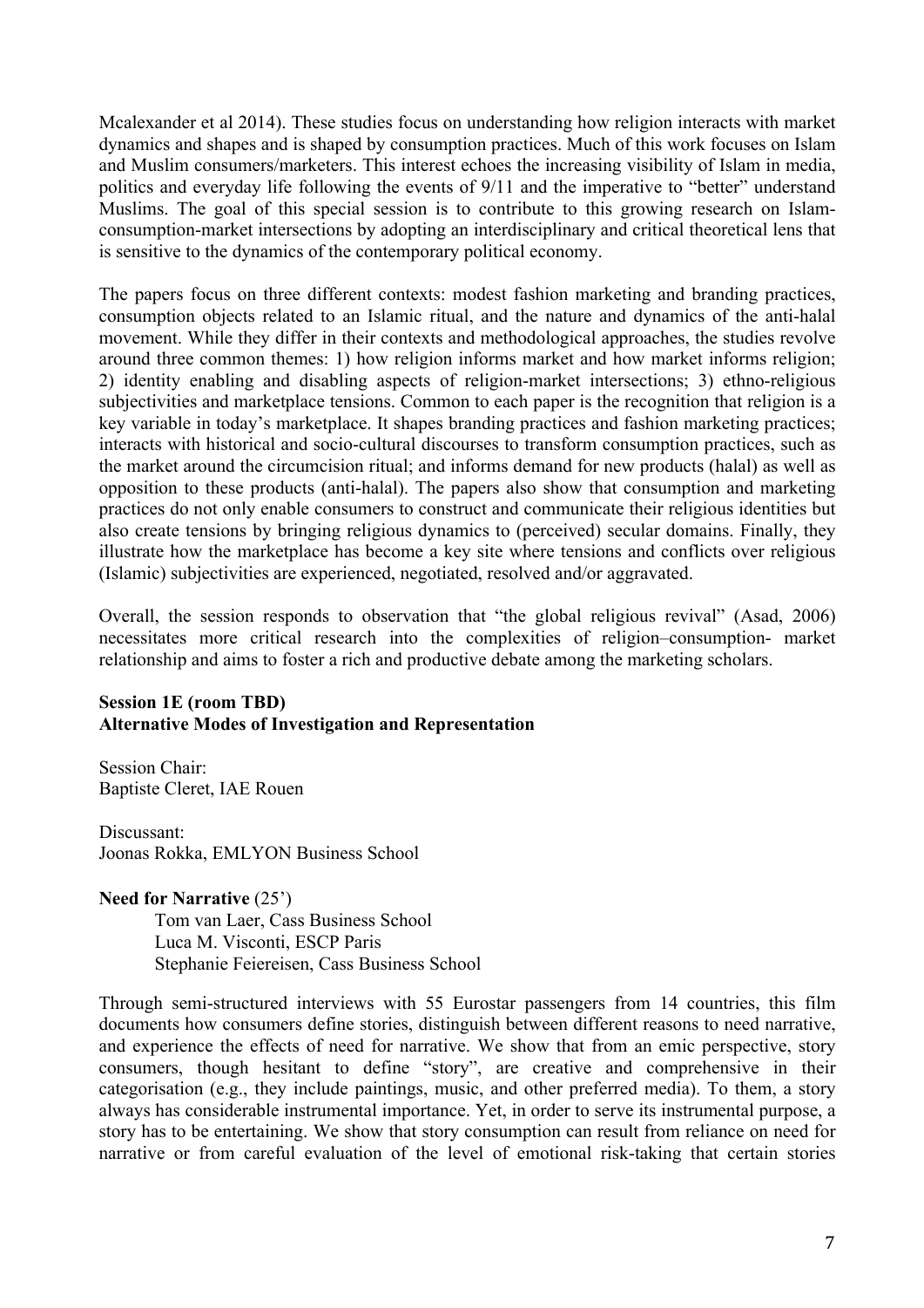Mcalexander et al 2014). These studies focus on understanding how religion interacts with market dynamics and shapes and is shaped by consumption practices. Much of this work focuses on Islam and Muslim consumers/marketers. This interest echoes the increasing visibility of Islam in media, politics and everyday life following the events of 9/11 and the imperative to "better" understand Muslims. The goal of this special session is to contribute to this growing research on Islam-consumption-market intersections by adopting an interdisciplinary and critical theoretical lens that is sensitive to the dynamics of the contemporary political economy.

The papers focus on three different contexts: modest fashion marketing and branding practices, consumption objects related to an Islamic ritual, and the nature and dynamics of the anti-halal movement. While they differ in their contexts and methodological approaches, the studies revolve around three common themes: 1) how religion informs market and how market informs religion; 2) identity enabling and disabling aspects of religion-market intersections; 3) ethno-religious subjectivities and marketplace tensions. Common to each paper is the recognition that religion is a key variable in today's marketplace. It shapes branding practices and fashion marketing practices; interacts with historical and socio-cultural discourses to transform consumption practices, such as the market around the circumcision ritual; and informs demand for new products (halal) as well as opposition to these products (anti-halal). The papers also show that consumption and marketing practices do not only enable consumers to construct and communicate their religious identities but also create tensions by bringing religious dynamics to (perceived) secular domains. Finally, they illustrate how the marketplace has become a key site where tensions and conflicts over religious (Islamic) subjectivities are experienced, negotiated, resolved and/or aggravated.

Overall, the session responds to observation that "the global religious revival" (Asad, 2006) necessitates more critical research into the complexities of religion–consumption- market relationship and aims to foster a rich and productive debate among the marketing scholars.

**Session 1E (room TBD)**
**Alternative Modes of Investigation and Representation**

Session Chair:
Baptiste Cleret, IAE Rouen

Discussant:
Joonas Rokka, EMLYON Business School

**Need for Narrative** (25')

Tom van Laer, Cass Business School
Luca M. Visconti, ESCP Paris
Stephanie Feiereisen, Cass Business School

Through semi-structured interviews with 55 Eurostar passengers from 14 countries, this film documents how consumers define stories, distinguish between different reasons to need narrative, and experience the effects of need for narrative. We show that from an emic perspective, story consumers, though hesitant to define "story", are creative and comprehensive in their categorisation (e.g., they include paintings, music, and other preferred media). To them, a story always has considerable instrumental importance. Yet, in order to serve its instrumental purpose, a story has to be entertaining. We show that story consumption can result from reliance on need for narrative or from careful evaluation of the level of emotional risk-taking that certain stories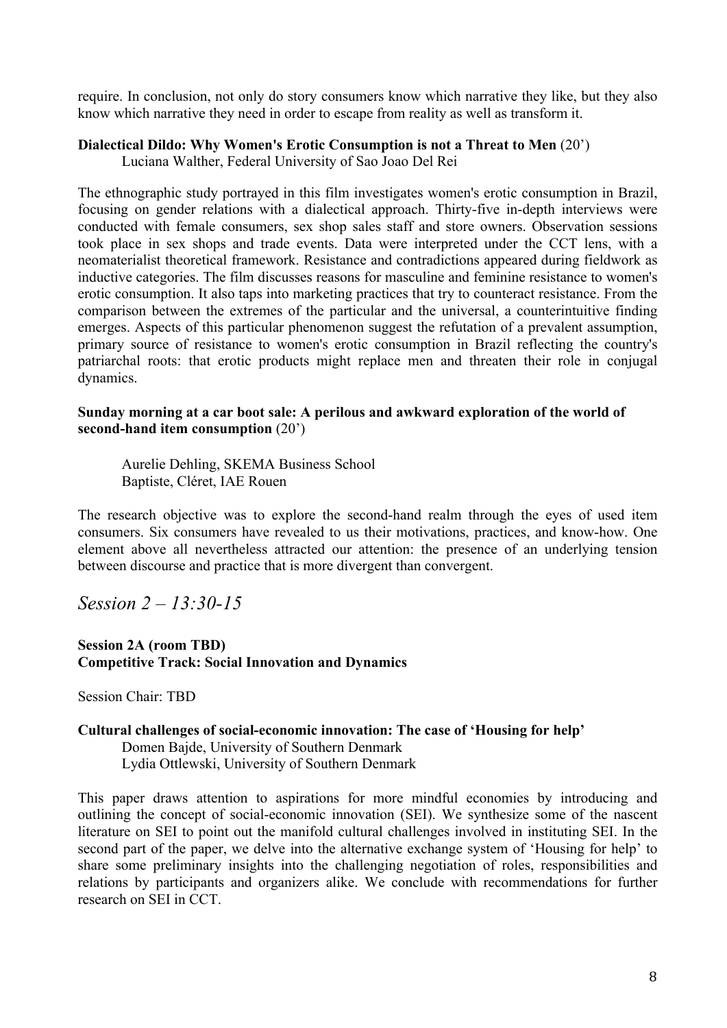require. In conclusion, not only do story consumers know which narrative they like, but they also know which narrative they need in order to escape from reality as well as transform it.

**Dialectical Dildo: Why Women's Erotic Consumption is not a Threat to Men** (20')
Luciana Walther, Federal University of Sao Joao Del Rei

The ethnographic study portrayed in this film investigates women's erotic consumption in Brazil, focusing on gender relations with a dialectical approach. Thirty-five in-depth interviews were conducted with female consumers, sex shop sales staff and store owners. Observation sessions took place in sex shops and trade events. Data were interpreted under the CCT lens, with a neomaterialist theoretical framework. Resistance and contradictions appeared during fieldwork as inductive categories. The film discusses reasons for masculine and feminine resistance to women's erotic consumption. It also taps into marketing practices that try to counteract resistance. From the comparison between the extremes of the particular and the universal, a counterintuitive finding emerges. Aspects of this particular phenomenon suggest the refutation of a prevalent assumption, primary source of resistance to women's erotic consumption in Brazil reflecting the country's patriarchal roots: that erotic products might replace men and threaten their role in conjugal dynamics.

**Sunday morning at a car boot sale: A perilous and awkward exploration of the world of second-hand item consumption** (20')

Aurelie Dehling, SKEMA Business School
Baptiste, Cléret, IAE Rouen

The research objective was to explore the second-hand realm through the eyes of used item consumers. Six consumers have revealed to us their motivations, practices, and know-how. One element above all nevertheless attracted our attention: the presence of an underlying tension between discourse and practice that is more divergent than convergent.

## *Session 2 – 13:30-15*

**Session 2A (room TBD)**
**Competitive Track: Social Innovation and Dynamics**

Session Chair: TBD

**Cultural challenges of social-economic innovation: The case of 'Housing for help'**
Domen Bajde, University of Southern Denmark
Lydia Ottlewski, University of Southern Denmark

This paper draws attention to aspirations for more mindful economies by introducing and outlining the concept of social-economic innovation (SEI). We synthesize some of the nascent literature on SEI to point out the manifold cultural challenges involved in instituting SEI. In the second part of the paper, we delve into the alternative exchange system of 'Housing for help' to share some preliminary insights into the challenging negotiation of roles, responsibilities and relations by participants and organizers alike. We conclude with recommendations for further research on SEI in CCT.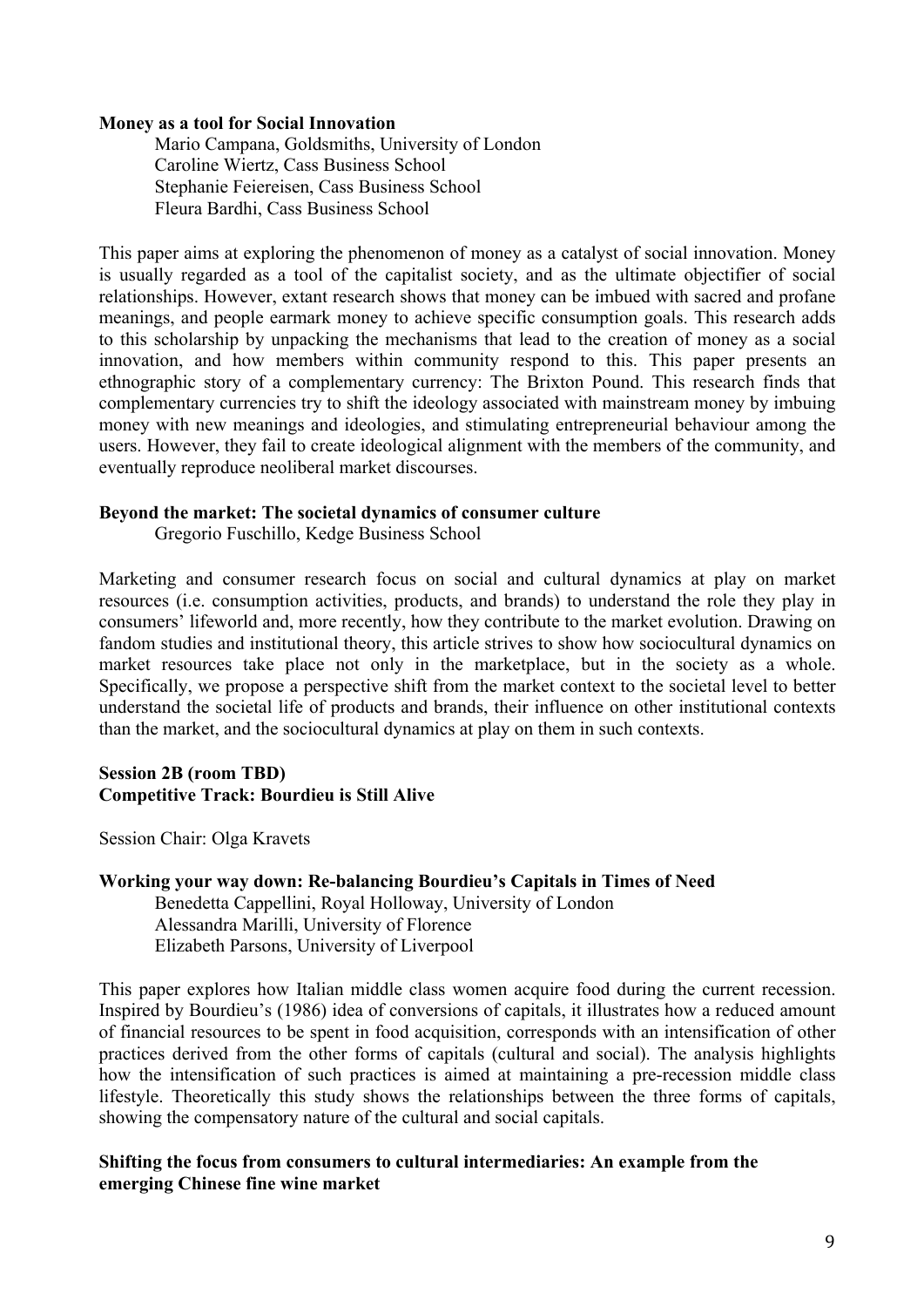**Money as a tool for Social Innovation**

Mario Campana, Goldsmiths, University of London
Caroline Wiertz, Cass Business School
Stephanie Feiereisen, Cass Business School
Fleura Bardhi, Cass Business School

This paper aims at exploring the phenomenon of money as a catalyst of social innovation. Money is usually regarded as a tool of the capitalist society, and as the ultimate objectifier of social relationships. However, extant research shows that money can be imbued with sacred and profane meanings, and people earmark money to achieve specific consumption goals. This research adds to this scholarship by unpacking the mechanisms that lead to the creation of money as a social innovation, and how members within community respond to this. This paper presents an ethnographic story of a complementary currency: The Brixton Pound. This research finds that complementary currencies try to shift the ideology associated with mainstream money by imbuing money with new meanings and ideologies, and stimulating entrepreneurial behaviour among the users. However, they fail to create ideological alignment with the members of the community, and eventually reproduce neoliberal market discourses.

**Beyond the market: The societal dynamics of consumer culture**

Gregorio Fuschillo, Kedge Business School

Marketing and consumer research focus on social and cultural dynamics at play on market resources (i.e. consumption activities, products, and brands) to understand the role they play in consumers' lifeworld and, more recently, how they contribute to the market evolution. Drawing on fandom studies and institutional theory, this article strives to show how sociocultural dynamics on market resources take place not only in the marketplace, but in the society as a whole. Specifically, we propose a perspective shift from the market context to the societal level to better understand the societal life of products and brands, their influence on other institutional contexts than the market, and the sociocultural dynamics at play on them in such contexts.

**Session 2B (room TBD)**
**Competitive Track: Bourdieu is Still Alive**

Session Chair: Olga Kravets

**Working your way down: Re-balancing Bourdieu's Capitals in Times of Need**

Benedetta Cappellini, Royal Holloway, University of London
Alessandra Marilli, University of Florence
Elizabeth Parsons, University of Liverpool

This paper explores how Italian middle class women acquire food during the current recession. Inspired by Bourdieu's (1986) idea of conversions of capitals, it illustrates how a reduced amount of financial resources to be spent in food acquisition, corresponds with an intensification of other practices derived from the other forms of capitals (cultural and social). The analysis highlights how the intensification of such practices is aimed at maintaining a pre-recession middle class lifestyle. Theoretically this study shows the relationships between the three forms of capitals, showing the compensatory nature of the cultural and social capitals.

**Shifting the focus from consumers to cultural intermediaries: An example from the emerging Chinese fine wine market**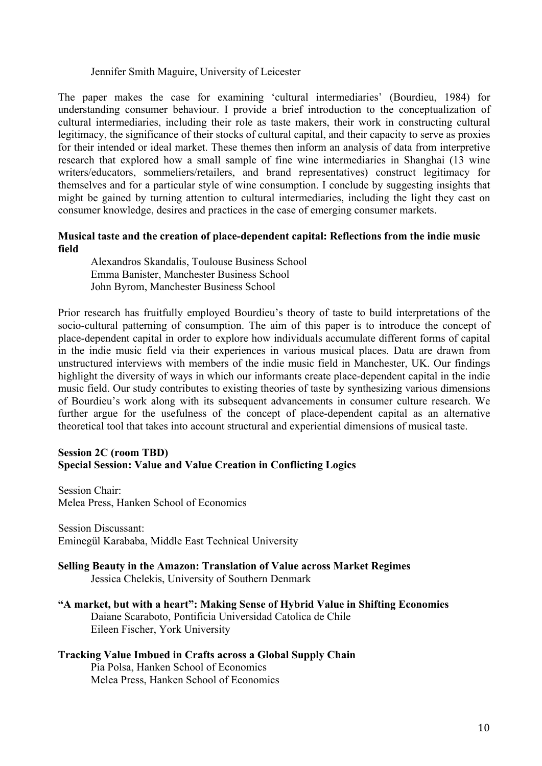Jennifer Smith Maguire, University of Leicester

The paper makes the case for examining 'cultural intermediaries' (Bourdieu, 1984) for understanding consumer behaviour. I provide a brief introduction to the conceptualization of cultural intermediaries, including their role as taste makers, their work in constructing cultural legitimacy, the significance of their stocks of cultural capital, and their capacity to serve as proxies for their intended or ideal market. These themes then inform an analysis of data from interpretive research that explored how a small sample of fine wine intermediaries in Shanghai (13 wine writers/educators, sommeliers/retailers, and brand representatives) construct legitimacy for themselves and for a particular style of wine consumption. I conclude by suggesting insights that might be gained by turning attention to cultural intermediaries, including the light they cast on consumer knowledge, desires and practices in the case of emerging consumer markets.

**Musical taste and the creation of place-dependent capital: Reflections from the indie music field**

Alexandros Skandalis, Toulouse Business School
Emma Banister, Manchester Business School
John Byrom, Manchester Business School

Prior research has fruitfully employed Bourdieu's theory of taste to build interpretations of the socio-cultural patterning of consumption. The aim of this paper is to introduce the concept of place-dependent capital in order to explore how individuals accumulate different forms of capital in the indie music field via their experiences in various musical places. Data are drawn from unstructured interviews with members of the indie music field in Manchester, UK. Our findings highlight the diversity of ways in which our informants create place-dependent capital in the indie music field. Our study contributes to existing theories of taste by synthesizing various dimensions of Bourdieu's work along with its subsequent advancements in consumer culture research. We further argue for the usefulness of the concept of place-dependent capital as an alternative theoretical tool that takes into account structural and experiential dimensions of musical taste.

**Session 2C (room TBD)**
**Special Session: Value and Value Creation in Conflicting Logics**

Session Chair:
Melea Press, Hanken School of Economics

Session Discussant:
Eminegül Karababa, Middle East Technical University

**Selling Beauty in the Amazon: Translation of Value across Market Regimes**
Jessica Chelekis, University of Southern Denmark

**"A market, but with a heart": Making Sense of Hybrid Value in Shifting Economies**
Daiane Scaraboto, Pontificia Universidad Catolica de Chile
Eileen Fischer, York University

**Tracking Value Imbued in Crafts across a Global Supply Chain**
Pia Polsa, Hanken School of Economics
Melea Press, Hanken School of Economics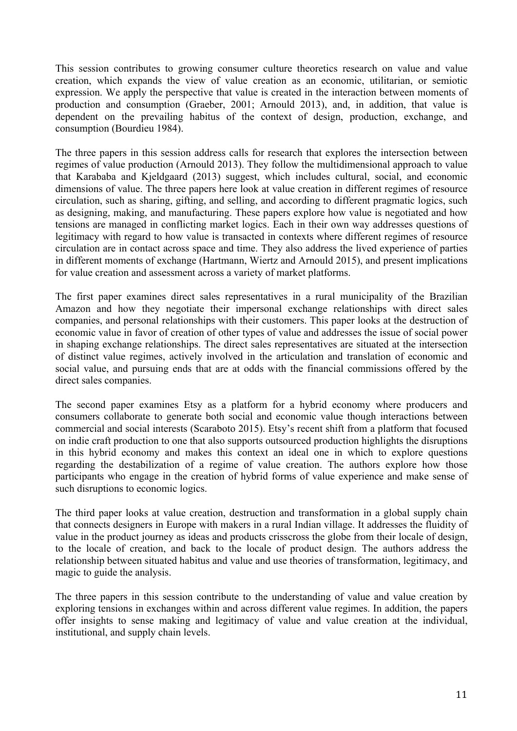This session contributes to growing consumer culture theoretics research on value and value creation, which expands the view of value creation as an economic, utilitarian, or semiotic expression. We apply the perspective that value is created in the interaction between moments of production and consumption (Graeber, 2001; Arnould 2013), and, in addition, that value is dependent on the prevailing habitus of the context of design, production, exchange, and consumption (Bourdieu 1984).

The three papers in this session address calls for research that explores the intersection between regimes of value production (Arnould 2013). They follow the multidimensional approach to value that Karababa and Kjeldgaard (2013) suggest, which includes cultural, social, and economic dimensions of value. The three papers here look at value creation in different regimes of resource circulation, such as sharing, gifting, and selling, and according to different pragmatic logics, such as designing, making, and manufacturing. These papers explore how value is negotiated and how tensions are managed in conflicting market logics. Each in their own way addresses questions of legitimacy with regard to how value is transacted in contexts where different regimes of resource circulation are in contact across space and time. They also address the lived experience of parties in different moments of exchange (Hartmann, Wiertz and Arnould 2015), and present implications for value creation and assessment across a variety of market platforms.

The first paper examines direct sales representatives in a rural municipality of the Brazilian Amazon and how they negotiate their impersonal exchange relationships with direct sales companies, and personal relationships with their customers. This paper looks at the destruction of economic value in favor of creation of other types of value and addresses the issue of social power in shaping exchange relationships. The direct sales representatives are situated at the intersection of distinct value regimes, actively involved in the articulation and translation of economic and social value, and pursuing ends that are at odds with the financial commissions offered by the direct sales companies.

The second paper examines Etsy as a platform for a hybrid economy where producers and consumers collaborate to generate both social and economic value though interactions between commercial and social interests (Scaraboto 2015). Etsy's recent shift from a platform that focused on indie craft production to one that also supports outsourced production highlights the disruptions in this hybrid economy and makes this context an ideal one in which to explore questions regarding the destabilization of a regime of value creation. The authors explore how those participants who engage in the creation of hybrid forms of value experience and make sense of such disruptions to economic logics.

The third paper looks at value creation, destruction and transformation in a global supply chain that connects designers in Europe with makers in a rural Indian village. It addresses the fluidity of value in the product journey as ideas and products crisscross the globe from their locale of design, to the locale of creation, and back to the locale of product design. The authors address the relationship between situated habitus and value and use theories of transformation, legitimacy, and magic to guide the analysis.

The three papers in this session contribute to the understanding of value and value creation by exploring tensions in exchanges within and across different value regimes. In addition, the papers offer insights to sense making and legitimacy of value and value creation at the individual, institutional, and supply chain levels.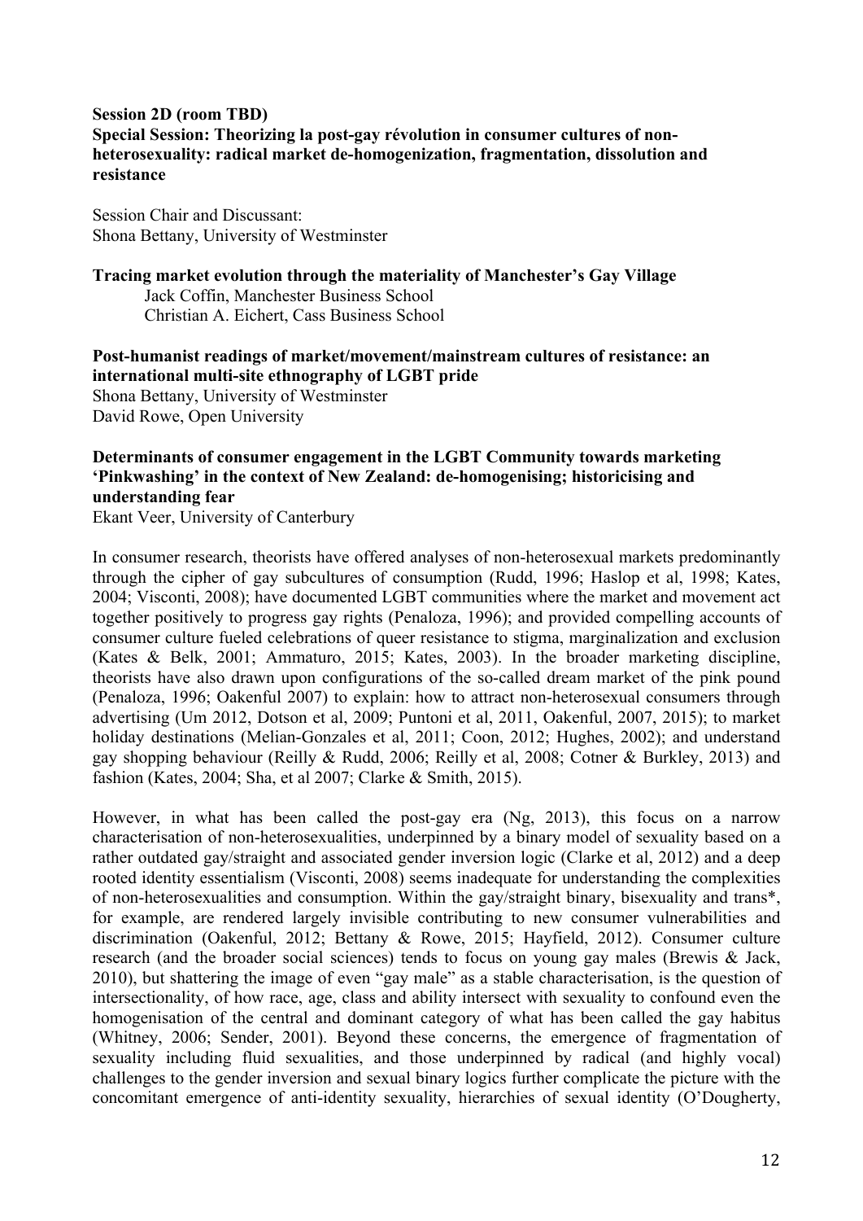**Session 2D (room TBD)**

**Special Session: Theorizing la post-gay révolution in consumer cultures of non-heterosexuality: radical market de-homogenization, fragmentation, dissolution and resistance**

Session Chair and Discussant:
Shona Bettany, University of Westminster

**Tracing market evolution through the materiality of Manchester's Gay Village**
Jack Coffin, Manchester Business School
Christian A. Eichert, Cass Business School

**Post-humanist readings of market/movement/mainstream cultures of resistance: an international multi-site ethnography of LGBT pride**
Shona Bettany, University of Westminster
David Rowe, Open University

**Determinants of consumer engagement in the LGBT Community towards marketing 'Pinkwashing' in the context of New Zealand: de-homogenising; historicising and understanding fear**
Ekant Veer, University of Canterbury

In consumer research, theorists have offered analyses of non-heterosexual markets predominantly through the cipher of gay subcultures of consumption (Rudd, 1996; Haslop et al, 1998; Kates, 2004; Visconti, 2008); have documented LGBT communities where the market and movement act together positively to progress gay rights (Penaloza, 1996); and provided compelling accounts of consumer culture fueled celebrations of queer resistance to stigma, marginalization and exclusion (Kates & Belk, 2001; Ammaturo, 2015; Kates, 2003). In the broader marketing discipline, theorists have also drawn upon configurations of the so-called dream market of the pink pound (Penaloza, 1996; Oakenful 2007) to explain: how to attract non-heterosexual consumers through advertising (Um 2012, Dotson et al, 2009; Puntoni et al, 2011, Oakenful, 2007, 2015); to market holiday destinations (Melian-Gonzales et al, 2011; Coon, 2012; Hughes, 2002); and understand gay shopping behaviour (Reilly & Rudd, 2006; Reilly et al, 2008; Cotner & Burkley, 2013) and fashion (Kates, 2004; Sha, et al 2007; Clarke & Smith, 2015).

However, in what has been called the post-gay era (Ng, 2013), this focus on a narrow characterisation of non-heterosexualities, underpinned by a binary model of sexuality based on a rather outdated gay/straight and associated gender inversion logic (Clarke et al, 2012) and a deep rooted identity essentialism (Visconti, 2008) seems inadequate for understanding the complexities of non-heterosexualities and consumption. Within the gay/straight binary, bisexuality and trans*, for example, are rendered largely invisible contributing to new consumer vulnerabilities and discrimination (Oakenful, 2012; Bettany & Rowe, 2015; Hayfield, 2012). Consumer culture research (and the broader social sciences) tends to focus on young gay males (Brewis & Jack, 2010), but shattering the image of even "gay male" as a stable characterisation, is the question of intersectionality, of how race, age, class and ability intersect with sexuality to confound even the homogenisation of the central and dominant category of what has been called the gay habitus (Whitney, 2006; Sender, 2001). Beyond these concerns, the emergence of fragmentation of sexuality including fluid sexualities, and those underpinned by radical (and highly vocal) challenges to the gender inversion and sexual binary logics further complicate the picture with the concomitant emergence of anti-identity sexuality, hierarchies of sexual identity (O'Dougherty,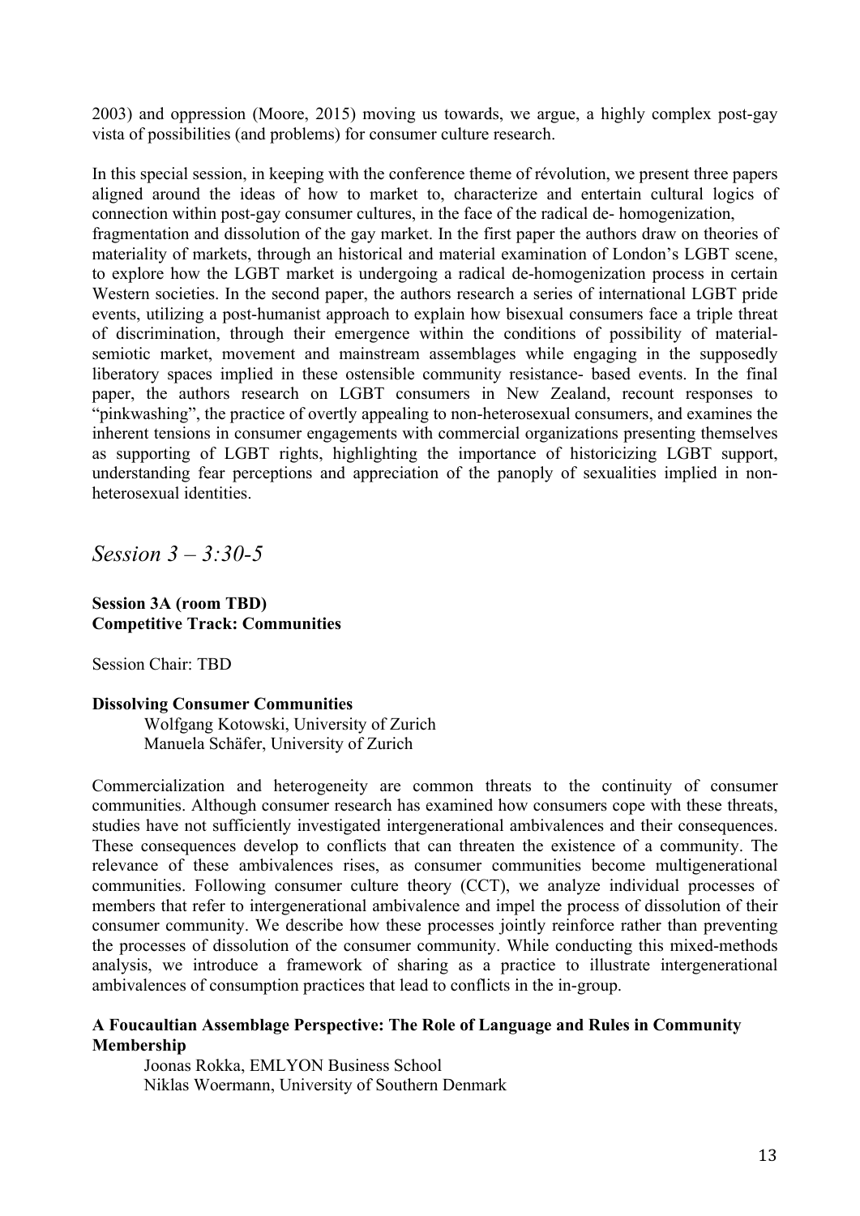2003) and oppression (Moore, 2015) moving us towards, we argue, a highly complex post-gay vista of possibilities (and problems) for consumer culture research.

In this special session, in keeping with the conference theme of révolution, we present three papers aligned around the ideas of how to market to, characterize and entertain cultural logics of connection within post-gay consumer cultures, in the face of the radical de- homogenization, fragmentation and dissolution of the gay market. In the first paper the authors draw on theories of materiality of markets, through an historical and material examination of London's LGBT scene, to explore how the LGBT market is undergoing a radical de-homogenization process in certain Western societies. In the second paper, the authors research a series of international LGBT pride events, utilizing a post-humanist approach to explain how bisexual consumers face a triple threat of discrimination, through their emergence within the conditions of possibility of material-semiotic market, movement and mainstream assemblages while engaging in the supposedly liberatory spaces implied in these ostensible community resistance- based events. In the final paper, the authors research on LGBT consumers in New Zealand, recount responses to "pinkwashing", the practice of overtly appealing to non-heterosexual consumers, and examines the inherent tensions in consumer engagements with commercial organizations presenting themselves as supporting of LGBT rights, highlighting the importance of historicizing LGBT support, understanding fear perceptions and appreciation of the panoply of sexualities implied in non-heterosexual identities.

## *Session 3 – 3:30-5*

**Session 3A (room TBD)**
**Competitive Track: Communities**

Session Chair: TBD

**Dissolving Consumer Communities**
Wolfgang Kotowski, University of Zurich
Manuela Schäfer, University of Zurich

Commercialization and heterogeneity are common threats to the continuity of consumer communities. Although consumer research has examined how consumers cope with these threats, studies have not sufficiently investigated intergenerational ambivalences and their consequences. These consequences develop to conflicts that can threaten the existence of a community. The relevance of these ambivalences rises, as consumer communities become multigenerational communities. Following consumer culture theory (CCT), we analyze individual processes of members that refer to intergenerational ambivalence and impel the process of dissolution of their consumer community. We describe how these processes jointly reinforce rather than preventing the processes of dissolution of the consumer community. While conducting this mixed-methods analysis, we introduce a framework of sharing as a practice to illustrate intergenerational ambivalences of consumption practices that lead to conflicts in the in-group.

**A Foucaultian Assemblage Perspective: The Role of Language and Rules in Community Membership**
Joonas Rokka, EMLYON Business School
Niklas Woermann, University of Southern Denmark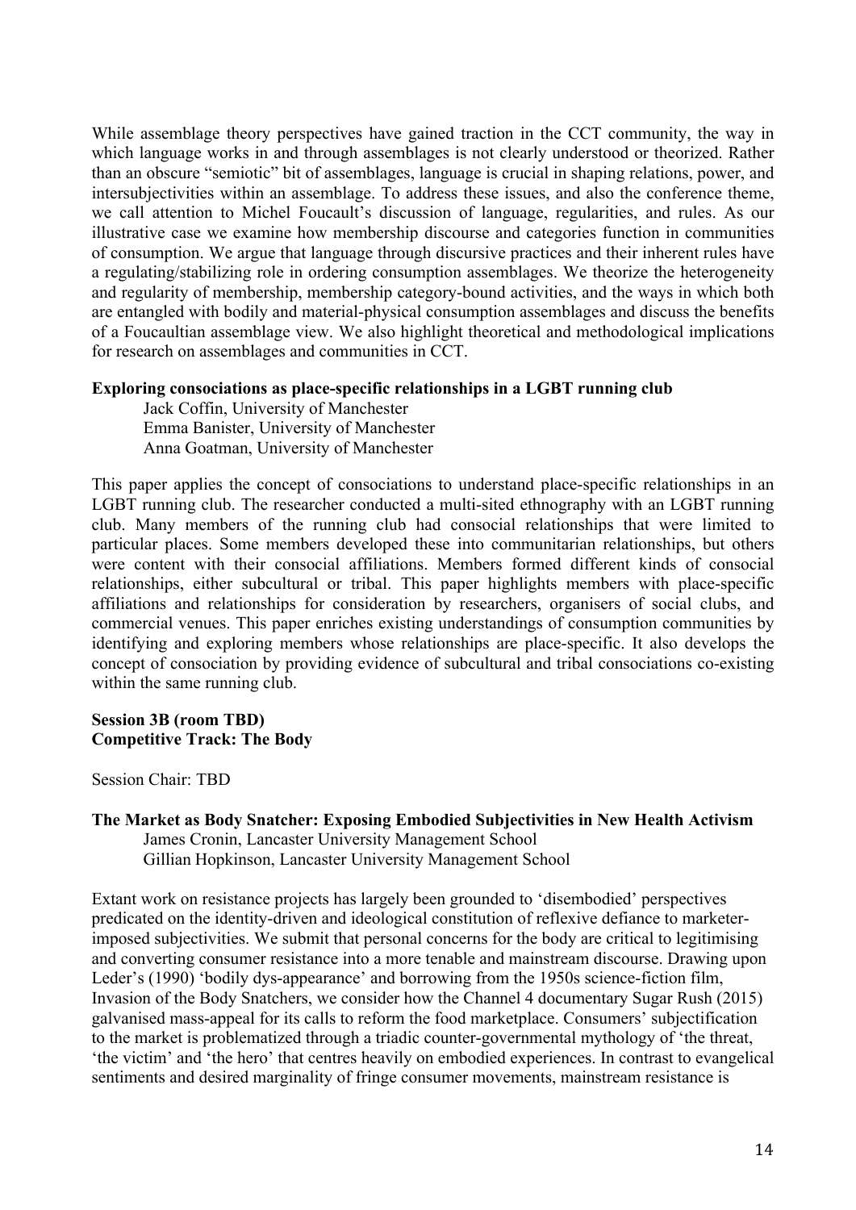While assemblage theory perspectives have gained traction in the CCT community, the way in which language works in and through assemblages is not clearly understood or theorized. Rather than an obscure "semiotic" bit of assemblages, language is crucial in shaping relations, power, and intersubjectivities within an assemblage. To address these issues, and also the conference theme, we call attention to Michel Foucault's discussion of language, regularities, and rules. As our illustrative case we examine how membership discourse and categories function in communities of consumption. We argue that language through discursive practices and their inherent rules have a regulating/stabilizing role in ordering consumption assemblages. We theorize the heterogeneity and regularity of membership, membership category-bound activities, and the ways in which both are entangled with bodily and material-physical consumption assemblages and discuss the benefits of a Foucaultian assemblage view. We also highlight theoretical and methodological implications for research on assemblages and communities in CCT.

**Exploring consociations as place-specific relationships in a LGBT running club**

Jack Coffin, University of Manchester
Emma Banister, University of Manchester
Anna Goatman, University of Manchester

This paper applies the concept of consociations to understand place-specific relationships in an LGBT running club. The researcher conducted a multi-sited ethnography with an LGBT running club. Many members of the running club had consocial relationships that were limited to particular places. Some members developed these into communitarian relationships, but others were content with their consocial affiliations. Members formed different kinds of consocial relationships, either subcultural or tribal. This paper highlights members with place-specific affiliations and relationships for consideration by researchers, organisers of social clubs, and commercial venues. This paper enriches existing understandings of consumption communities by identifying and exploring members whose relationships are place-specific. It also develops the concept of consociation by providing evidence of subcultural and tribal consociations co-existing within the same running club.

**Session 3B (room TBD)**
**Competitive Track: The Body**

Session Chair: TBD

**The Market as Body Snatcher: Exposing Embodied Subjectivities in New Health Activism**

James Cronin, Lancaster University Management School
Gillian Hopkinson, Lancaster University Management School

Extant work on resistance projects has largely been grounded to 'disembodied' perspectives predicated on the identity-driven and ideological constitution of reflexive defiance to marketer-imposed subjectivities. We submit that personal concerns for the body are critical to legitimising and converting consumer resistance into a more tenable and mainstream discourse. Drawing upon Leder's (1990) 'bodily dys-appearance' and borrowing from the 1950s science-fiction film, Invasion of the Body Snatchers, we consider how the Channel 4 documentary Sugar Rush (2015) galvanised mass-appeal for its calls to reform the food marketplace. Consumers' subjectification to the market is problematized through a triadic counter-governmental mythology of 'the threat, 'the victim' and 'the hero' that centres heavily on embodied experiences. In contrast to evangelical sentiments and desired marginality of fringe consumer movements, mainstream resistance is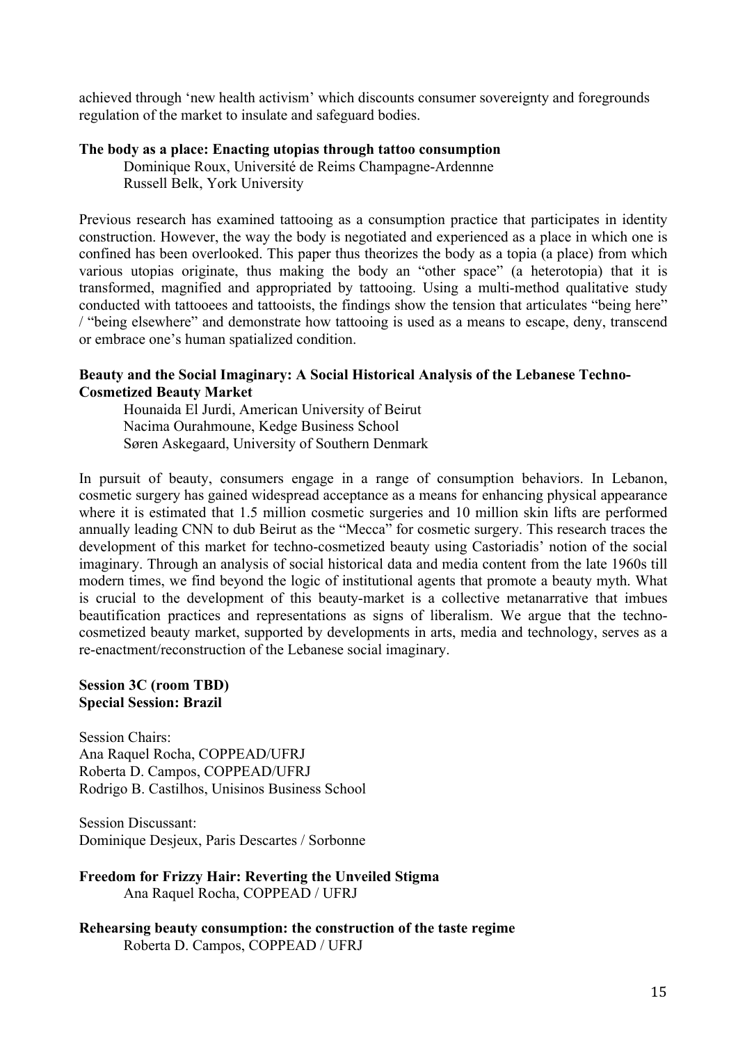achieved through 'new health activism' which discounts consumer sovereignty and foregrounds regulation of the market to insulate and safeguard bodies.

**The body as a place: Enacting utopias through tattoo consumption**

Dominique Roux, Université de Reims Champagne-Ardennne
Russell Belk, York University

Previous research has examined tattooing as a consumption practice that participates in identity construction. However, the way the body is negotiated and experienced as a place in which one is confined has been overlooked. This paper thus theorizes the body as a topia (a place) from which various utopias originate, thus making the body an "other space" (a heterotopia) that it is transformed, magnified and appropriated by tattooing. Using a multi-method qualitative study conducted with tattooees and tattooists, the findings show the tension that articulates "being here" / "being elsewhere" and demonstrate how tattooing is used as a means to escape, deny, transcend or embrace one's human spatialized condition.

**Beauty and the Social Imaginary: A Social Historical Analysis of the Lebanese Techno-Cosmetized Beauty Market**

Hounaida El Jurdi, American University of Beirut
Nacima Ourahmoune, Kedge Business School
Søren Askegaard, University of Southern Denmark

In pursuit of beauty, consumers engage in a range of consumption behaviors. In Lebanon, cosmetic surgery has gained widespread acceptance as a means for enhancing physical appearance where it is estimated that 1.5 million cosmetic surgeries and 10 million skin lifts are performed annually leading CNN to dub Beirut as the "Mecca" for cosmetic surgery. This research traces the development of this market for techno-cosmetized beauty using Castoriadis' notion of the social imaginary. Through an analysis of social historical data and media content from the late 1960s till modern times, we find beyond the logic of institutional agents that promote a beauty myth. What is crucial to the development of this beauty-market is a collective metanarrative that imbues beautification practices and representations as signs of liberalism. We argue that the techno-cosmetized beauty market, supported by developments in arts, media and technology, serves as a re-enactment/reconstruction of the Lebanese social imaginary.

**Session 3C (room TBD)**
**Special Session: Brazil**

Session Chairs:
Ana Raquel Rocha, COPPEAD/UFRJ
Roberta D. Campos, COPPEAD/UFRJ
Rodrigo B. Castilhos, Unisinos Business School

Session Discussant:
Dominique Desjeux, Paris Descartes / Sorbonne

**Freedom for Frizzy Hair: Reverting the Unveiled Stigma**

Ana Raquel Rocha, COPPEAD / UFRJ

**Rehearsing beauty consumption: the construction of the taste regime**

Roberta D. Campos, COPPEAD / UFRJ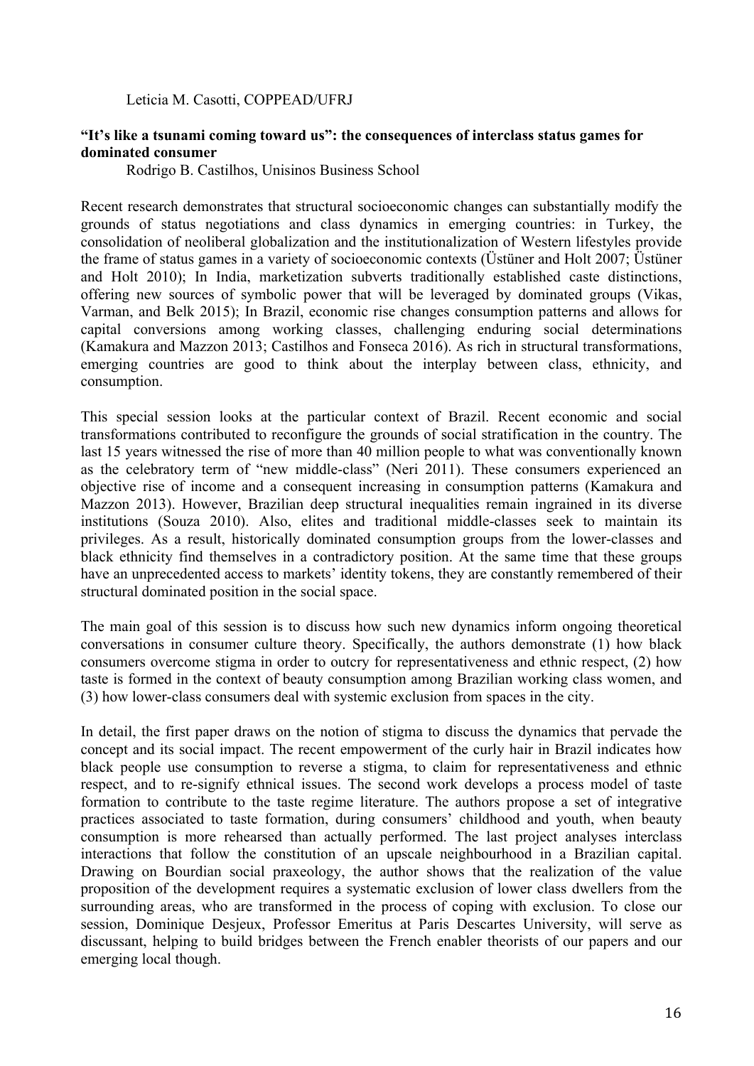Leticia M. Casotti, COPPEAD/UFRJ

**"It's like a tsunami coming toward us": the consequences of interclass status games for dominated consumer**

Rodrigo B. Castilhos, Unisinos Business School

Recent research demonstrates that structural socioeconomic changes can substantially modify the grounds of status negotiations and class dynamics in emerging countries: in Turkey, the consolidation of neoliberal globalization and the institutionalization of Western lifestyles provide the frame of status games in a variety of socioeconomic contexts (Üstüner and Holt 2007; Üstüner and Holt 2010); In India, marketization subverts traditionally established caste distinctions, offering new sources of symbolic power that will be leveraged by dominated groups (Vikas, Varman, and Belk 2015); In Brazil, economic rise changes consumption patterns and allows for capital conversions among working classes, challenging enduring social determinations (Kamakura and Mazzon 2013; Castilhos and Fonseca 2016). As rich in structural transformations, emerging countries are good to think about the interplay between class, ethnicity, and consumption.

This special session looks at the particular context of Brazil. Recent economic and social transformations contributed to reconfigure the grounds of social stratification in the country. The last 15 years witnessed the rise of more than 40 million people to what was conventionally known as the celebratory term of "new middle-class" (Neri 2011). These consumers experienced an objective rise of income and a consequent increasing in consumption patterns (Kamakura and Mazzon 2013). However, Brazilian deep structural inequalities remain ingrained in its diverse institutions (Souza 2010). Also, elites and traditional middle-classes seek to maintain its privileges. As a result, historically dominated consumption groups from the lower-classes and black ethnicity find themselves in a contradictory position. At the same time that these groups have an unprecedented access to markets' identity tokens, they are constantly remembered of their structural dominated position in the social space.

The main goal of this session is to discuss how such new dynamics inform ongoing theoretical conversations in consumer culture theory. Specifically, the authors demonstrate (1) how black consumers overcome stigma in order to outcry for representativeness and ethnic respect, (2) how taste is formed in the context of beauty consumption among Brazilian working class women, and (3) how lower-class consumers deal with systemic exclusion from spaces in the city.

In detail, the first paper draws on the notion of stigma to discuss the dynamics that pervade the concept and its social impact. The recent empowerment of the curly hair in Brazil indicates how black people use consumption to reverse a stigma, to claim for representativeness and ethnic respect, and to re-signify ethnical issues. The second work develops a process model of taste formation to contribute to the taste regime literature. The authors propose a set of integrative practices associated to taste formation, during consumers' childhood and youth, when beauty consumption is more rehearsed than actually performed. The last project analyses interclass interactions that follow the constitution of an upscale neighbourhood in a Brazilian capital. Drawing on Bourdian social praxeology, the author shows that the realization of the value proposition of the development requires a systematic exclusion of lower class dwellers from the surrounding areas, who are transformed in the process of coping with exclusion. To close our session, Dominique Desjeux, Professor Emeritus at Paris Descartes University, will serve as discussant, helping to build bridges between the French enabler theorists of our papers and our emerging local though.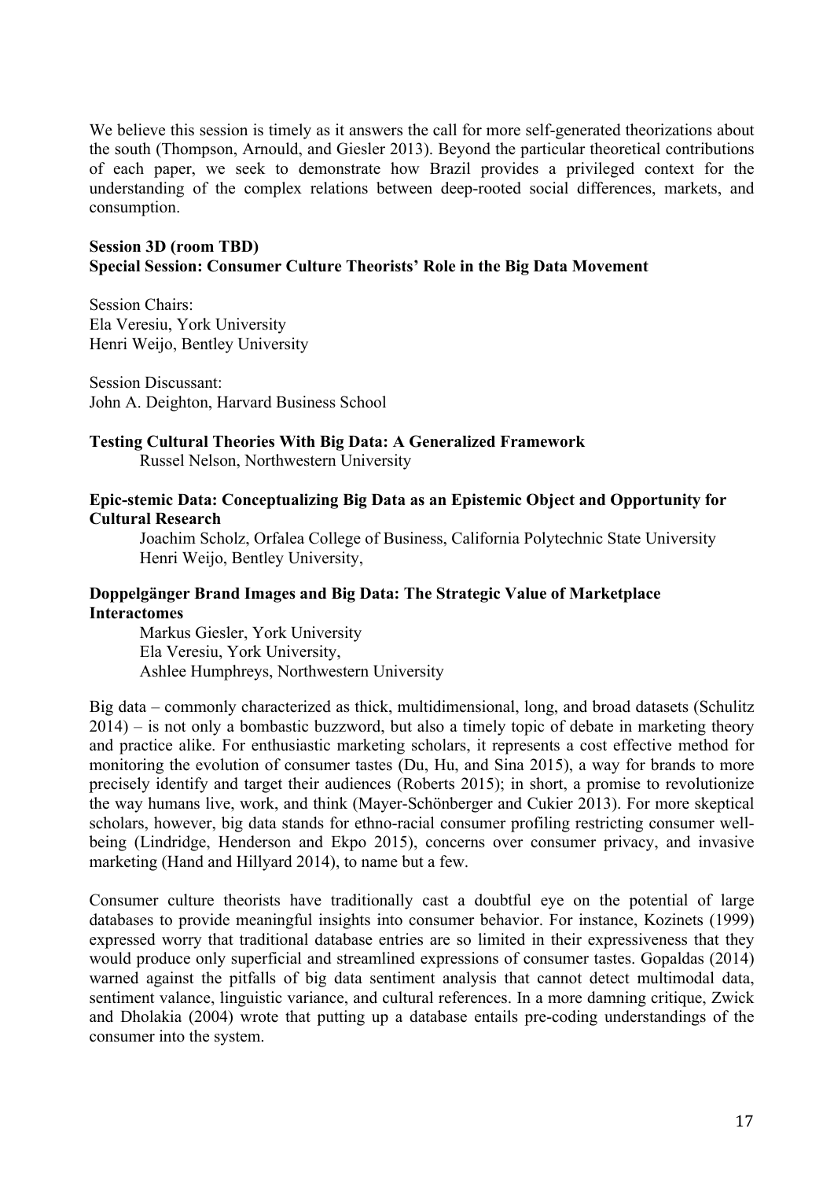We believe this session is timely as it answers the call for more self-generated theorizations about the south (Thompson, Arnould, and Giesler 2013). Beyond the particular theoretical contributions of each paper, we seek to demonstrate how Brazil provides a privileged context for the understanding of the complex relations between deep-rooted social differences, markets, and consumption.

**Session 3D (room TBD)**
**Special Session: Consumer Culture Theorists' Role in the Big Data Movement**

Session Chairs:
Ela Veresiu, York University
Henri Weijo, Bentley University

Session Discussant:
John A. Deighton, Harvard Business School

**Testing Cultural Theories With Big Data: A Generalized Framework**
Russel Nelson, Northwestern University

**Epic-stemic Data: Conceptualizing Big Data as an Epistemic Object and Opportunity for Cultural Research**
Joachim Scholz, Orfalea College of Business, California Polytechnic State University
Henri Weijo, Bentley University,

**Doppelgänger Brand Images and Big Data: The Strategic Value of Marketplace Interactomes**
Markus Giesler, York University
Ela Veresiu, York University,
Ashlee Humphreys, Northwestern University

Big data – commonly characterized as thick, multidimensional, long, and broad datasets (Schulitz 2014) – is not only a bombastic buzzword, but also a timely topic of debate in marketing theory and practice alike. For enthusiastic marketing scholars, it represents a cost effective method for monitoring the evolution of consumer tastes (Du, Hu, and Sina 2015), a way for brands to more precisely identify and target their audiences (Roberts 2015); in short, a promise to revolutionize the way humans live, work, and think (Mayer-Schönberger and Cukier 2013). For more skeptical scholars, however, big data stands for ethno-racial consumer profiling restricting consumer well-being (Lindridge, Henderson and Ekpo 2015), concerns over consumer privacy, and invasive marketing (Hand and Hillyard 2014), to name but a few.

Consumer culture theorists have traditionally cast a doubtful eye on the potential of large databases to provide meaningful insights into consumer behavior. For instance, Kozinets (1999) expressed worry that traditional database entries are so limited in their expressiveness that they would produce only superficial and streamlined expressions of consumer tastes. Gopaldas (2014) warned against the pitfalls of big data sentiment analysis that cannot detect multimodal data, sentiment valance, linguistic variance, and cultural references. In a more damning critique, Zwick and Dholakia (2004) wrote that putting up a database entails pre-coding understandings of the consumer into the system.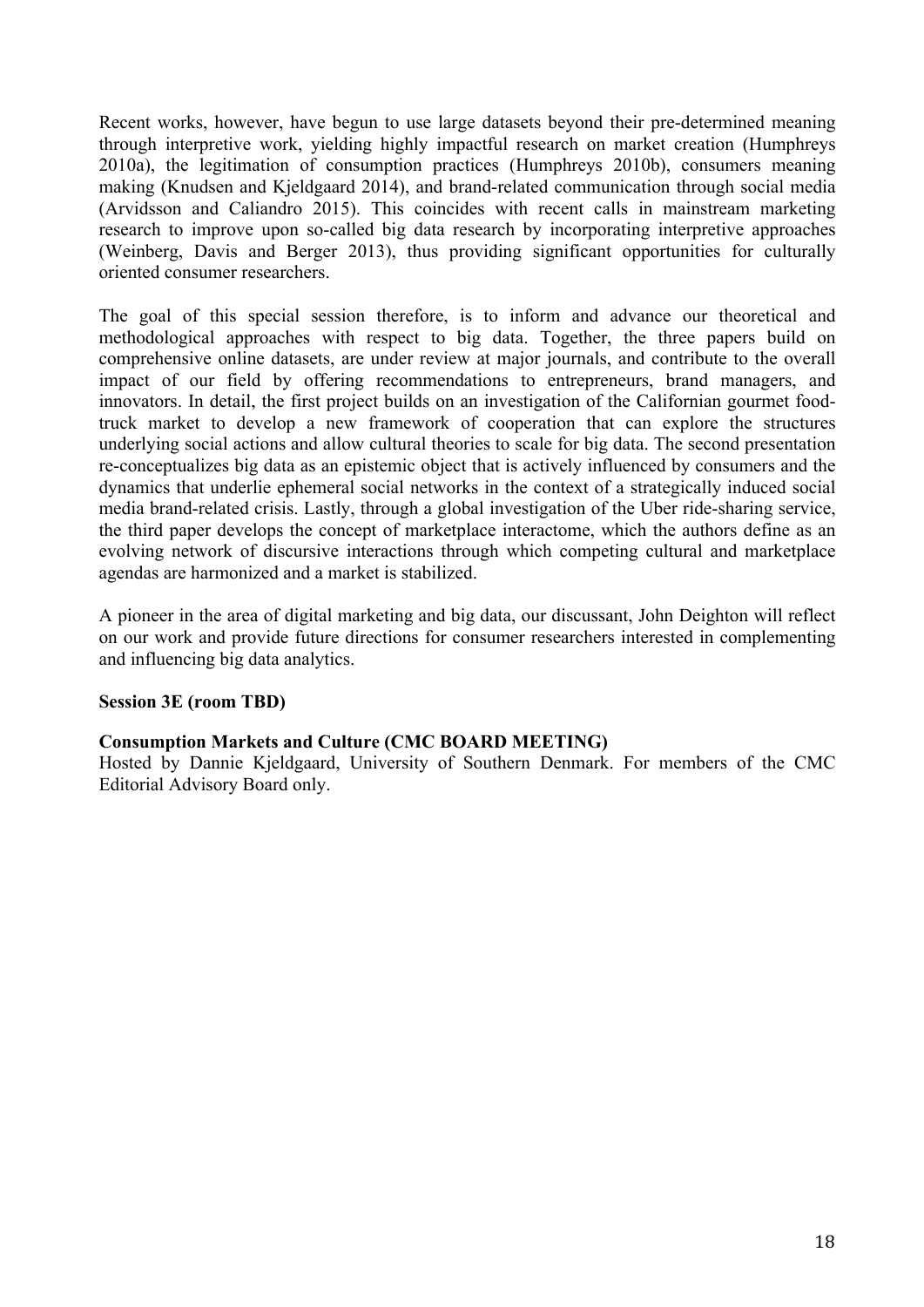Recent works, however, have begun to use large datasets beyond their pre-determined meaning through interpretive work, yielding highly impactful research on market creation (Humphreys 2010a), the legitimation of consumption practices (Humphreys 2010b), consumers meaning making (Knudsen and Kjeldgaard 2014), and brand-related communication through social media (Arvidsson and Caliandro 2015). This coincides with recent calls in mainstream marketing research to improve upon so-called big data research by incorporating interpretive approaches (Weinberg, Davis and Berger 2013), thus providing significant opportunities for culturally oriented consumer researchers.

The goal of this special session therefore, is to inform and advance our theoretical and methodological approaches with respect to big data. Together, the three papers build on comprehensive online datasets, are under review at major journals, and contribute to the overall impact of our field by offering recommendations to entrepreneurs, brand managers, and innovators. In detail, the first project builds on an investigation of the Californian gourmet food-truck market to develop a new framework of cooperation that can explore the structures underlying social actions and allow cultural theories to scale for big data. The second presentation re-conceptualizes big data as an epistemic object that is actively influenced by consumers and the dynamics that underlie ephemeral social networks in the context of a strategically induced social media brand-related crisis. Lastly, through a global investigation of the Uber ride-sharing service, the third paper develops the concept of marketplace interactome, which the authors define as an evolving network of discursive interactions through which competing cultural and marketplace agendas are harmonized and a market is stabilized.

A pioneer in the area of digital marketing and big data, our discussant, John Deighton will reflect on our work and provide future directions for consumer researchers interested in complementing and influencing big data analytics.

**Session 3E (room TBD)**

**Consumption Markets and Culture (CMC BOARD MEETING)**
Hosted by Dannie Kjeldgaard, University of Southern Denmark. For members of the CMC Editorial Advisory Board only.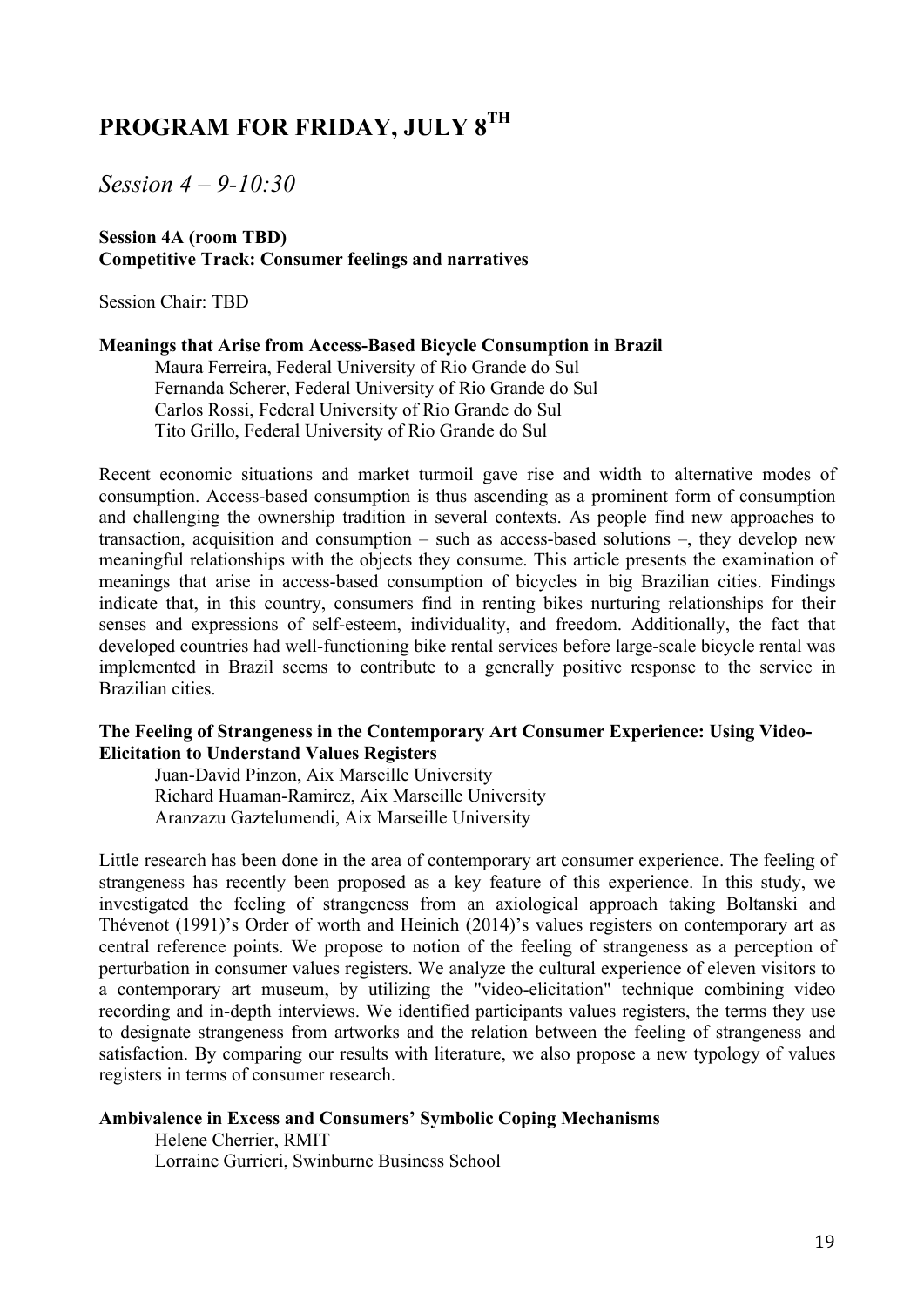# PROGRAM FOR FRIDAY, JULY 8TH

## *Session 4 – 9-10:30*

**Session 4A (room TBD)**
**Competitive Track: Consumer feelings and narratives**

Session Chair: TBD

**Meanings that Arise from Access-Based Bicycle Consumption in Brazil**

Maura Ferreira, Federal University of Rio Grande do Sul
Fernanda Scherer, Federal University of Rio Grande do Sul
Carlos Rossi, Federal University of Rio Grande do Sul
Tito Grillo, Federal University of Rio Grande do Sul

Recent economic situations and market turmoil gave rise and width to alternative modes of consumption. Access-based consumption is thus ascending as a prominent form of consumption and challenging the ownership tradition in several contexts. As people find new approaches to transaction, acquisition and consumption – such as access-based solutions –, they develop new meaningful relationships with the objects they consume. This article presents the examination of meanings that arise in access-based consumption of bicycles in big Brazilian cities. Findings indicate that, in this country, consumers find in renting bikes nurturing relationships for their senses and expressions of self-esteem, individuality, and freedom. Additionally, the fact that developed countries had well-functioning bike rental services before large-scale bicycle rental was implemented in Brazil seems to contribute to a generally positive response to the service in Brazilian cities.

**The Feeling of Strangeness in the Contemporary Art Consumer Experience: Using Video-Elicitation to Understand Values Registers**

Juan-David Pinzon, Aix Marseille University
Richard Huaman-Ramirez, Aix Marseille University
Aranzazu Gaztelumendi, Aix Marseille University

Little research has been done in the area of contemporary art consumer experience. The feeling of strangeness has recently been proposed as a key feature of this experience. In this study, we investigated the feeling of strangeness from an axiological approach taking Boltanski and Thévenot (1991)'s Order of worth and Heinich (2014)'s values registers on contemporary art as central reference points. We propose to notion of the feeling of strangeness as a perception of perturbation in consumer values registers. We analyze the cultural experience of eleven visitors to a contemporary art museum, by utilizing the "video-elicitation" technique combining video recording and in-depth interviews. We identified participants values registers, the terms they use to designate strangeness from artworks and the relation between the feeling of strangeness and satisfaction. By comparing our results with literature, we also propose a new typology of values registers in terms of consumer research.

**Ambivalence in Excess and Consumers' Symbolic Coping Mechanisms**

Helene Cherrier, RMIT
Lorraine Gurrieri, Swinburne Business School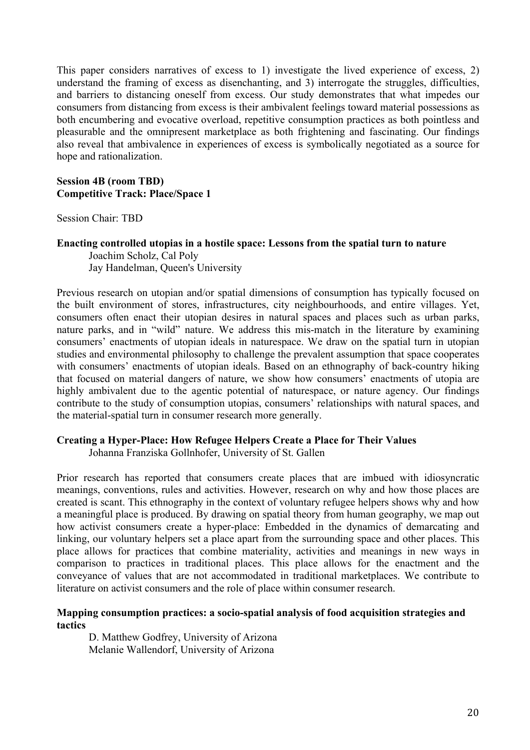This paper considers narratives of excess to 1) investigate the lived experience of excess, 2) understand the framing of excess as disenchanting, and 3) interrogate the struggles, difficulties, and barriers to distancing oneself from excess. Our study demonstrates that what impedes our consumers from distancing from excess is their ambivalent feelings toward material possessions as both encumbering and evocative overload, repetitive consumption practices as both pointless and pleasurable and the omnipresent marketplace as both frightening and fascinating. Our findings also reveal that ambivalence in experiences of excess is symbolically negotiated as a source for hope and rationalization.

**Session 4B (room TBD)**
**Competitive Track: Place/Space 1**

Session Chair: TBD

**Enacting controlled utopias in a hostile space: Lessons from the spatial turn to nature**

Joachim Scholz, Cal Poly
Jay Handelman, Queen's University

Previous research on utopian and/or spatial dimensions of consumption has typically focused on the built environment of stores, infrastructures, city neighbourhoods, and entire villages. Yet, consumers often enact their utopian desires in natural spaces and places such as urban parks, nature parks, and in "wild" nature. We address this mis-match in the literature by examining consumers' enactments of utopian ideals in naturespace. We draw on the spatial turn in utopian studies and environmental philosophy to challenge the prevalent assumption that space cooperates with consumers' enactments of utopian ideals. Based on an ethnography of back-country hiking that focused on material dangers of nature, we show how consumers' enactments of utopia are highly ambivalent due to the agentic potential of naturespace, or nature agency. Our findings contribute to the study of consumption utopias, consumers' relationships with natural spaces, and the material-spatial turn in consumer research more generally.

**Creating a Hyper-Place: How Refugee Helpers Create a Place for Their Values**

Johanna Franziska Gollnhofer, University of St. Gallen

Prior research has reported that consumers create places that are imbued with idiosyncratic meanings, conventions, rules and activities. However, research on why and how those places are created is scant. This ethnography in the context of voluntary refugee helpers shows why and how a meaningful place is produced. By drawing on spatial theory from human geography, we map out how activist consumers create a hyper-place: Embedded in the dynamics of demarcating and linking, our voluntary helpers set a place apart from the surrounding space and other places. This place allows for practices that combine materiality, activities and meanings in new ways in comparison to practices in traditional places. This place allows for the enactment and the conveyance of values that are not accommodated in traditional marketplaces. We contribute to literature on activist consumers and the role of place within consumer research.

**Mapping consumption practices: a socio-spatial analysis of food acquisition strategies and tactics**

D. Matthew Godfrey, University of Arizona
Melanie Wallendorf, University of Arizona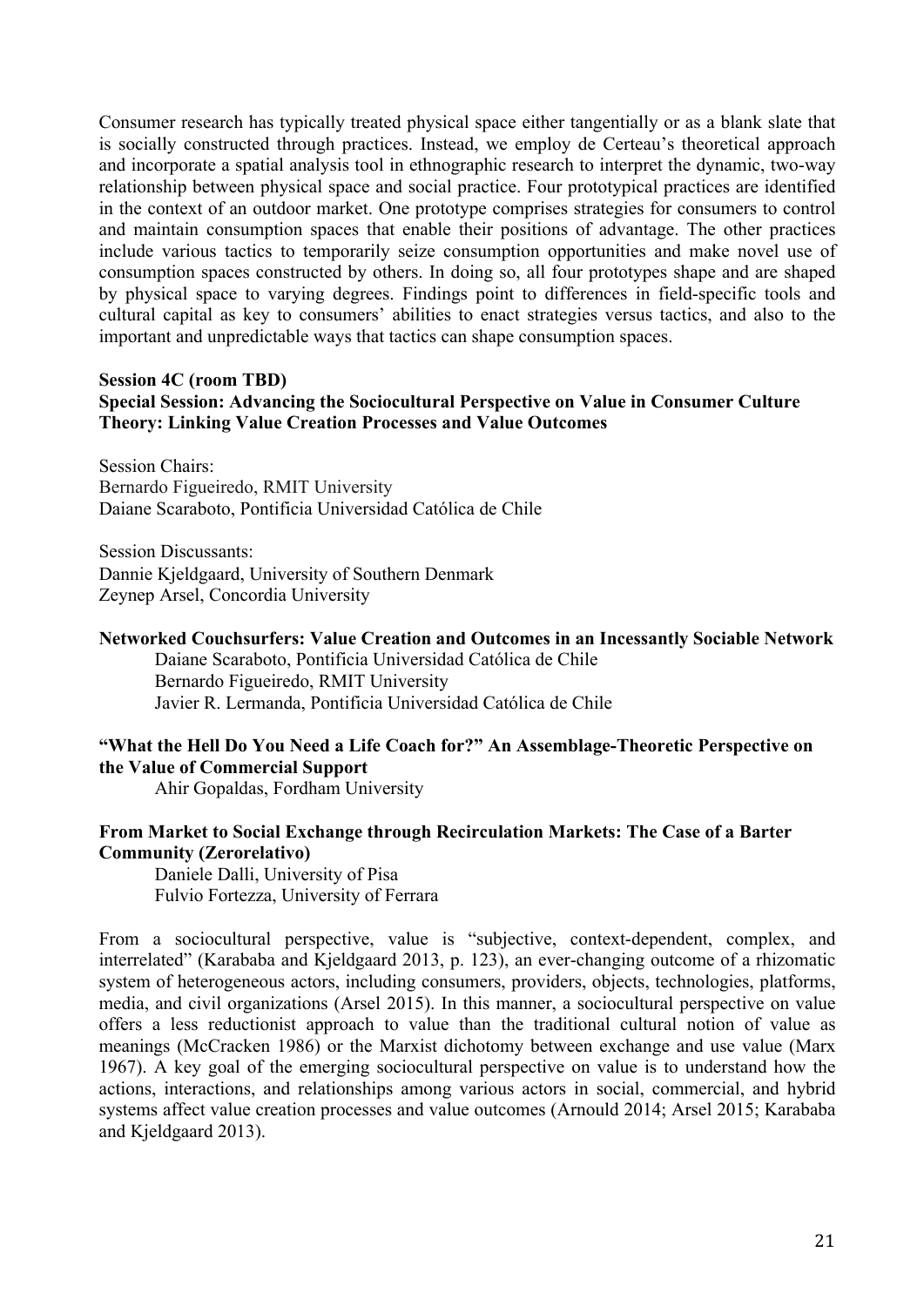Consumer research has typically treated physical space either tangentially or as a blank slate that is socially constructed through practices. Instead, we employ de Certeau's theoretical approach and incorporate a spatial analysis tool in ethnographic research to interpret the dynamic, two-way relationship between physical space and social practice. Four prototypical practices are identified in the context of an outdoor market. One prototype comprises strategies for consumers to control and maintain consumption spaces that enable their positions of advantage. The other practices include various tactics to temporarily seize consumption opportunities and make novel use of consumption spaces constructed by others. In doing so, all four prototypes shape and are shaped by physical space to varying degrees. Findings point to differences in field-specific tools and cultural capital as key to consumers' abilities to enact strategies versus tactics, and also to the important and unpredictable ways that tactics can shape consumption spaces.

**Session 4C (room TBD)**

**Special Session: Advancing the Sociocultural Perspective on Value in Consumer Culture Theory: Linking Value Creation Processes and Value Outcomes**

Session Chairs:
Bernardo Figueiredo, RMIT University
Daiane Scaraboto, Pontificia Universidad Católica de Chile

Session Discussants:
Dannie Kjeldgaard, University of Southern Denmark
Zeynep Arsel, Concordia University

**Networked Couchsurfers: Value Creation and Outcomes in an Incessantly Sociable Network**
Daiane Scaraboto, Pontificia Universidad Católica de Chile
Bernardo Figueiredo, RMIT University
Javier R. Lermanda, Pontificia Universidad Católica de Chile

**"What the Hell Do You Need a Life Coach for?" An Assemblage-Theoretic Perspective on the Value of Commercial Support**
Ahir Gopaldas, Fordham University

**From Market to Social Exchange through Recirculation Markets: The Case of a Barter Community (Zerorelativo)**
Daniele Dalli, University of Pisa
Fulvio Fortezza, University of Ferrara

From a sociocultural perspective, value is "subjective, context-dependent, complex, and interrelated" (Karababa and Kjeldgaard 2013, p. 123), an ever-changing outcome of a rhizomatic system of heterogeneous actors, including consumers, providers, objects, technologies, platforms, media, and civil organizations (Arsel 2015). In this manner, a sociocultural perspective on value offers a less reductionist approach to value than the traditional cultural notion of value as meanings (McCracken 1986) or the Marxist dichotomy between exchange and use value (Marx 1967). A key goal of the emerging sociocultural perspective on value is to understand how the actions, interactions, and relationships among various actors in social, commercial, and hybrid systems affect value creation processes and value outcomes (Arnould 2014; Arsel 2015; Karababa and Kjeldgaard 2013).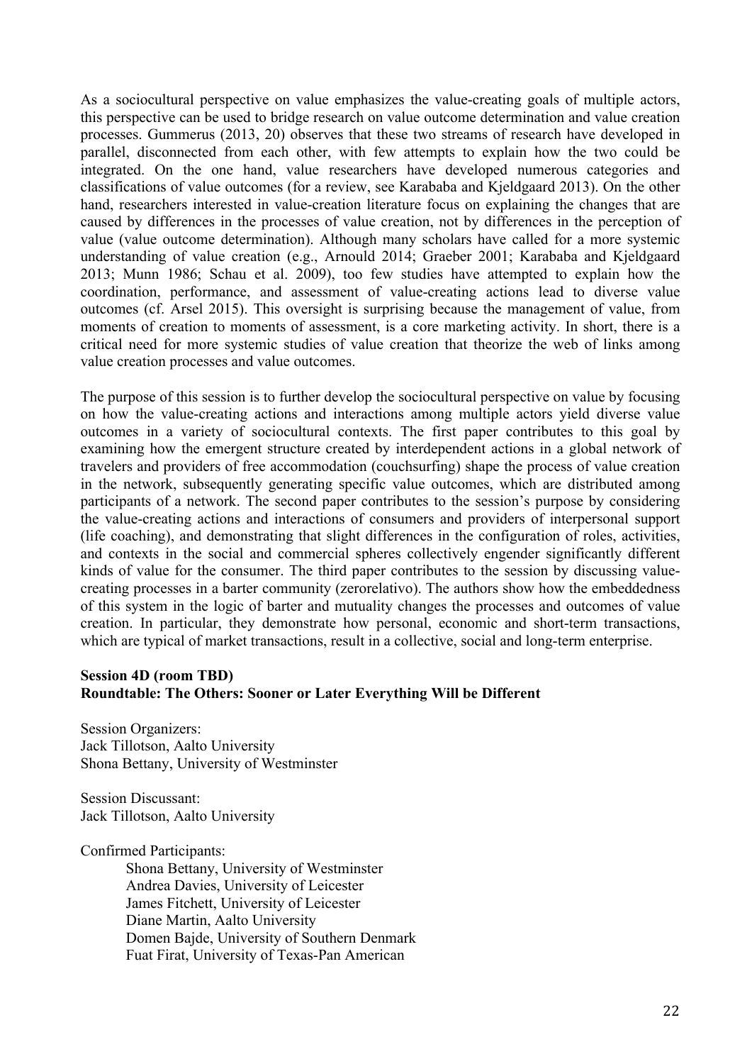As a sociocultural perspective on value emphasizes the value-creating goals of multiple actors, this perspective can be used to bridge research on value outcome determination and value creation processes. Gummerus (2013, 20) observes that these two streams of research have developed in parallel, disconnected from each other, with few attempts to explain how the two could be integrated. On the one hand, value researchers have developed numerous categories and classifications of value outcomes (for a review, see Karababa and Kjeldgaard 2013). On the other hand, researchers interested in value-creation literature focus on explaining the changes that are caused by differences in the processes of value creation, not by differences in the perception of value (value outcome determination). Although many scholars have called for a more systemic understanding of value creation (e.g., Arnould 2014; Graeber 2001; Karababa and Kjeldgaard 2013; Munn 1986; Schau et al. 2009), too few studies have attempted to explain how the coordination, performance, and assessment of value-creating actions lead to diverse value outcomes (cf. Arsel 2015). This oversight is surprising because the management of value, from moments of creation to moments of assessment, is a core marketing activity. In short, there is a critical need for more systemic studies of value creation that theorize the web of links among value creation processes and value outcomes.

The purpose of this session is to further develop the sociocultural perspective on value by focusing on how the value-creating actions and interactions among multiple actors yield diverse value outcomes in a variety of sociocultural contexts. The first paper contributes to this goal by examining how the emergent structure created by interdependent actions in a global network of travelers and providers of free accommodation (couchsurfing) shape the process of value creation in the network, subsequently generating specific value outcomes, which are distributed among participants of a network. The second paper contributes to the session's purpose by considering the value-creating actions and interactions of consumers and providers of interpersonal support (life coaching), and demonstrating that slight differences in the configuration of roles, activities, and contexts in the social and commercial spheres collectively engender significantly different kinds of value for the consumer. The third paper contributes to the session by discussing value-creating processes in a barter community (zerorelativo). The authors show how the embeddedness of this system in the logic of barter and mutuality changes the processes and outcomes of value creation. In particular, they demonstrate how personal, economic and short-term transactions, which are typical of market transactions, result in a collective, social and long-term enterprise.

**Session 4D (room TBD)**
**Roundtable: The Others: Sooner or Later Everything Will be Different**

Session Organizers:
Jack Tillotson, Aalto University
Shona Bettany, University of Westminster

Session Discussant:
Jack Tillotson, Aalto University

Confirmed Participants:

- Shona Bettany, University of Westminster
- Andrea Davies, University of Leicester
- James Fitchett, University of Leicester
- Diane Martin, Aalto University
- Domen Bajde, University of Southern Denmark
- Fuat Firat, University of Texas-Pan American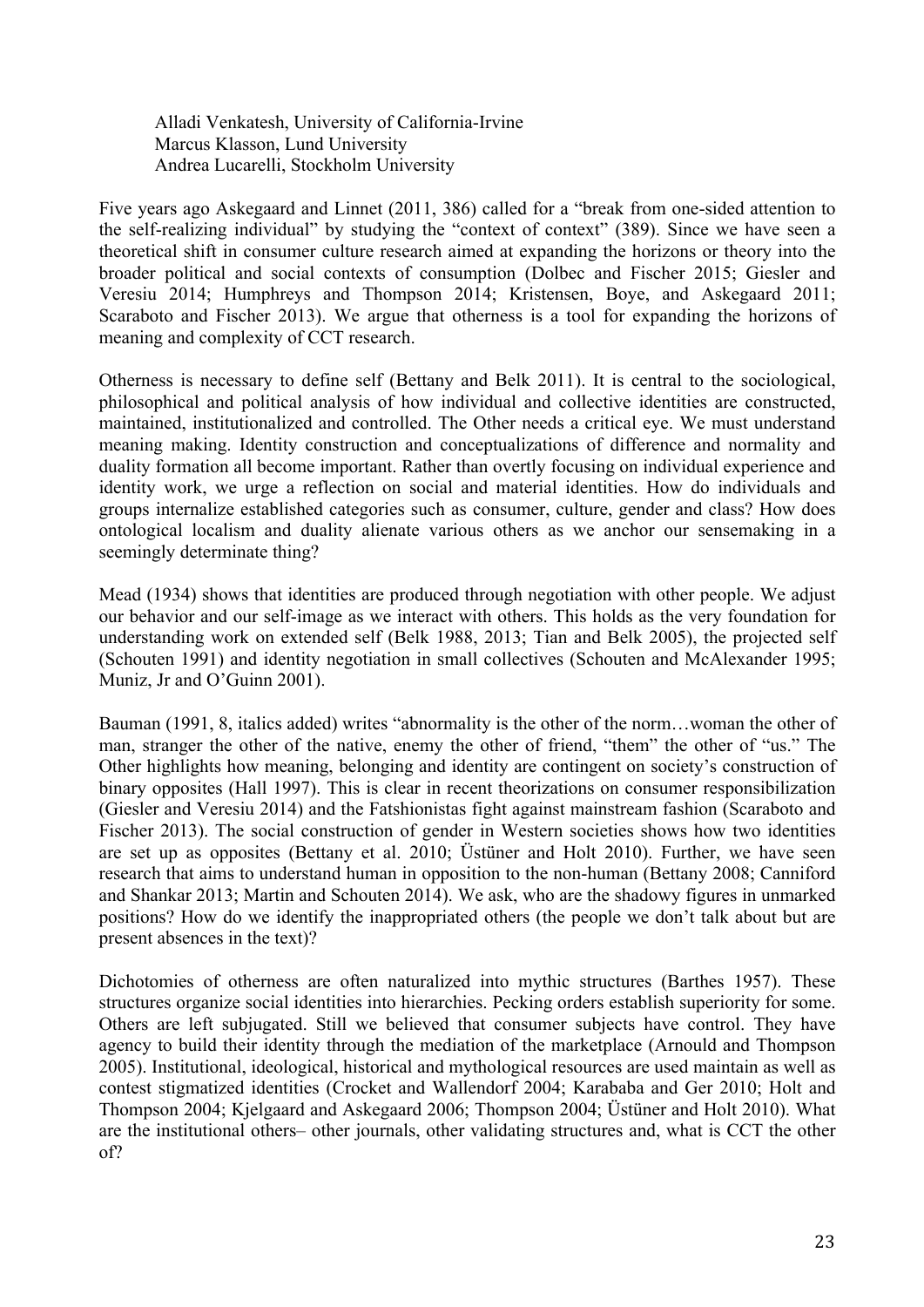Alladi Venkatesh, University of California-Irvine
Marcus Klasson, Lund University
Andrea Lucarelli, Stockholm University

Five years ago Askegaard and Linnet (2011, 386) called for a "break from one-sided attention to the self-realizing individual" by studying the "context of context" (389). Since we have seen a theoretical shift in consumer culture research aimed at expanding the horizons or theory into the broader political and social contexts of consumption (Dolbec and Fischer 2015; Giesler and Veresiu 2014; Humphreys and Thompson 2014; Kristensen, Boye, and Askegaard 2011; Scaraboto and Fischer 2013). We argue that otherness is a tool for expanding the horizons of meaning and complexity of CCT research.

Otherness is necessary to define self (Bettany and Belk 2011). It is central to the sociological, philosophical and political analysis of how individual and collective identities are constructed, maintained, institutionalized and controlled. The Other needs a critical eye. We must understand meaning making. Identity construction and conceptualizations of difference and normality and duality formation all become important. Rather than overtly focusing on individual experience and identity work, we urge a reflection on social and material identities. How do individuals and groups internalize established categories such as consumer, culture, gender and class? How does ontological localism and duality alienate various others as we anchor our sensemaking in a seemingly determinate thing?

Mead (1934) shows that identities are produced through negotiation with other people. We adjust our behavior and our self-image as we interact with others. This holds as the very foundation for understanding work on extended self (Belk 1988, 2013; Tian and Belk 2005), the projected self (Schouten 1991) and identity negotiation in small collectives (Schouten and McAlexander 1995; Muniz, Jr and O'Guinn 2001).

Bauman (1991, 8, italics added) writes "abnormality is the other of the norm…woman the other of man, stranger the other of the native, enemy the other of friend, "them" the other of "us." The Other highlights how meaning, belonging and identity are contingent on society's construction of binary opposites (Hall 1997). This is clear in recent theorizations on consumer responsibilization (Giesler and Veresiu 2014) and the Fatshionistas fight against mainstream fashion (Scaraboto and Fischer 2013). The social construction of gender in Western societies shows how two identities are set up as opposites (Bettany et al. 2010; Üstüner and Holt 2010). Further, we have seen research that aims to understand human in opposition to the non-human (Bettany 2008; Canniford and Shankar 2013; Martin and Schouten 2014). We ask, who are the shadowy figures in unmarked positions? How do we identify the inappropriated others (the people we don't talk about but are present absences in the text)?

Dichotomies of otherness are often naturalized into mythic structures (Barthes 1957). These structures organize social identities into hierarchies. Pecking orders establish superiority for some. Others are left subjugated. Still we believed that consumer subjects have control. They have agency to build their identity through the mediation of the marketplace (Arnould and Thompson 2005). Institutional, ideological, historical and mythological resources are used maintain as well as contest stigmatized identities (Crocket and Wallendorf 2004; Karababa and Ger 2010; Holt and Thompson 2004; Kjelgaard and Askegaard 2006; Thompson 2004; Üstüner and Holt 2010). What are the institutional others– other journals, other validating structures and, what is CCT the other of?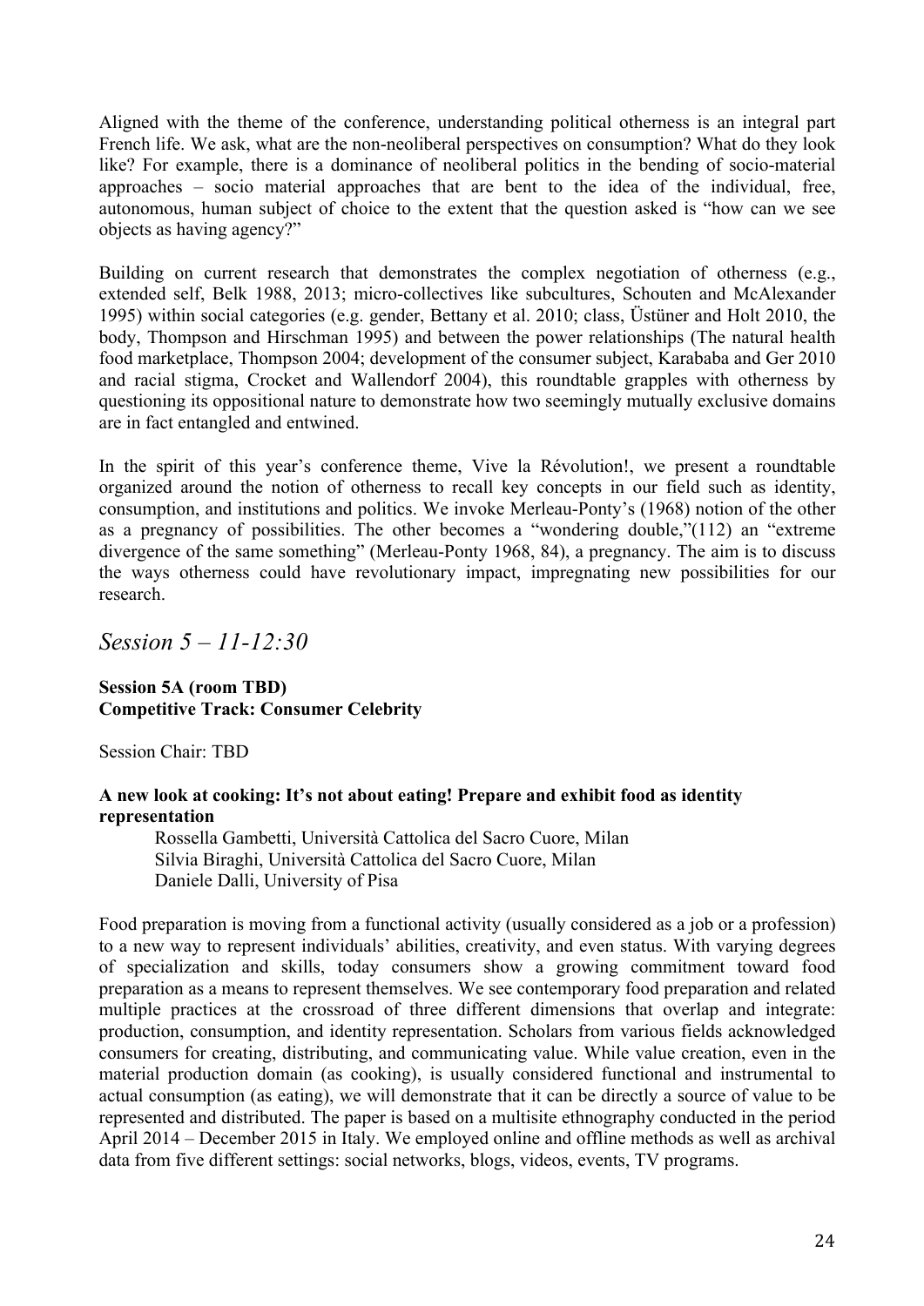Aligned with the theme of the conference, understanding political otherness is an integral part French life. We ask, what are the non-neoliberal perspectives on consumption? What do they look like? For example, there is a dominance of neoliberal politics in the bending of socio-material approaches – socio material approaches that are bent to the idea of the individual, free, autonomous, human subject of choice to the extent that the question asked is "how can we see objects as having agency?"

Building on current research that demonstrates the complex negotiation of otherness (e.g., extended self, Belk 1988, 2013; micro-collectives like subcultures, Schouten and McAlexander 1995) within social categories (e.g. gender, Bettany et al. 2010; class, Üstüner and Holt 2010, the body, Thompson and Hirschman 1995) and between the power relationships (The natural health food marketplace, Thompson 2004; development of the consumer subject, Karababa and Ger 2010 and racial stigma, Crocket and Wallendorf 2004), this roundtable grapples with otherness by questioning its oppositional nature to demonstrate how two seemingly mutually exclusive domains are in fact entangled and entwined.

In the spirit of this year's conference theme, Vive la Révolution!, we present a roundtable organized around the notion of otherness to recall key concepts in our field such as identity, consumption, and institutions and politics. We invoke Merleau-Ponty's (1968) notion of the other as a pregnancy of possibilities. The other becomes a "wondering double,"(112) an "extreme divergence of the same something" (Merleau-Ponty 1968, 84), a pregnancy. The aim is to discuss the ways otherness could have revolutionary impact, impregnating new possibilities for our research.

## *Session 5 – 11-12:30*

**Session 5A (room TBD)**
**Competitive Track: Consumer Celebrity**

Session Chair: TBD

**A new look at cooking: It's not about eating! Prepare and exhibit food as identity representation**

Rossella Gambetti, Università Cattolica del Sacro Cuore, Milan
Silvia Biraghi, Università Cattolica del Sacro Cuore, Milan
Daniele Dalli, University of Pisa

Food preparation is moving from a functional activity (usually considered as a job or a profession) to a new way to represent individuals' abilities, creativity, and even status. With varying degrees of specialization and skills, today consumers show a growing commitment toward food preparation as a means to represent themselves. We see contemporary food preparation and related multiple practices at the crossroad of three different dimensions that overlap and integrate: production, consumption, and identity representation. Scholars from various fields acknowledged consumers for creating, distributing, and communicating value. While value creation, even in the material production domain (as cooking), is usually considered functional and instrumental to actual consumption (as eating), we will demonstrate that it can be directly a source of value to be represented and distributed. The paper is based on a multisite ethnography conducted in the period April 2014 – December 2015 in Italy. We employed online and offline methods as well as archival data from five different settings: social networks, blogs, videos, events, TV programs.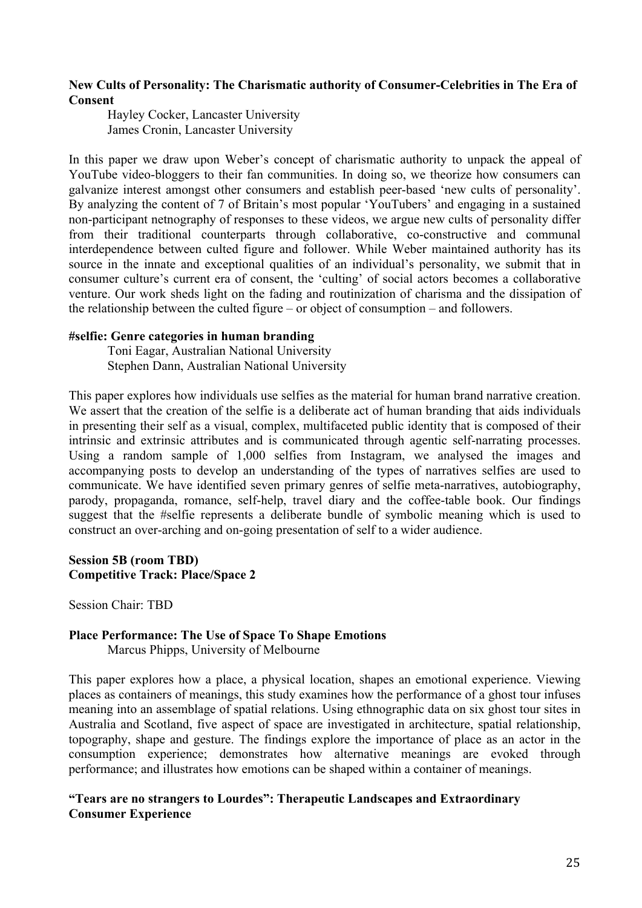**New Cults of Personality: The Charismatic authority of Consumer-Celebrities in The Era of Consent**

Hayley Cocker, Lancaster University
James Cronin, Lancaster University

In this paper we draw upon Weber's concept of charismatic authority to unpack the appeal of YouTube video-bloggers to their fan communities. In doing so, we theorize how consumers can galvanize interest amongst other consumers and establish peer-based 'new cults of personality'. By analyzing the content of 7 of Britain's most popular 'YouTubers' and engaging in a sustained non-participant netnography of responses to these videos, we argue new cults of personality differ from their traditional counterparts through collaborative, co-constructive and communal interdependence between culted figure and follower. While Weber maintained authority has its source in the innate and exceptional qualities of an individual's personality, we submit that in consumer culture's current era of consent, the 'culting' of social actors becomes a collaborative venture. Our work sheds light on the fading and routinization of charisma and the dissipation of the relationship between the culted figure – or object of consumption – and followers.

**#selfie: Genre categories in human branding**

Toni Eagar, Australian National University
Stephen Dann, Australian National University

This paper explores how individuals use selfies as the material for human brand narrative creation. We assert that the creation of the selfie is a deliberate act of human branding that aids individuals in presenting their self as a visual, complex, multifaceted public identity that is composed of their intrinsic and extrinsic attributes and is communicated through agentic self-narrating processes. Using a random sample of 1,000 selfies from Instagram, we analysed the images and accompanying posts to develop an understanding of the types of narratives selfies are used to communicate. We have identified seven primary genres of selfie meta-narratives, autobiography, parody, propaganda, romance, self-help, travel diary and the coffee-table book. Our findings suggest that the #selfie represents a deliberate bundle of symbolic meaning which is used to construct an over-arching and on-going presentation of self to a wider audience.

**Session 5B (room TBD)**
**Competitive Track: Place/Space 2**

Session Chair: TBD

**Place Performance: The Use of Space To Shape Emotions**

Marcus Phipps, University of Melbourne

This paper explores how a place, a physical location, shapes an emotional experience. Viewing places as containers of meanings, this study examines how the performance of a ghost tour infuses meaning into an assemblage of spatial relations. Using ethnographic data on six ghost tour sites in Australia and Scotland, five aspect of space are investigated in architecture, spatial relationship, topography, shape and gesture. The findings explore the importance of place as an actor in the consumption experience; demonstrates how alternative meanings are evoked through performance; and illustrates how emotions can be shaped within a container of meanings.

**"Tears are no strangers to Lourdes": Therapeutic Landscapes and Extraordinary Consumer Experience**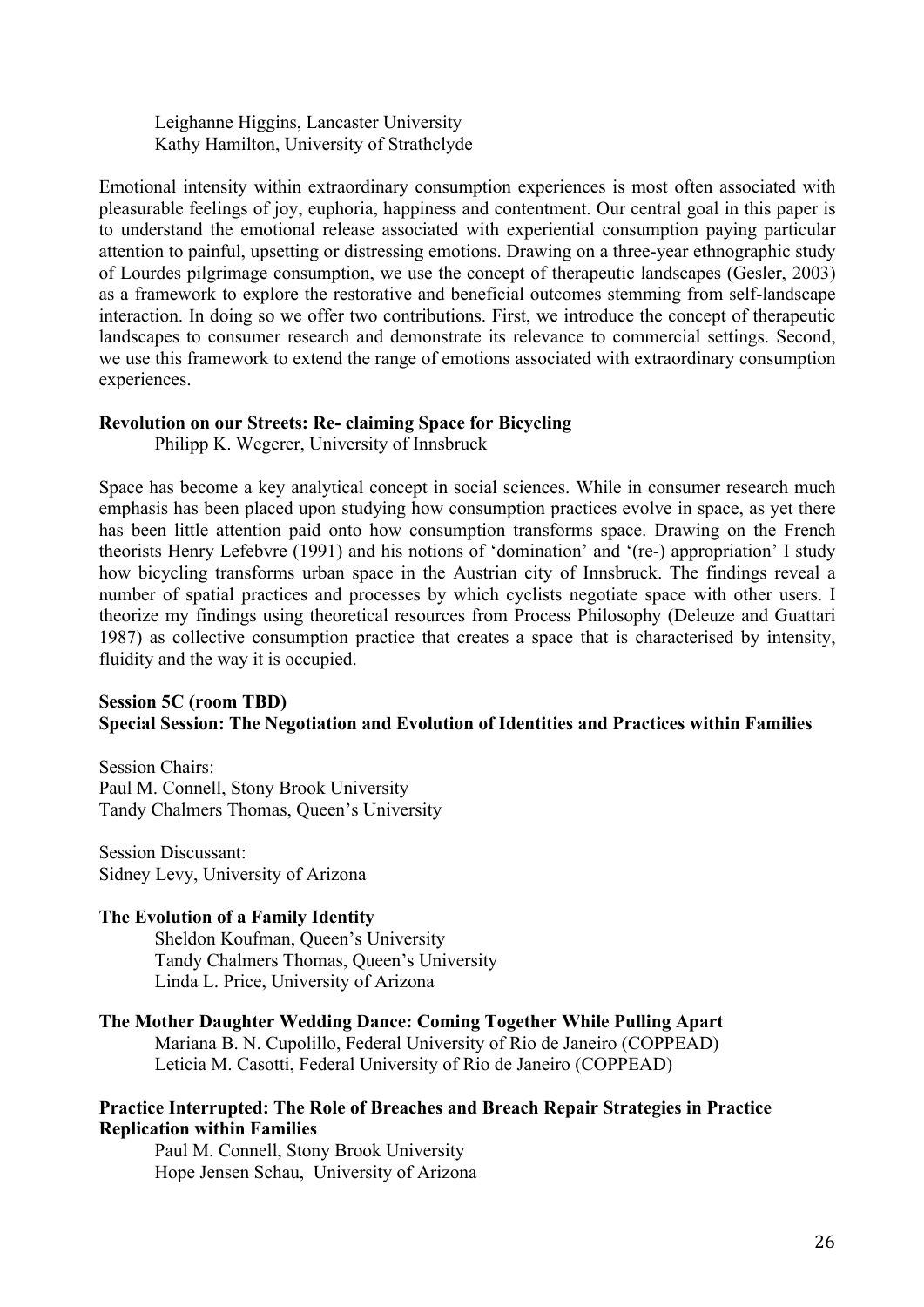Leighanne Higgins, Lancaster University
Kathy Hamilton, University of Strathclyde

Emotional intensity within extraordinary consumption experiences is most often associated with pleasurable feelings of joy, euphoria, happiness and contentment. Our central goal in this paper is to understand the emotional release associated with experiential consumption paying particular attention to painful, upsetting or distressing emotions. Drawing on a three-year ethnographic study of Lourdes pilgrimage consumption, we use the concept of therapeutic landscapes (Gesler, 2003) as a framework to explore the restorative and beneficial outcomes stemming from self-landscape interaction. In doing so we offer two contributions. First, we introduce the concept of therapeutic landscapes to consumer research and demonstrate its relevance to commercial settings. Second, we use this framework to extend the range of emotions associated with extraordinary consumption experiences.

**Revolution on our Streets: Re- claiming Space for Bicycling**
Philipp K. Wegerer, University of Innsbruck

Space has become a key analytical concept in social sciences. While in consumer research much emphasis has been placed upon studying how consumption practices evolve in space, as yet there has been little attention paid onto how consumption transforms space. Drawing on the French theorists Henry Lefebvre (1991) and his notions of 'domination' and '(re-) appropriation' I study how bicycling transforms urban space in the Austrian city of Innsbruck. The findings reveal a number of spatial practices and processes by which cyclists negotiate space with other users. I theorize my findings using theoretical resources from Process Philosophy (Deleuze and Guattari 1987) as collective consumption practice that creates a space that is characterised by intensity, fluidity and the way it is occupied.

**Session 5C (room TBD)**
**Special Session: The Negotiation and Evolution of Identities and Practices within Families**

Session Chairs:
Paul M. Connell, Stony Brook University
Tandy Chalmers Thomas, Queen's University

Session Discussant:
Sidney Levy, University of Arizona

**The Evolution of a Family Identity**
Sheldon Koufman, Queen's University
Tandy Chalmers Thomas, Queen's University
Linda L. Price, University of Arizona

**The Mother Daughter Wedding Dance: Coming Together While Pulling Apart**
Mariana B. N. Cupolillo, Federal University of Rio de Janeiro (COPPEAD)
Leticia M. Casotti, Federal University of Rio de Janeiro (COPPEAD)

**Practice Interrupted: The Role of Breaches and Breach Repair Strategies in Practice Replication within Families**
Paul M. Connell, Stony Brook University
Hope Jensen Schau, University of Arizona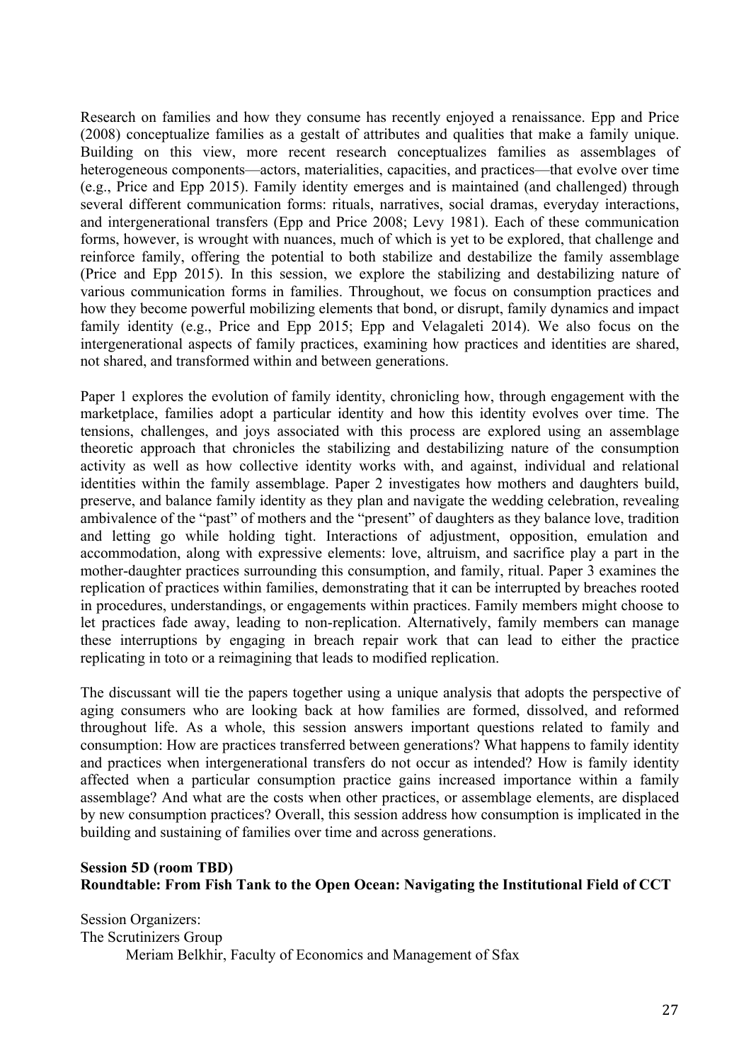Research on families and how they consume has recently enjoyed a renaissance. Epp and Price (2008) conceptualize families as a gestalt of attributes and qualities that make a family unique. Building on this view, more recent research conceptualizes families as assemblages of heterogeneous components—actors, materialities, capacities, and practices—that evolve over time (e.g., Price and Epp 2015). Family identity emerges and is maintained (and challenged) through several different communication forms: rituals, narratives, social dramas, everyday interactions, and intergenerational transfers (Epp and Price 2008; Levy 1981). Each of these communication forms, however, is wrought with nuances, much of which is yet to be explored, that challenge and reinforce family, offering the potential to both stabilize and destabilize the family assemblage (Price and Epp 2015). In this session, we explore the stabilizing and destabilizing nature of various communication forms in families. Throughout, we focus on consumption practices and how they become powerful mobilizing elements that bond, or disrupt, family dynamics and impact family identity (e.g., Price and Epp 2015; Epp and Velagaleti 2014). We also focus on the intergenerational aspects of family practices, examining how practices and identities are shared, not shared, and transformed within and between generations.

Paper 1 explores the evolution of family identity, chronicling how, through engagement with the marketplace, families adopt a particular identity and how this identity evolves over time. The tensions, challenges, and joys associated with this process are explored using an assemblage theoretic approach that chronicles the stabilizing and destabilizing nature of the consumption activity as well as how collective identity works with, and against, individual and relational identities within the family assemblage. Paper 2 investigates how mothers and daughters build, preserve, and balance family identity as they plan and navigate the wedding celebration, revealing ambivalence of the "past" of mothers and the "present" of daughters as they balance love, tradition and letting go while holding tight. Interactions of adjustment, opposition, emulation and accommodation, along with expressive elements: love, altruism, and sacrifice play a part in the mother-daughter practices surrounding this consumption, and family, ritual. Paper 3 examines the replication of practices within families, demonstrating that it can be interrupted by breaches rooted in procedures, understandings, or engagements within practices. Family members might choose to let practices fade away, leading to non-replication. Alternatively, family members can manage these interruptions by engaging in breach repair work that can lead to either the practice replicating in toto or a reimagining that leads to modified replication.

The discussant will tie the papers together using a unique analysis that adopts the perspective of aging consumers who are looking back at how families are formed, dissolved, and reformed throughout life. As a whole, this session answers important questions related to family and consumption: How are practices transferred between generations? What happens to family identity and practices when intergenerational transfers do not occur as intended? How is family identity affected when a particular consumption practice gains increased importance within a family assemblage? And what are the costs when other practices, or assemblage elements, are displaced by new consumption practices? Overall, this session address how consumption is implicated in the building and sustaining of families over time and across generations.

**Session 5D (room TBD)**
**Roundtable: From Fish Tank to the Open Ocean: Navigating the Institutional Field of CCT**

Session Organizers:
The Scrutinizers Group
Meriam Belkhir, Faculty of Economics and Management of Sfax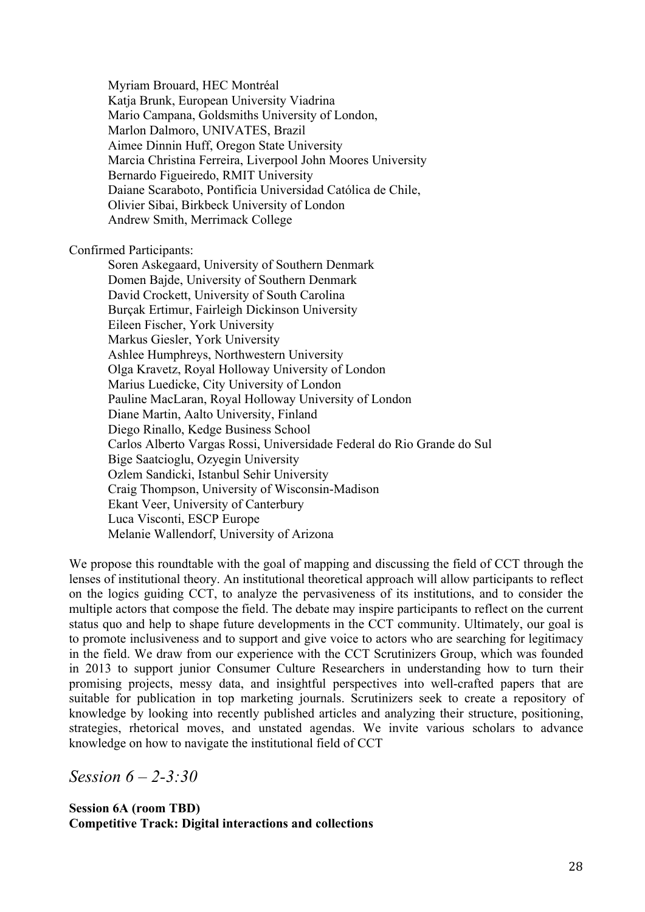Myriam Brouard, HEC Montréal
Katja Brunk, European University Viadrina
Mario Campana, Goldsmiths University of London,
Marlon Dalmoro, UNIVATES, Brazil
Aimee Dinnin Huff, Oregon State University
Marcia Christina Ferreira, Liverpool John Moores University
Bernardo Figueiredo, RMIT University
Daiane Scaraboto, Pontificia Universidad Católica de Chile,
Olivier Sibai, Birkbeck University of London
Andrew Smith, Merrimack College

Confirmed Participants:

Soren Askegaard, University of Southern Denmark
Domen Bajde, University of Southern Denmark
David Crockett, University of South Carolina
Burçak Ertimur, Fairleigh Dickinson University
Eileen Fischer, York University
Markus Giesler, York University
Ashlee Humphreys, Northwestern University
Olga Kravetz, Royal Holloway University of London
Marius Luedicke, City University of London
Pauline MacLaran, Royal Holloway University of London
Diane Martin, Aalto University, Finland
Diego Rinallo, Kedge Business School
Carlos Alberto Vargas Rossi, Universidade Federal do Rio Grande do Sul
Bige Saatcioglu, Ozyegin University
Ozlem Sandicki, Istanbul Sehir University
Craig Thompson, University of Wisconsin-Madison
Ekant Veer, University of Canterbury
Luca Visconti, ESCP Europe
Melanie Wallendorf, University of Arizona

We propose this roundtable with the goal of mapping and discussing the field of CCT through the lenses of institutional theory. An institutional theoretical approach will allow participants to reflect on the logics guiding CCT, to analyze the pervasiveness of its institutions, and to consider the multiple actors that compose the field. The debate may inspire participants to reflect on the current status quo and help to shape future developments in the CCT community. Ultimately, our goal is to promote inclusiveness and to support and give voice to actors who are searching for legitimacy in the field. We draw from our experience with the CCT Scrutinizers Group, which was founded in 2013 to support junior Consumer Culture Researchers in understanding how to turn their promising projects, messy data, and insightful perspectives into well-crafted papers that are suitable for publication in top marketing journals. Scrutinizers seek to create a repository of knowledge by looking into recently published articles and analyzing their structure, positioning, strategies, rhetorical moves, and unstated agendas. We invite various scholars to advance knowledge on how to navigate the institutional field of CCT

## *Session 6 – 2-3:30*

**Session 6A (room TBD)**
**Competitive Track: Digital interactions and collections**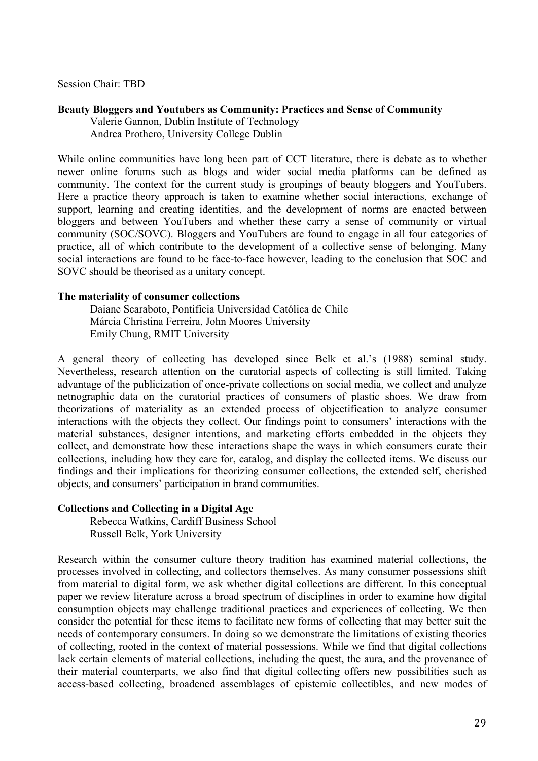Session Chair: TBD

**Beauty Bloggers and Youtubers as Community: Practices and Sense of Community**

Valerie Gannon, Dublin Institute of Technology
Andrea Prothero, University College Dublin

While online communities have long been part of CCT literature, there is debate as to whether newer online forums such as blogs and wider social media platforms can be defined as community. The context for the current study is groupings of beauty bloggers and YouTubers. Here a practice theory approach is taken to examine whether social interactions, exchange of support, learning and creating identities, and the development of norms are enacted between bloggers and between YouTubers and whether these carry a sense of community or virtual community (SOC/SOVC). Bloggers and YouTubers are found to engage in all four categories of practice, all of which contribute to the development of a collective sense of belonging. Many social interactions are found to be face-to-face however, leading to the conclusion that SOC and SOVC should be theorised as a unitary concept.

**The materiality of consumer collections**

Daiane Scaraboto, Pontifícia Universidad Católica de Chile
Márcia Christina Ferreira, John Moores University
Emily Chung, RMIT University

A general theory of collecting has developed since Belk et al.'s (1988) seminal study. Nevertheless, research attention on the curatorial aspects of collecting is still limited. Taking advantage of the publicization of once-private collections on social media, we collect and analyze netnographic data on the curatorial practices of consumers of plastic shoes. We draw from theorizations of materiality as an extended process of objectification to analyze consumer interactions with the objects they collect. Our findings point to consumers' interactions with the material substances, designer intentions, and marketing efforts embedded in the objects they collect, and demonstrate how these interactions shape the ways in which consumers curate their collections, including how they care for, catalog, and display the collected items. We discuss our findings and their implications for theorizing consumer collections, the extended self, cherished objects, and consumers' participation in brand communities.

**Collections and Collecting in a Digital Age**

Rebecca Watkins, Cardiff Business School
Russell Belk, York University

Research within the consumer culture theory tradition has examined material collections, the processes involved in collecting, and collectors themselves. As many consumer possessions shift from material to digital form, we ask whether digital collections are different. In this conceptual paper we review literature across a broad spectrum of disciplines in order to examine how digital consumption objects may challenge traditional practices and experiences of collecting. We then consider the potential for these items to facilitate new forms of collecting that may better suit the needs of contemporary consumers. In doing so we demonstrate the limitations of existing theories of collecting, rooted in the context of material possessions. While we find that digital collections lack certain elements of material collections, including the quest, the aura, and the provenance of their material counterparts, we also find that digital collecting offers new possibilities such as access-based collecting, broadened assemblages of epistemic collectibles, and new modes of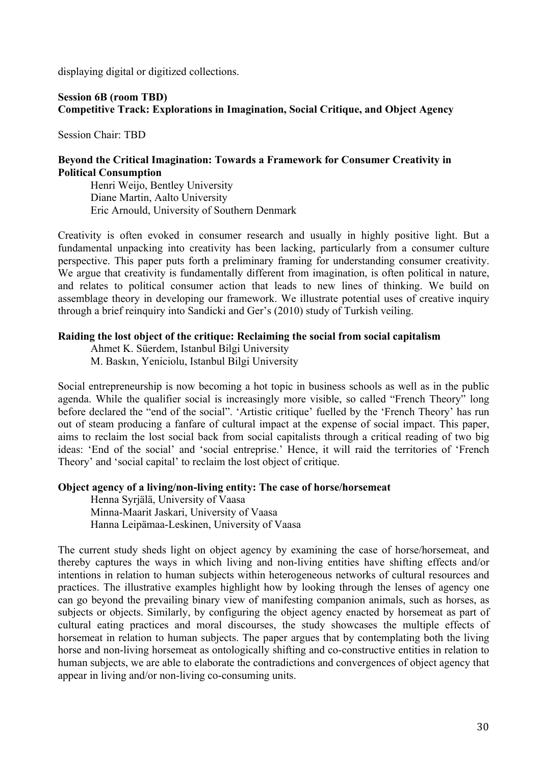displaying digital or digitized collections.

**Session 6B (room TBD)**
**Competitive Track: Explorations in Imagination, Social Critique, and Object Agency**

Session Chair: TBD

**Beyond the Critical Imagination: Towards a Framework for Consumer Creativity in Political Consumption**

Henri Weijo, Bentley University
Diane Martin, Aalto University
Eric Arnould, University of Southern Denmark

Creativity is often evoked in consumer research and usually in highly positive light. But a fundamental unpacking into creativity has been lacking, particularly from a consumer culture perspective. This paper puts forth a preliminary framing for understanding consumer creativity. We argue that creativity is fundamentally different from imagination, is often political in nature, and relates to political consumer action that leads to new lines of thinking. We build on assemblage theory in developing our framework. We illustrate potential uses of creative inquiry through a brief reinquiry into Sandicki and Ger's (2010) study of Turkish veiling.

**Raiding the lost object of the critique: Reclaiming the social from social capitalism**

Ahmet K. Süerdem, Istanbul Bilgi University
M. Baskın, Yeniciolu, Istanbul Bilgi University

Social entrepreneurship is now becoming a hot topic in business schools as well as in the public agenda. While the qualifier social is increasingly more visible, so called "French Theory" long before declared the "end of the social". 'Artistic critique' fuelled by the 'French Theory' has run out of steam producing a fanfare of cultural impact at the expense of social impact. This paper, aims to reclaim the lost social back from social capitalists through a critical reading of two big ideas: 'End of the social' and 'social entreprise.' Hence, it will raid the territories of 'French Theory' and 'social capital' to reclaim the lost object of critique.

**Object agency of a living/non-living entity: The case of horse/horsemeat**

Henna Syrjälä, University of Vaasa
Minna-Maarit Jaskari, University of Vaasa
Hanna Leipämaa-Leskinen, University of Vaasa

The current study sheds light on object agency by examining the case of horse/horsemeat, and thereby captures the ways in which living and non-living entities have shifting effects and/or intentions in relation to human subjects within heterogeneous networks of cultural resources and practices. The illustrative examples highlight how by looking through the lenses of agency one can go beyond the prevailing binary view of manifesting companion animals, such as horses, as subjects or objects. Similarly, by configuring the object agency enacted by horsemeat as part of cultural eating practices and moral discourses, the study showcases the multiple effects of horsemeat in relation to human subjects. The paper argues that by contemplating both the living horse and non-living horsemeat as ontologically shifting and co-constructive entities in relation to human subjects, we are able to elaborate the contradictions and convergences of object agency that appear in living and/or non-living co-consuming units.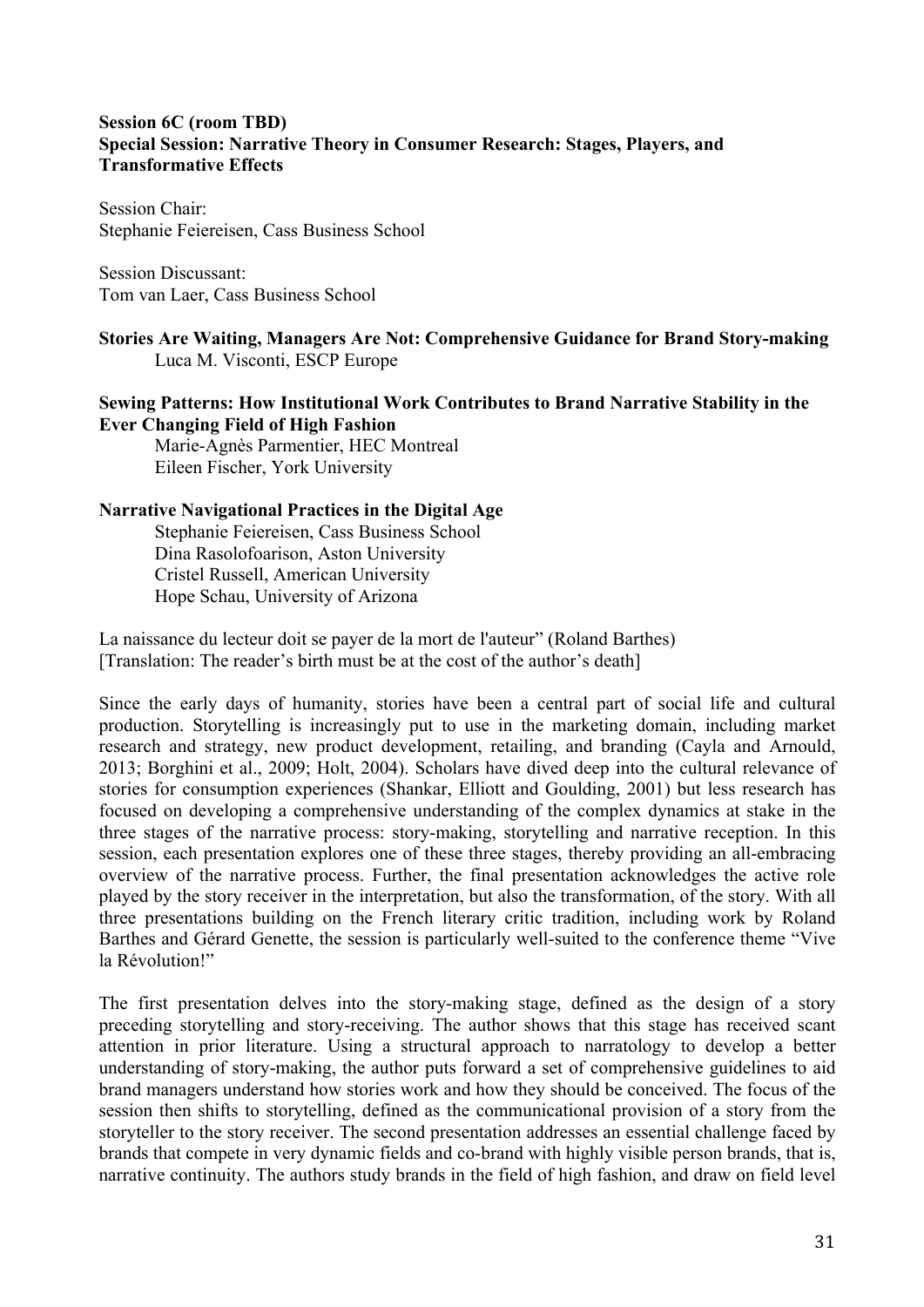**Session 6C (room TBD)**
**Special Session: Narrative Theory in Consumer Research: Stages, Players, and Transformative Effects**

Session Chair:
Stephanie Feiereisen, Cass Business School

Session Discussant:
Tom van Laer, Cass Business School

**Stories Are Waiting, Managers Are Not: Comprehensive Guidance for Brand Story-making**
Luca M. Visconti, ESCP Europe

**Sewing Patterns: How Institutional Work Contributes to Brand Narrative Stability in the Ever Changing Field of High Fashion**
Marie-Agnès Parmentier, HEC Montreal
Eileen Fischer, York University

**Narrative Navigational Practices in the Digital Age**
Stephanie Feiereisen, Cass Business School
Dina Rasolofoarison, Aston University
Cristel Russell, American University
Hope Schau, University of Arizona

La naissance du lecteur doit se payer de la mort de l'auteur" (Roland Barthes)
[Translation: The reader's birth must be at the cost of the author's death]

Since the early days of humanity, stories have been a central part of social life and cultural production. Storytelling is increasingly put to use in the marketing domain, including market research and strategy, new product development, retailing, and branding (Cayla and Arnould, 2013; Borghini et al., 2009; Holt, 2004). Scholars have dived deep into the cultural relevance of stories for consumption experiences (Shankar, Elliott and Goulding, 2001) but less research has focused on developing a comprehensive understanding of the complex dynamics at stake in the three stages of the narrative process: story-making, storytelling and narrative reception. In this session, each presentation explores one of these three stages, thereby providing an all-embracing overview of the narrative process. Further, the final presentation acknowledges the active role played by the story receiver in the interpretation, but also the transformation, of the story. With all three presentations building on the French literary critic tradition, including work by Roland Barthes and Gérard Genette, the session is particularly well-suited to the conference theme "Vive la Révolution!"

The first presentation delves into the story-making stage, defined as the design of a story preceding storytelling and story-receiving. The author shows that this stage has received scant attention in prior literature. Using a structural approach to narratology to develop a better understanding of story-making, the author puts forward a set of comprehensive guidelines to aid brand managers understand how stories work and how they should be conceived. The focus of the session then shifts to storytelling, defined as the communicational provision of a story from the storyteller to the story receiver. The second presentation addresses an essential challenge faced by brands that compete in very dynamic fields and co-brand with highly visible person brands, that is, narrative continuity. The authors study brands in the field of high fashion, and draw on field level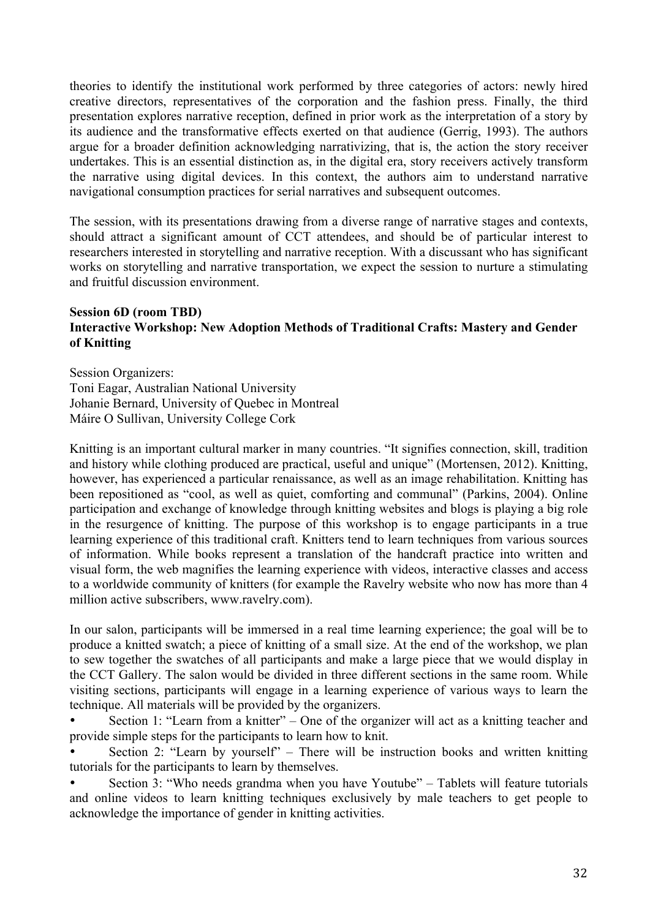theories to identify the institutional work performed by three categories of actors: newly hired creative directors, representatives of the corporation and the fashion press. Finally, the third presentation explores narrative reception, defined in prior work as the interpretation of a story by its audience and the transformative effects exerted on that audience (Gerrig, 1993). The authors argue for a broader definition acknowledging narrativizing, that is, the action the story receiver undertakes. This is an essential distinction as, in the digital era, story receivers actively transform the narrative using digital devices. In this context, the authors aim to understand narrative navigational consumption practices for serial narratives and subsequent outcomes.

The session, with its presentations drawing from a diverse range of narrative stages and contexts, should attract a significant amount of CCT attendees, and should be of particular interest to researchers interested in storytelling and narrative reception. With a discussant who has significant works on storytelling and narrative transportation, we expect the session to nurture a stimulating and fruitful discussion environment.

**Session 6D (room TBD)**
**Interactive Workshop: New Adoption Methods of Traditional Crafts: Mastery and Gender of Knitting**

Session Organizers:
Toni Eagar, Australian National University
Johanie Bernard, University of Quebec in Montreal
Máire O Sullivan, University College Cork

Knitting is an important cultural marker in many countries. "It signifies connection, skill, tradition and history while clothing produced are practical, useful and unique" (Mortensen, 2012). Knitting, however, has experienced a particular renaissance, as well as an image rehabilitation. Knitting has been repositioned as "cool, as well as quiet, comforting and communal" (Parkins, 2004). Online participation and exchange of knowledge through knitting websites and blogs is playing a big role in the resurgence of knitting. The purpose of this workshop is to engage participants in a true learning experience of this traditional craft. Knitters tend to learn techniques from various sources of information. While books represent a translation of the handcraft practice into written and visual form, the web magnifies the learning experience with videos, interactive classes and access to a worldwide community of knitters (for example the Ravelry website who now has more than 4 million active subscribers, www.ravelry.com).

In our salon, participants will be immersed in a real time learning experience; the goal will be to produce a knitted swatch; a piece of knitting of a small size. At the end of the workshop, we plan to sew together the swatches of all participants and make a large piece that we would display in the CCT Gallery. The salon would be divided in three different sections in the same room. While visiting sections, participants will engage in a learning experience of various ways to learn the technique. All materials will be provided by the organizers.

- Section 1: "Learn from a knitter" – One of the organizer will act as a knitting teacher and provide simple steps for the participants to learn how to knit.
- Section 2: "Learn by yourself" – There will be instruction books and written knitting tutorials for the participants to learn by themselves.
- Section 3: "Who needs grandma when you have Youtube" – Tablets will feature tutorials and online videos to learn knitting techniques exclusively by male teachers to get people to acknowledge the importance of gender in knitting activities.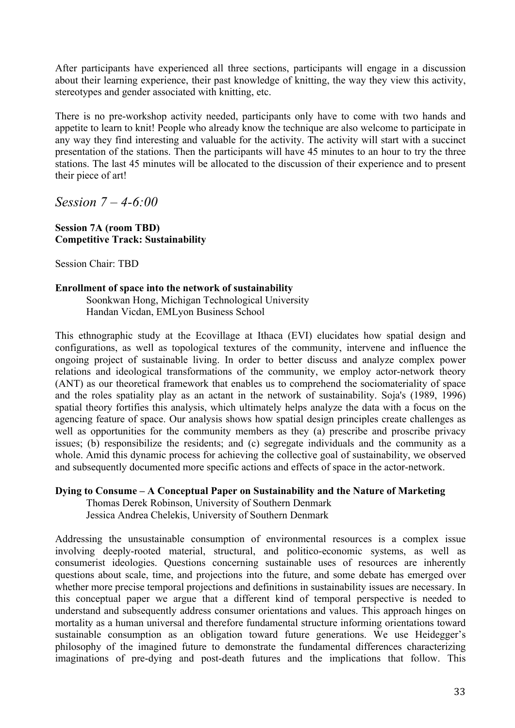After participants have experienced all three sections, participants will engage in a discussion about their learning experience, their past knowledge of knitting, the way they view this activity, stereotypes and gender associated with knitting, etc.

There is no pre-workshop activity needed, participants only have to come with two hands and appetite to learn to knit! People who already know the technique are also welcome to participate in any way they find interesting and valuable for the activity. The activity will start with a succinct presentation of the stations. Then the participants will have 45 minutes to an hour to try the three stations. The last 45 minutes will be allocated to the discussion of their experience and to present their piece of art!

## *Session 7 – 4-6:00*

**Session 7A (room TBD)**
**Competitive Track: Sustainability**

Session Chair: TBD

**Enrollment of space into the network of sustainability**
Soonkwan Hong, Michigan Technological University
Handan Vicdan, EMLyon Business School

This ethnographic study at the Ecovillage at Ithaca (EVI) elucidates how spatial design and configurations, as well as topological textures of the community, intervene and influence the ongoing project of sustainable living. In order to better discuss and analyze complex power relations and ideological transformations of the community, we employ actor-network theory (ANT) as our theoretical framework that enables us to comprehend the sociomateriality of space and the roles spatiality play as an actant in the network of sustainability. Soja's (1989, 1996) spatial theory fortifies this analysis, which ultimately helps analyze the data with a focus on the agencing feature of space. Our analysis shows how spatial design principles create challenges as well as opportunities for the community members as they (a) prescribe and proscribe privacy issues; (b) responsibilize the residents; and (c) segregate individuals and the community as a whole. Amid this dynamic process for achieving the collective goal of sustainability, we observed and subsequently documented more specific actions and effects of space in the actor-network.

**Dying to Consume – A Conceptual Paper on Sustainability and the Nature of Marketing**
Thomas Derek Robinson, University of Southern Denmark
Jessica Andrea Chelekis, University of Southern Denmark

Addressing the unsustainable consumption of environmental resources is a complex issue involving deeply-rooted material, structural, and politico-economic systems, as well as consumerist ideologies. Questions concerning sustainable uses of resources are inherently questions about scale, time, and projections into the future, and some debate has emerged over whether more precise temporal projections and definitions in sustainability issues are necessary. In this conceptual paper we argue that a different kind of temporal perspective is needed to understand and subsequently address consumer orientations and values. This approach hinges on mortality as a human universal and therefore fundamental structure informing orientations toward sustainable consumption as an obligation toward future generations. We use Heidegger's philosophy of the imagined future to demonstrate the fundamental differences characterizing imaginations of pre-dying and post-death futures and the implications that follow. This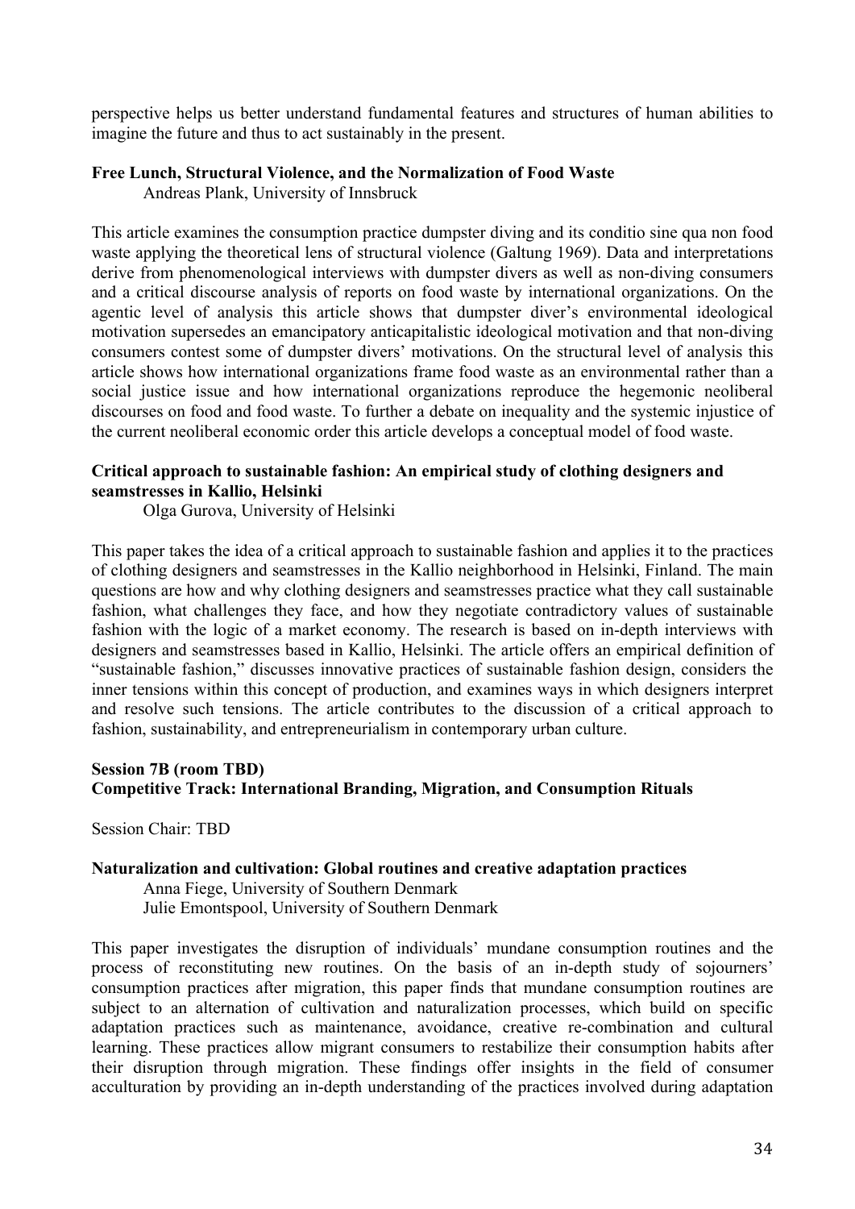perspective helps us better understand fundamental features and structures of human abilities to imagine the future and thus to act sustainably in the present.

**Free Lunch, Structural Violence, and the Normalization of Food Waste**
Andreas Plank, University of Innsbruck

This article examines the consumption practice dumpster diving and its conditio sine qua non food waste applying the theoretical lens of structural violence (Galtung 1969). Data and interpretations derive from phenomenological interviews with dumpster divers as well as non-diving consumers and a critical discourse analysis of reports on food waste by international organizations. On the agentic level of analysis this article shows that dumpster diver's environmental ideological motivation supersedes an emancipatory anticapitalistic ideological motivation and that non-diving consumers contest some of dumpster divers' motivations. On the structural level of analysis this article shows how international organizations frame food waste as an environmental rather than a social justice issue and how international organizations reproduce the hegemonic neoliberal discourses on food and food waste. To further a debate on inequality and the systemic injustice of the current neoliberal economic order this article develops a conceptual model of food waste.

**Critical approach to sustainable fashion: An empirical study of clothing designers and seamstresses in Kallio, Helsinki**
Olga Gurova, University of Helsinki

This paper takes the idea of a critical approach to sustainable fashion and applies it to the practices of clothing designers and seamstresses in the Kallio neighborhood in Helsinki, Finland. The main questions are how and why clothing designers and seamstresses practice what they call sustainable fashion, what challenges they face, and how they negotiate contradictory values of sustainable fashion with the logic of a market economy. The research is based on in-depth interviews with designers and seamstresses based in Kallio, Helsinki. The article offers an empirical definition of "sustainable fashion," discusses innovative practices of sustainable fashion design, considers the inner tensions within this concept of production, and examines ways in which designers interpret and resolve such tensions. The article contributes to the discussion of a critical approach to fashion, sustainability, and entrepreneurialism in contemporary urban culture.

**Session 7B (room TBD)**
**Competitive Track: International Branding, Migration, and Consumption Rituals**

Session Chair: TBD

**Naturalization and cultivation: Global routines and creative adaptation practices**
Anna Fiege, University of Southern Denmark
Julie Emontspool, University of Southern Denmark

This paper investigates the disruption of individuals' mundane consumption routines and the process of reconstituting new routines. On the basis of an in-depth study of sojourners' consumption practices after migration, this paper finds that mundane consumption routines are subject to an alternation of cultivation and naturalization processes, which build on specific adaptation practices such as maintenance, avoidance, creative re-combination and cultural learning. These practices allow migrant consumers to restabilize their consumption habits after their disruption through migration. These findings offer insights in the field of consumer acculturation by providing an in-depth understanding of the practices involved during adaptation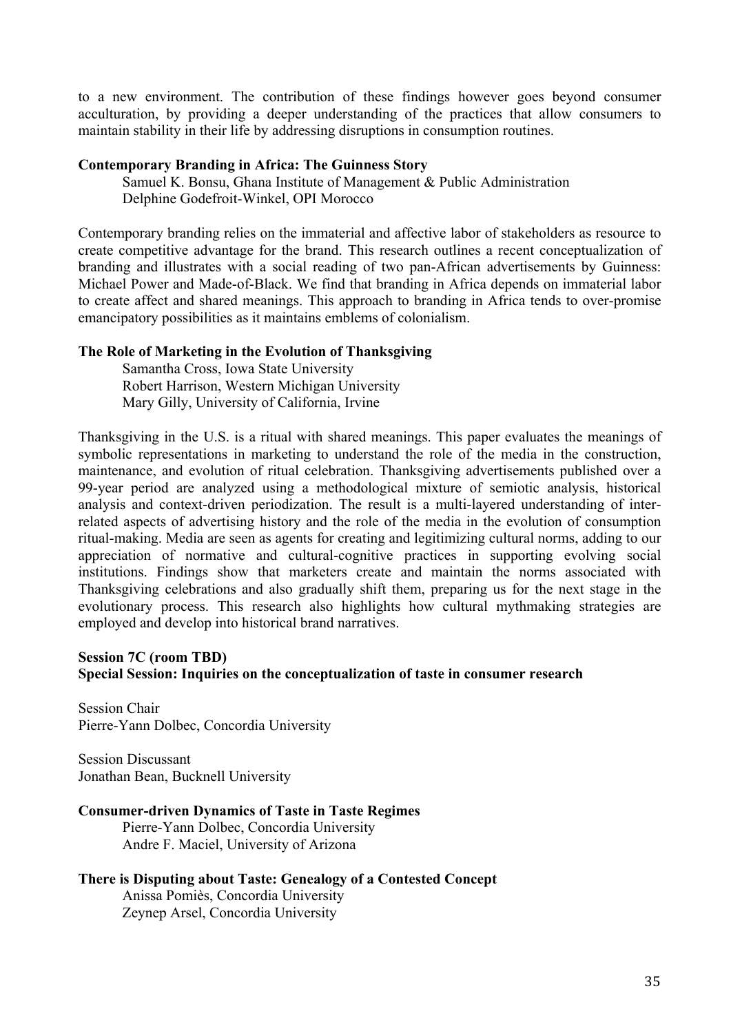to a new environment. The contribution of these findings however goes beyond consumer acculturation, by providing a deeper understanding of the practices that allow consumers to maintain stability in their life by addressing disruptions in consumption routines.

**Contemporary Branding in Africa: The Guinness Story**

Samuel K. Bonsu, Ghana Institute of Management & Public Administration
Delphine Godefroit-Winkel, OPI Morocco

Contemporary branding relies on the immaterial and affective labor of stakeholders as resource to create competitive advantage for the brand. This research outlines a recent conceptualization of branding and illustrates with a social reading of two pan-African advertisements by Guinness: Michael Power and Made-of-Black. We find that branding in Africa depends on immaterial labor to create affect and shared meanings. This approach to branding in Africa tends to over-promise emancipatory possibilities as it maintains emblems of colonialism.

**The Role of Marketing in the Evolution of Thanksgiving**

Samantha Cross, Iowa State University
Robert Harrison, Western Michigan University
Mary Gilly, University of California, Irvine

Thanksgiving in the U.S. is a ritual with shared meanings. This paper evaluates the meanings of symbolic representations in marketing to understand the role of the media in the construction, maintenance, and evolution of ritual celebration. Thanksgiving advertisements published over a 99-year period are analyzed using a methodological mixture of semiotic analysis, historical analysis and context-driven periodization. The result is a multi-layered understanding of inter-related aspects of advertising history and the role of the media in the evolution of consumption ritual-making. Media are seen as agents for creating and legitimizing cultural norms, adding to our appreciation of normative and cultural-cognitive practices in supporting evolving social institutions. Findings show that marketers create and maintain the norms associated with Thanksgiving celebrations and also gradually shift them, preparing us for the next stage in the evolutionary process. This research also highlights how cultural mythmaking strategies are employed and develop into historical brand narratives.

**Session 7C (room TBD)**
**Special Session: Inquiries on the conceptualization of taste in consumer research**

Session Chair
Pierre-Yann Dolbec, Concordia University

Session Discussant
Jonathan Bean, Bucknell University

**Consumer-driven Dynamics of Taste in Taste Regimes**

Pierre-Yann Dolbec, Concordia University
Andre F. Maciel, University of Arizona

**There is Disputing about Taste: Genealogy of a Contested Concept**

Anissa Pomiès, Concordia University
Zeynep Arsel, Concordia University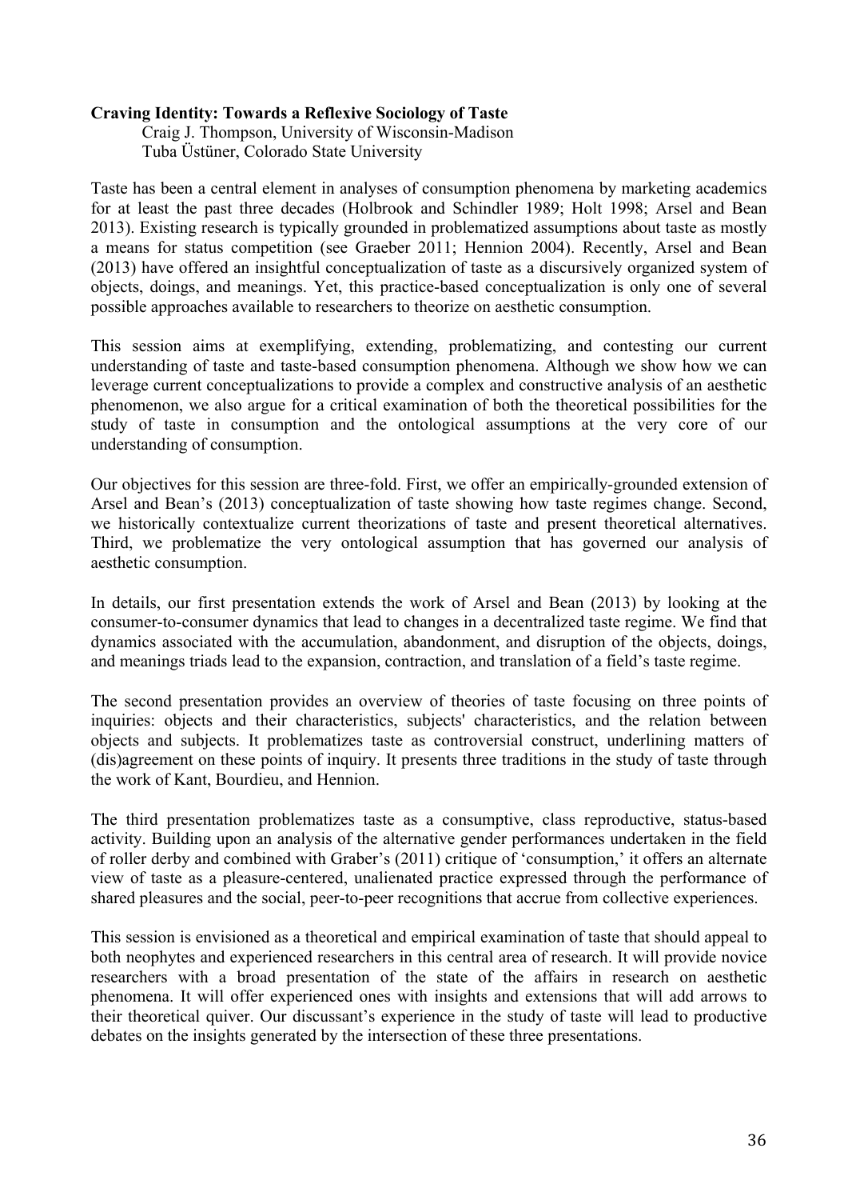**Craving Identity: Towards a Reflexive Sociology of Taste**

Craig J. Thompson, University of Wisconsin-Madison
Tuba Üstüner, Colorado State University

Taste has been a central element in analyses of consumption phenomena by marketing academics for at least the past three decades (Holbrook and Schindler 1989; Holt 1998; Arsel and Bean 2013). Existing research is typically grounded in problematized assumptions about taste as mostly a means for status competition (see Graeber 2011; Hennion 2004). Recently, Arsel and Bean (2013) have offered an insightful conceptualization of taste as a discursively organized system of objects, doings, and meanings. Yet, this practice-based conceptualization is only one of several possible approaches available to researchers to theorize on aesthetic consumption.

This session aims at exemplifying, extending, problematizing, and contesting our current understanding of taste and taste-based consumption phenomena. Although we show how we can leverage current conceptualizations to provide a complex and constructive analysis of an aesthetic phenomenon, we also argue for a critical examination of both the theoretical possibilities for the study of taste in consumption and the ontological assumptions at the very core of our understanding of consumption.

Our objectives for this session are three-fold. First, we offer an empirically-grounded extension of Arsel and Bean's (2013) conceptualization of taste showing how taste regimes change. Second, we historically contextualize current theorizations of taste and present theoretical alternatives. Third, we problematize the very ontological assumption that has governed our analysis of aesthetic consumption.

In details, our first presentation extends the work of Arsel and Bean (2013) by looking at the consumer-to-consumer dynamics that lead to changes in a decentralized taste regime. We find that dynamics associated with the accumulation, abandonment, and disruption of the objects, doings, and meanings triads lead to the expansion, contraction, and translation of a field's taste regime.

The second presentation provides an overview of theories of taste focusing on three points of inquiries: objects and their characteristics, subjects' characteristics, and the relation between objects and subjects. It problematizes taste as controversial construct, underlining matters of (dis)agreement on these points of inquiry. It presents three traditions in the study of taste through the work of Kant, Bourdieu, and Hennion.

The third presentation problematizes taste as a consumptive, class reproductive, status-based activity. Building upon an analysis of the alternative gender performances undertaken in the field of roller derby and combined with Graber's (2011) critique of 'consumption,' it offers an alternate view of taste as a pleasure-centered, unalienated practice expressed through the performance of shared pleasures and the social, peer-to-peer recognitions that accrue from collective experiences.

This session is envisioned as a theoretical and empirical examination of taste that should appeal to both neophytes and experienced researchers in this central area of research. It will provide novice researchers with a broad presentation of the state of the affairs in research on aesthetic phenomena. It will offer experienced ones with insights and extensions that will add arrows to their theoretical quiver. Our discussant's experience in the study of taste will lead to productive debates on the insights generated by the intersection of these three presentations.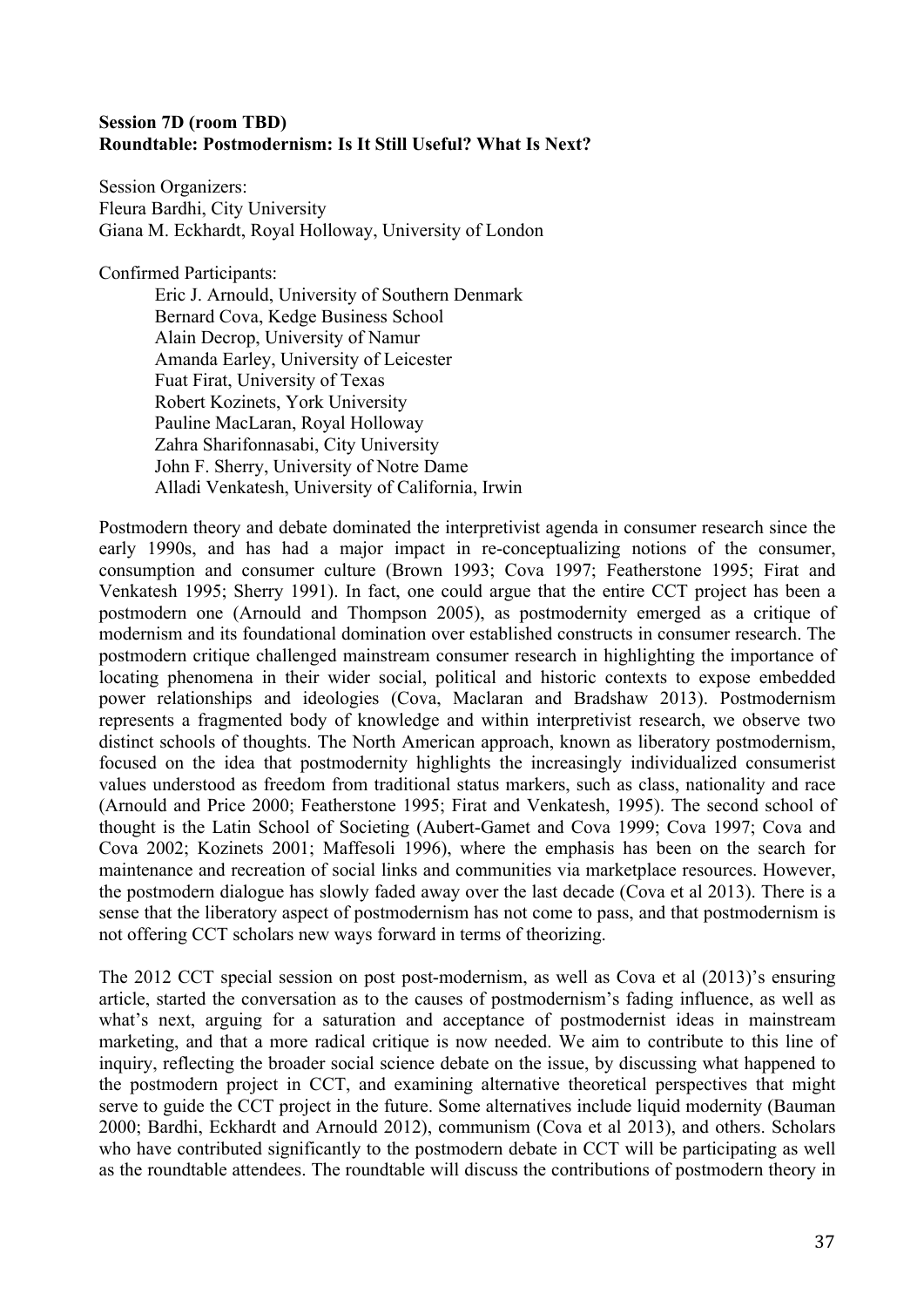**Session 7D (room TBD)**
**Roundtable: Postmodernism: Is It Still Useful? What Is Next?**

Session Organizers:
Fleura Bardhi, City University
Giana M. Eckhardt, Royal Holloway, University of London

Confirmed Participants:

Eric J. Arnould, University of Southern Denmark
Bernard Cova, Kedge Business School
Alain Decrop, University of Namur
Amanda Earley, University of Leicester
Fuat Firat, University of Texas
Robert Kozinets, York University
Pauline MacLaran, Royal Holloway
Zahra Sharifonnasabi, City University
John F. Sherry, University of Notre Dame
Alladi Venkatesh, University of California, Irwin

Postmodern theory and debate dominated the interpretivist agenda in consumer research since the early 1990s, and has had a major impact in re-conceptualizing notions of the consumer, consumption and consumer culture (Brown 1993; Cova 1997; Featherstone 1995; Firat and Venkatesh 1995; Sherry 1991). In fact, one could argue that the entire CCT project has been a postmodern one (Arnould and Thompson 2005), as postmodernity emerged as a critique of modernism and its foundational domination over established constructs in consumer research. The postmodern critique challenged mainstream consumer research in highlighting the importance of locating phenomena in their wider social, political and historic contexts to expose embedded power relationships and ideologies (Cova, Maclaran and Bradshaw 2013). Postmodernism represents a fragmented body of knowledge and within interpretivist research, we observe two distinct schools of thoughts. The North American approach, known as liberatory postmodernism, focused on the idea that postmodernity highlights the increasingly individualized consumerist values understood as freedom from traditional status markers, such as class, nationality and race (Arnould and Price 2000; Featherstone 1995; Firat and Venkatesh, 1995). The second school of thought is the Latin School of Societing (Aubert-Gamet and Cova 1999; Cova 1997; Cova and Cova 2002; Kozinets 2001; Maffesoli 1996), where the emphasis has been on the search for maintenance and recreation of social links and communities via marketplace resources. However, the postmodern dialogue has slowly faded away over the last decade (Cova et al 2013). There is a sense that the liberatory aspect of postmodernism has not come to pass, and that postmodernism is not offering CCT scholars new ways forward in terms of theorizing.

The 2012 CCT special session on post post-modernism, as well as Cova et al (2013)'s ensuring article, started the conversation as to the causes of postmodernism's fading influence, as well as what's next, arguing for a saturation and acceptance of postmodernist ideas in mainstream marketing, and that a more radical critique is now needed. We aim to contribute to this line of inquiry, reflecting the broader social science debate on the issue, by discussing what happened to the postmodern project in CCT, and examining alternative theoretical perspectives that might serve to guide the CCT project in the future. Some alternatives include liquid modernity (Bauman 2000; Bardhi, Eckhardt and Arnould 2012), communism (Cova et al 2013), and others. Scholars who have contributed significantly to the postmodern debate in CCT will be participating as well as the roundtable attendees. The roundtable will discuss the contributions of postmodern theory in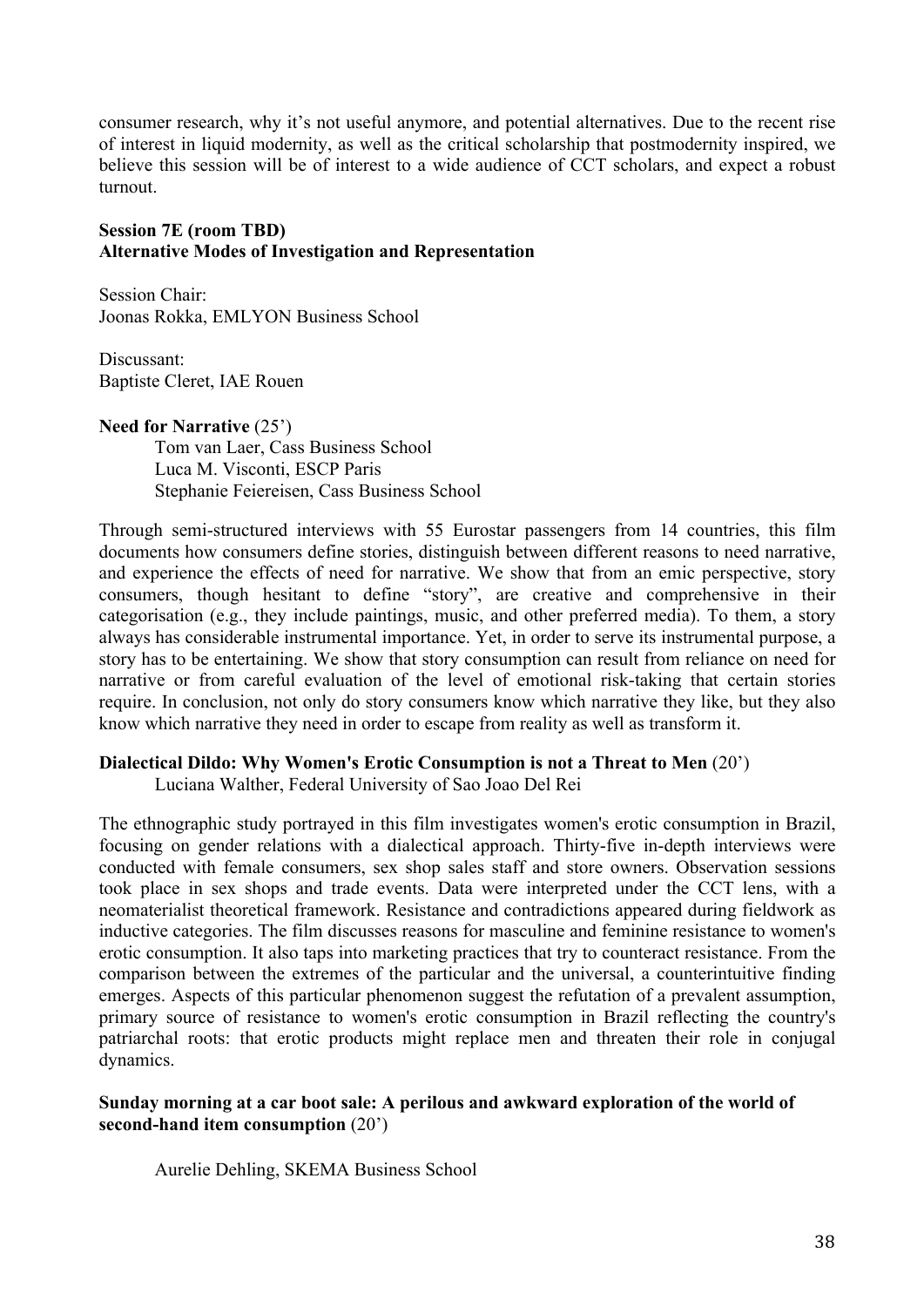consumer research, why it's not useful anymore, and potential alternatives. Due to the recent rise of interest in liquid modernity, as well as the critical scholarship that postmodernity inspired, we believe this session will be of interest to a wide audience of CCT scholars, and expect a robust turnout.

**Session 7E (room TBD)**
**Alternative Modes of Investigation and Representation**

Session Chair:
Joonas Rokka, EMLYON Business School

Discussant:
Baptiste Cleret, IAE Rouen

**Need for Narrative** (25')

Tom van Laer, Cass Business School
Luca M. Visconti, ESCP Paris
Stephanie Feiereisen, Cass Business School

Through semi-structured interviews with 55 Eurostar passengers from 14 countries, this film documents how consumers define stories, distinguish between different reasons to need narrative, and experience the effects of need for narrative. We show that from an emic perspective, story consumers, though hesitant to define "story", are creative and comprehensive in their categorisation (e.g., they include paintings, music, and other preferred media). To them, a story always has considerable instrumental importance. Yet, in order to serve its instrumental purpose, a story has to be entertaining. We show that story consumption can result from reliance on need for narrative or from careful evaluation of the level of emotional risk-taking that certain stories require. In conclusion, not only do story consumers know which narrative they like, but they also know which narrative they need in order to escape from reality as well as transform it.

**Dialectical Dildo: Why Women's Erotic Consumption is not a Threat to Men** (20')

Luciana Walther, Federal University of Sao Joao Del Rei

The ethnographic study portrayed in this film investigates women's erotic consumption in Brazil, focusing on gender relations with a dialectical approach. Thirty-five in-depth interviews were conducted with female consumers, sex shop sales staff and store owners. Observation sessions took place in sex shops and trade events. Data were interpreted under the CCT lens, with a neomaterialist theoretical framework. Resistance and contradictions appeared during fieldwork as inductive categories. The film discusses reasons for masculine and feminine resistance to women's erotic consumption. It also taps into marketing practices that try to counteract resistance. From the comparison between the extremes of the particular and the universal, a counterintuitive finding emerges. Aspects of this particular phenomenon suggest the refutation of a prevalent assumption, primary source of resistance to women's erotic consumption in Brazil reflecting the country's patriarchal roots: that erotic products might replace men and threaten their role in conjugal dynamics.

**Sunday morning at a car boot sale: A perilous and awkward exploration of the world of second-hand item consumption** (20')

Aurelie Dehling, SKEMA Business School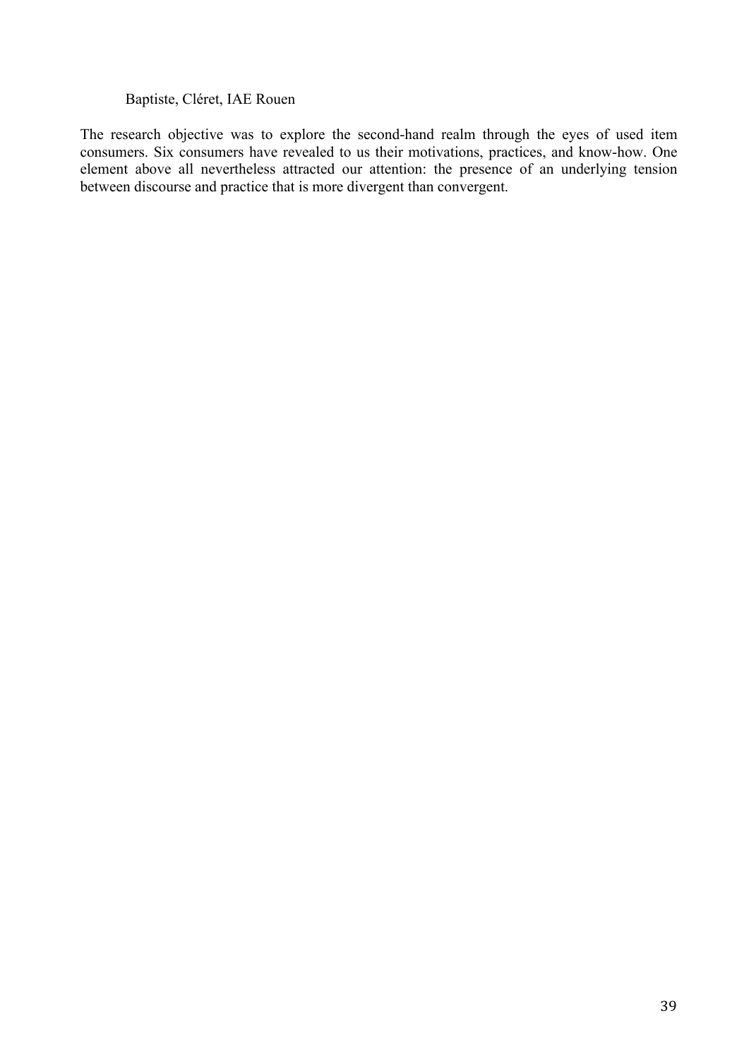Baptiste, Cléret, IAE Rouen

The research objective was to explore the second-hand realm through the eyes of used item consumers. Six consumers have revealed to us their motivations, practices, and know-how. One element above all nevertheless attracted our attention: the presence of an underlying tension between discourse and practice that is more divergent than convergent.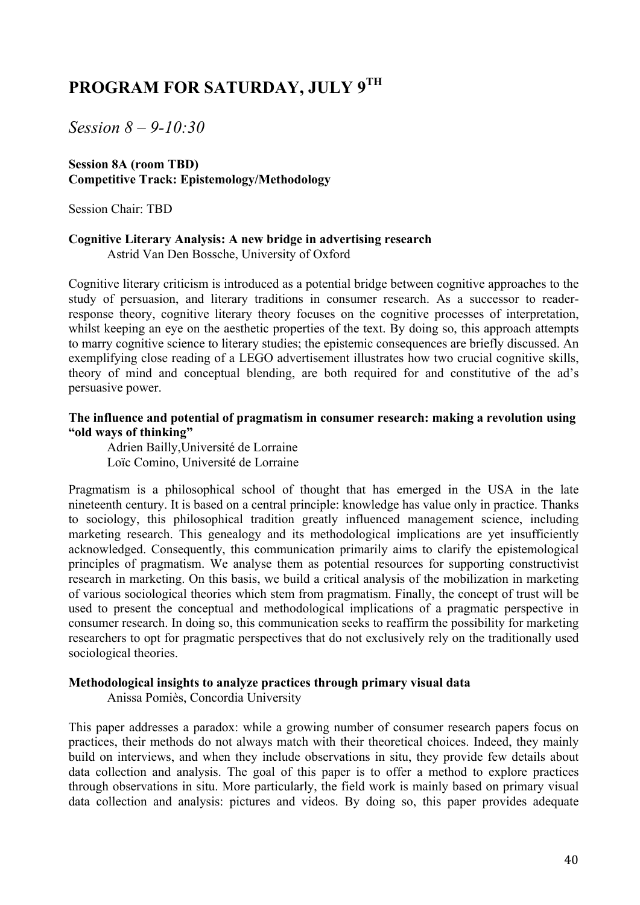# PROGRAM FOR SATURDAY, JULY 9TH

## *Session 8 – 9-10:30*

**Session 8A (room TBD)**
**Competitive Track: Epistemology/Methodology**

Session Chair: TBD

**Cognitive Literary Analysis: A new bridge in advertising research**
Astrid Van Den Bossche, University of Oxford

Cognitive literary criticism is introduced as a potential bridge between cognitive approaches to the study of persuasion, and literary traditions in consumer research. As a successor to reader-response theory, cognitive literary theory focuses on the cognitive processes of interpretation, whilst keeping an eye on the aesthetic properties of the text. By doing so, this approach attempts to marry cognitive science to literary studies; the epistemic consequences are briefly discussed. An exemplifying close reading of a LEGO advertisement illustrates how two crucial cognitive skills, theory of mind and conceptual blending, are both required for and constitutive of the ad's persuasive power.

**The influence and potential of pragmatism in consumer research: making a revolution using "old ways of thinking"**
Adrien Bailly,Université de Lorraine
Loïc Comino, Université de Lorraine

Pragmatism is a philosophical school of thought that has emerged in the USA in the late nineteenth century. It is based on a central principle: knowledge has value only in practice. Thanks to sociology, this philosophical tradition greatly influenced management science, including marketing research. This genealogy and its methodological implications are yet insufficiently acknowledged. Consequently, this communication primarily aims to clarify the epistemological principles of pragmatism. We analyse them as potential resources for supporting constructivist research in marketing. On this basis, we build a critical analysis of the mobilization in marketing of various sociological theories which stem from pragmatism. Finally, the concept of trust will be used to present the conceptual and methodological implications of a pragmatic perspective in consumer research. In doing so, this communication seeks to reaffirm the possibility for marketing researchers to opt for pragmatic perspectives that do not exclusively rely on the traditionally used sociological theories.

**Methodological insights to analyze practices through primary visual data**
Anissa Pomiès, Concordia University

This paper addresses a paradox: while a growing number of consumer research papers focus on practices, their methods do not always match with their theoretical choices. Indeed, they mainly build on interviews, and when they include observations in situ, they provide few details about data collection and analysis. The goal of this paper is to offer a method to explore practices through observations in situ. More particularly, the field work is mainly based on primary visual data collection and analysis: pictures and videos. By doing so, this paper provides adequate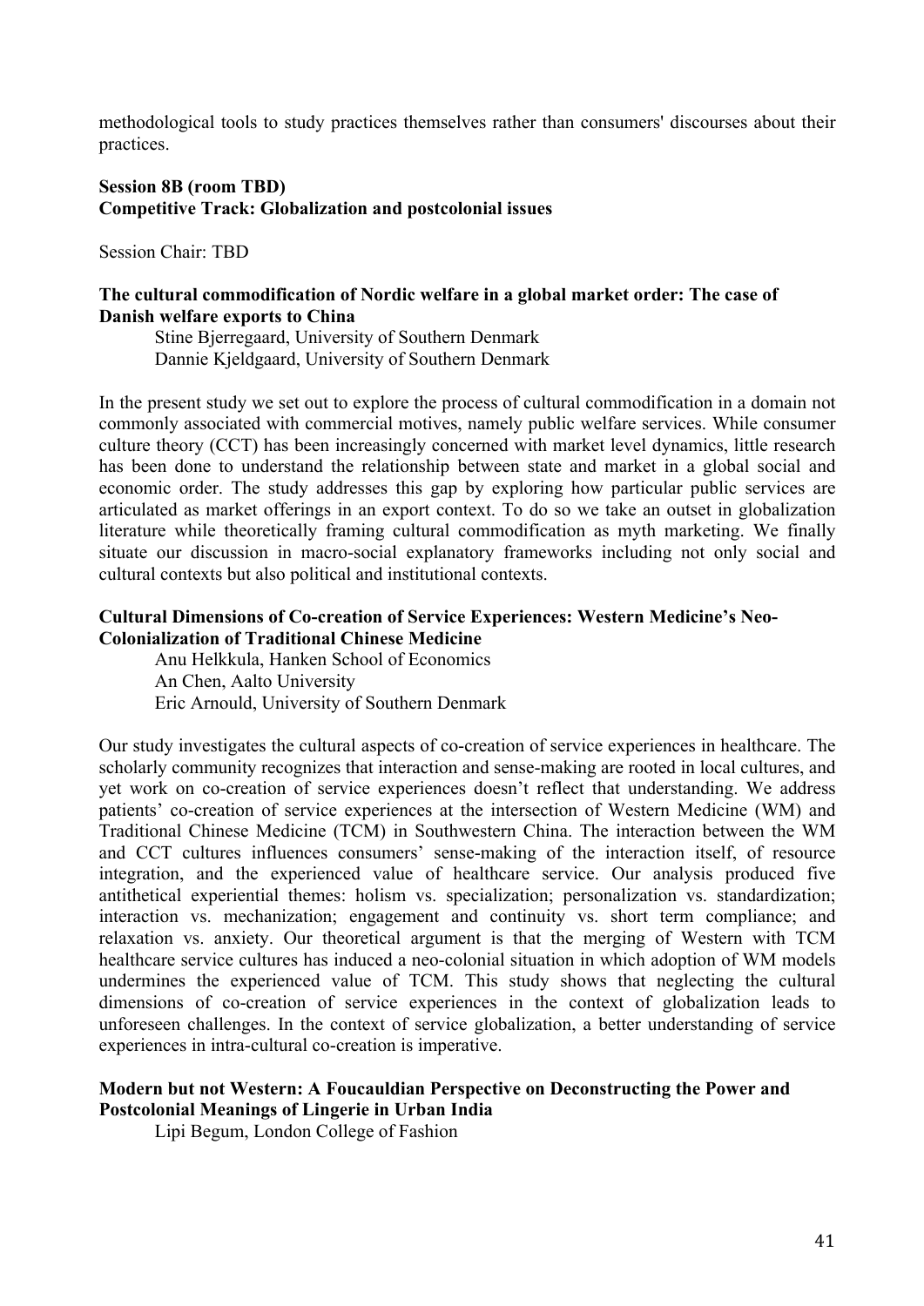methodological tools to study practices themselves rather than consumers' discourses about their practices.

**Session 8B (room TBD)**
**Competitive Track: Globalization and postcolonial issues**

Session Chair: TBD

**The cultural commodification of Nordic welfare in a global market order: The case of Danish welfare exports to China**

Stine Bjerregaard, University of Southern Denmark
Dannie Kjeldgaard, University of Southern Denmark

In the present study we set out to explore the process of cultural commodification in a domain not commonly associated with commercial motives, namely public welfare services. While consumer culture theory (CCT) has been increasingly concerned with market level dynamics, little research has been done to understand the relationship between state and market in a global social and economic order. The study addresses this gap by exploring how particular public services are articulated as market offerings in an export context. To do so we take an outset in globalization literature while theoretically framing cultural commodification as myth marketing. We finally situate our discussion in macro-social explanatory frameworks including not only social and cultural contexts but also political and institutional contexts.

**Cultural Dimensions of Co-creation of Service Experiences: Western Medicine's Neo-Colonialization of Traditional Chinese Medicine**

Anu Helkkula, Hanken School of Economics
An Chen, Aalto University
Eric Arnould, University of Southern Denmark

Our study investigates the cultural aspects of co-creation of service experiences in healthcare. The scholarly community recognizes that interaction and sense-making are rooted in local cultures, and yet work on co-creation of service experiences doesn't reflect that understanding. We address patients' co-creation of service experiences at the intersection of Western Medicine (WM) and Traditional Chinese Medicine (TCM) in Southwestern China. The interaction between the WM and CCT cultures influences consumers' sense-making of the interaction itself, of resource integration, and the experienced value of healthcare service. Our analysis produced five antithetical experiential themes: holism vs. specialization; personalization vs. standardization; interaction vs. mechanization; engagement and continuity vs. short term compliance; and relaxation vs. anxiety. Our theoretical argument is that the merging of Western with TCM healthcare service cultures has induced a neo-colonial situation in which adoption of WM models undermines the experienced value of TCM. This study shows that neglecting the cultural dimensions of co-creation of service experiences in the context of globalization leads to unforeseen challenges. In the context of service globalization, a better understanding of service experiences in intra-cultural co-creation is imperative.

**Modern but not Western: A Foucauldian Perspective on Deconstructing the Power and Postcolonial Meanings of Lingerie in Urban India**

Lipi Begum, London College of Fashion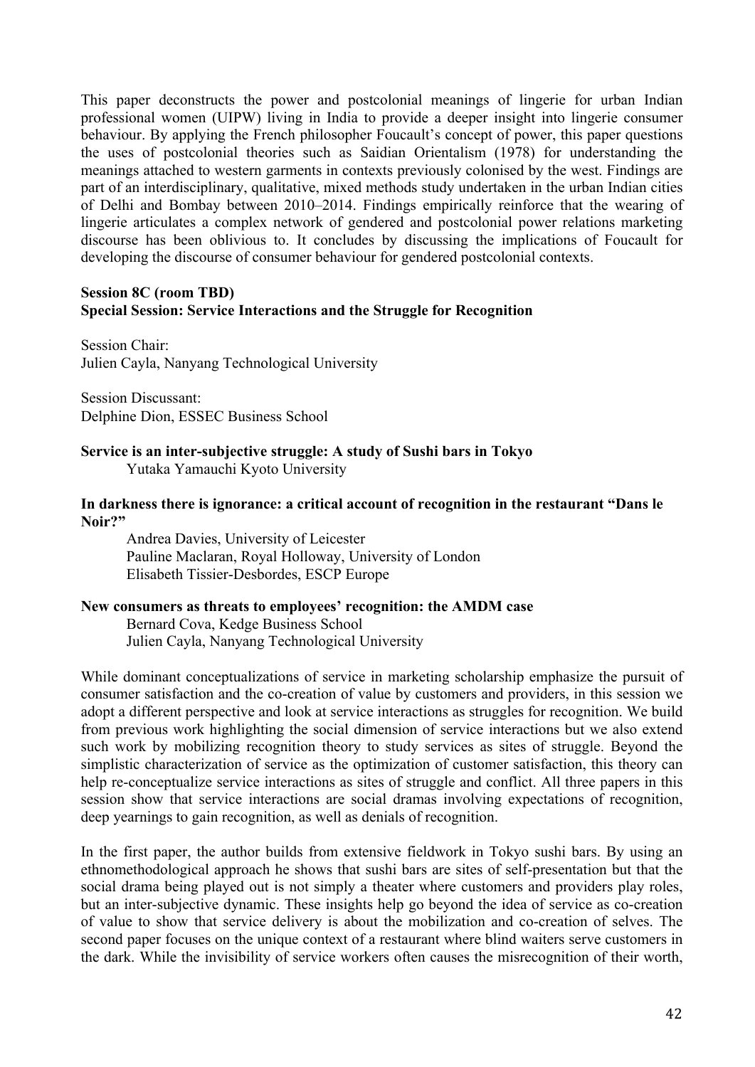This paper deconstructs the power and postcolonial meanings of lingerie for urban Indian professional women (UIPW) living in India to provide a deeper insight into lingerie consumer behaviour. By applying the French philosopher Foucault's concept of power, this paper questions the uses of postcolonial theories such as Saidian Orientalism (1978) for understanding the meanings attached to western garments in contexts previously colonised by the west. Findings are part of an interdisciplinary, qualitative, mixed methods study undertaken in the urban Indian cities of Delhi and Bombay between 2010–2014. Findings empirically reinforce that the wearing of lingerie articulates a complex network of gendered and postcolonial power relations marketing discourse has been oblivious to. It concludes by discussing the implications of Foucault for developing the discourse of consumer behaviour for gendered postcolonial contexts.

**Session 8C (room TBD)**
**Special Session: Service Interactions and the Struggle for Recognition**

Session Chair:
Julien Cayla, Nanyang Technological University

Session Discussant:
Delphine Dion, ESSEC Business School

**Service is an inter-subjective struggle: A study of Sushi bars in Tokyo**
Yutaka Yamauchi Kyoto University

**In darkness there is ignorance: a critical account of recognition in the restaurant "Dans le Noir?"**
Andrea Davies, University of Leicester
Pauline Maclaran, Royal Holloway, University of London
Elisabeth Tissier-Desbordes, ESCP Europe

**New consumers as threats to employees' recognition: the AMDM case**
Bernard Cova, Kedge Business School
Julien Cayla, Nanyang Technological University

While dominant conceptualizations of service in marketing scholarship emphasize the pursuit of consumer satisfaction and the co-creation of value by customers and providers, in this session we adopt a different perspective and look at service interactions as struggles for recognition. We build from previous work highlighting the social dimension of service interactions but we also extend such work by mobilizing recognition theory to study services as sites of struggle. Beyond the simplistic characterization of service as the optimization of customer satisfaction, this theory can help re-conceptualize service interactions as sites of struggle and conflict. All three papers in this session show that service interactions are social dramas involving expectations of recognition, deep yearnings to gain recognition, as well as denials of recognition.

In the first paper, the author builds from extensive fieldwork in Tokyo sushi bars. By using an ethnomethodological approach he shows that sushi bars are sites of self-presentation but that the social drama being played out is not simply a theater where customers and providers play roles, but an inter-subjective dynamic. These insights help go beyond the idea of service as co-creation of value to show that service delivery is about the mobilization and co-creation of selves. The second paper focuses on the unique context of a restaurant where blind waiters serve customers in the dark. While the invisibility of service workers often causes the misrecognition of their worth,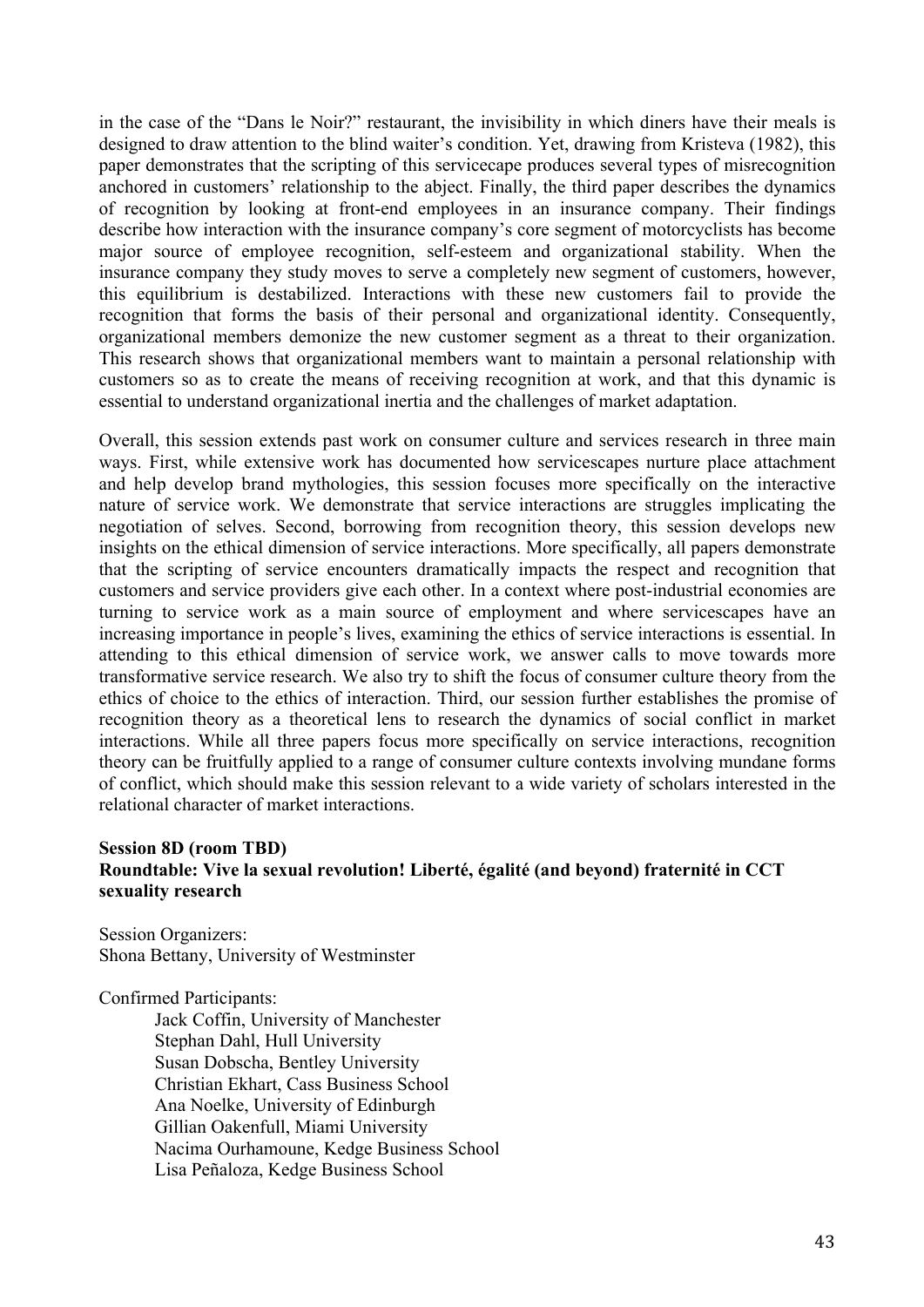in the case of the "Dans le Noir?" restaurant, the invisibility in which diners have their meals is designed to draw attention to the blind waiter's condition. Yet, drawing from Kristeva (1982), this paper demonstrates that the scripting of this servicecape produces several types of misrecognition anchored in customers' relationship to the abject. Finally, the third paper describes the dynamics of recognition by looking at front-end employees in an insurance company. Their findings describe how interaction with the insurance company's core segment of motorcyclists has become major source of employee recognition, self-esteem and organizational stability. When the insurance company they study moves to serve a completely new segment of customers, however, this equilibrium is destabilized. Interactions with these new customers fail to provide the recognition that forms the basis of their personal and organizational identity. Consequently, organizational members demonize the new customer segment as a threat to their organization. This research shows that organizational members want to maintain a personal relationship with customers so as to create the means of receiving recognition at work, and that this dynamic is essential to understand organizational inertia and the challenges of market adaptation.

Overall, this session extends past work on consumer culture and services research in three main ways. First, while extensive work has documented how servicescapes nurture place attachment and help develop brand mythologies, this session focuses more specifically on the interactive nature of service work. We demonstrate that service interactions are struggles implicating the negotiation of selves. Second, borrowing from recognition theory, this session develops new insights on the ethical dimension of service interactions. More specifically, all papers demonstrate that the scripting of service encounters dramatically impacts the respect and recognition that customers and service providers give each other. In a context where post-industrial economies are turning to service work as a main source of employment and where servicescapes have an increasing importance in people's lives, examining the ethics of service interactions is essential. In attending to this ethical dimension of service work, we answer calls to move towards more transformative service research. We also try to shift the focus of consumer culture theory from the ethics of choice to the ethics of interaction. Third, our session further establishes the promise of recognition theory as a theoretical lens to research the dynamics of social conflict in market interactions. While all three papers focus more specifically on service interactions, recognition theory can be fruitfully applied to a range of consumer culture contexts involving mundane forms of conflict, which should make this session relevant to a wide variety of scholars interested in the relational character of market interactions.

**Session 8D (room TBD)**
**Roundtable: Vive la sexual revolution! Liberté, égalité (and beyond) fraternité in CCT sexuality research**

Session Organizers:
Shona Bettany, University of Westminster

Confirmed Participants:

- Jack Coffin, University of Manchester
- Stephan Dahl, Hull University
- Susan Dobscha, Bentley University
- Christian Ekhart, Cass Business School
- Ana Noelke, University of Edinburgh
- Gillian Oakenfull, Miami University
- Nacima Ourhamoune, Kedge Business School
- Lisa Peñaloza, Kedge Business School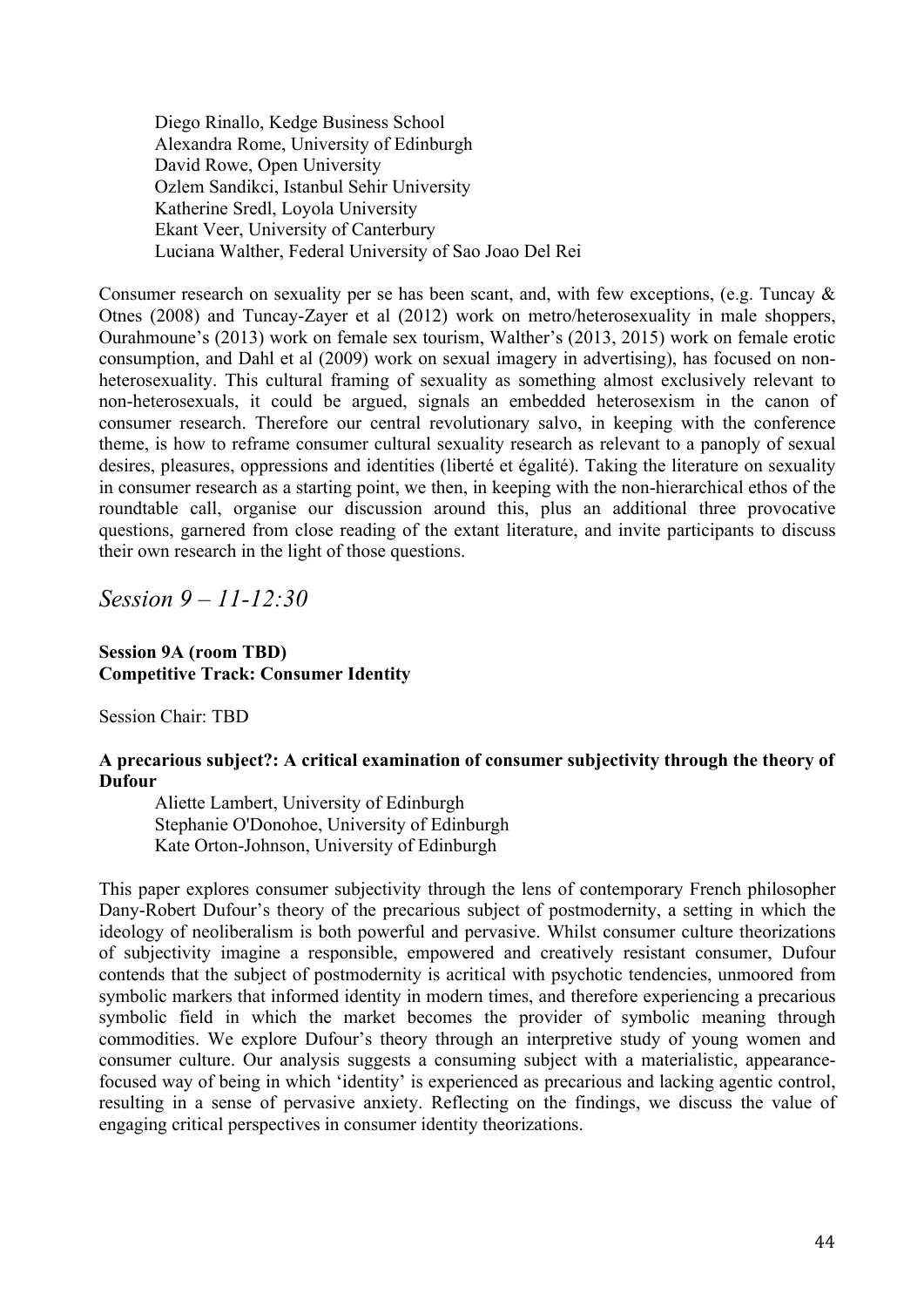Diego Rinallo, Kedge Business School
Alexandra Rome, University of Edinburgh
David Rowe, Open University
Ozlem Sandikci, Istanbul Sehir University
Katherine Sredl, Loyola University
Ekant Veer, University of Canterbury
Luciana Walther, Federal University of Sao Joao Del Rei

Consumer research on sexuality per se has been scant, and, with few exceptions, (e.g. Tuncay & Otnes (2008) and Tuncay-Zayer et al (2012) work on metro/heterosexuality in male shoppers, Ourahmoune's (2013) work on female sex tourism, Walther's (2013, 2015) work on female erotic consumption, and Dahl et al (2009) work on sexual imagery in advertising), has focused on non-heterosexuality. This cultural framing of sexuality as something almost exclusively relevant to non-heterosexuals, it could be argued, signals an embedded heterosexism in the canon of consumer research. Therefore our central revolutionary salvo, in keeping with the conference theme, is how to reframe consumer cultural sexuality research as relevant to a panoply of sexual desires, pleasures, oppressions and identities (liberté et égalité). Taking the literature on sexuality in consumer research as a starting point, we then, in keeping with the non-hierarchical ethos of the roundtable call, organise our discussion around this, plus an additional three provocative questions, garnered from close reading of the extant literature, and invite participants to discuss their own research in the light of those questions.

## *Session 9 – 11-12:30*

**Session 9A (room TBD)**
**Competitive Track: Consumer Identity**

Session Chair: TBD

**A precarious subject?: A critical examination of consumer subjectivity through the theory of Dufour**

Aliette Lambert, University of Edinburgh
Stephanie O'Donohoe, University of Edinburgh
Kate Orton-Johnson, University of Edinburgh

This paper explores consumer subjectivity through the lens of contemporary French philosopher Dany-Robert Dufour's theory of the precarious subject of postmodernity, a setting in which the ideology of neoliberalism is both powerful and pervasive. Whilst consumer culture theorizations of subjectivity imagine a responsible, empowered and creatively resistant consumer, Dufour contends that the subject of postmodernity is acritical with psychotic tendencies, unmoored from symbolic markers that informed identity in modern times, and therefore experiencing a precarious symbolic field in which the market becomes the provider of symbolic meaning through commodities. We explore Dufour's theory through an interpretive study of young women and consumer culture. Our analysis suggests a consuming subject with a materialistic, appearance-focused way of being in which 'identity' is experienced as precarious and lacking agentic control, resulting in a sense of pervasive anxiety. Reflecting on the findings, we discuss the value of engaging critical perspectives in consumer identity theorizations.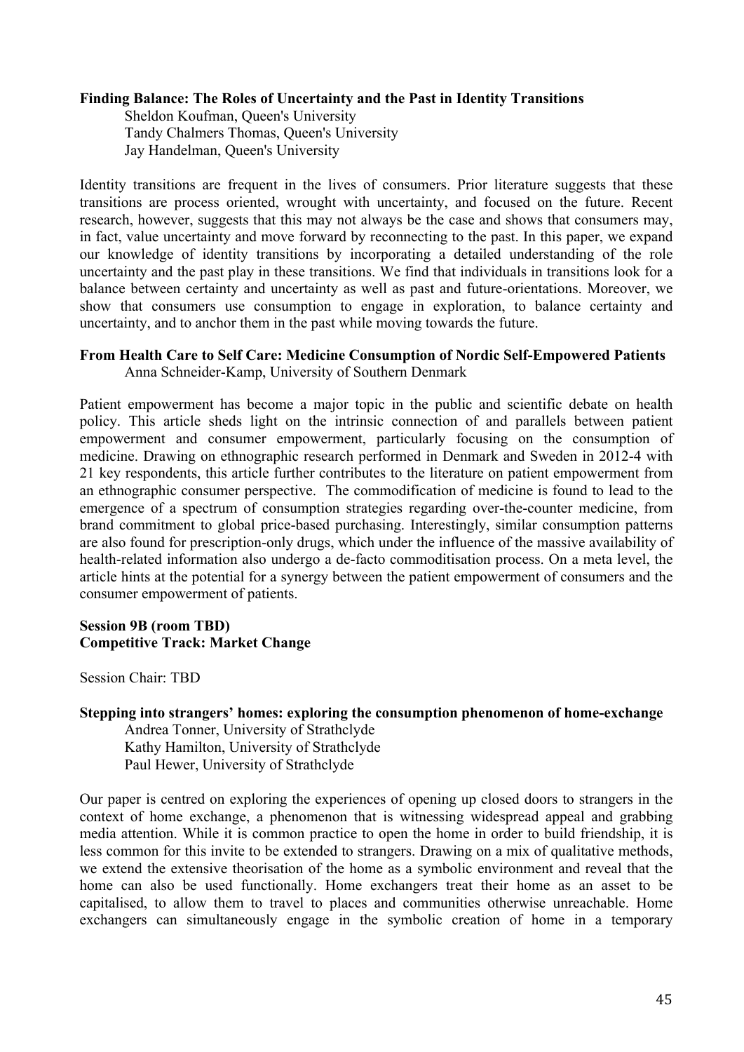**Finding Balance: The Roles of Uncertainty and the Past in Identity Transitions**

Sheldon Koufman, Queen's University
Tandy Chalmers Thomas, Queen's University
Jay Handelman, Queen's University

Identity transitions are frequent in the lives of consumers. Prior literature suggests that these transitions are process oriented, wrought with uncertainty, and focused on the future. Recent research, however, suggests that this may not always be the case and shows that consumers may, in fact, value uncertainty and move forward by reconnecting to the past. In this paper, we expand our knowledge of identity transitions by incorporating a detailed understanding of the role uncertainty and the past play in these transitions. We find that individuals in transitions look for a balance between certainty and uncertainty as well as past and future-orientations. Moreover, we show that consumers use consumption to engage in exploration, to balance certainty and uncertainty, and to anchor them in the past while moving towards the future.

**From Health Care to Self Care: Medicine Consumption of Nordic Self-Empowered Patients**

Anna Schneider-Kamp, University of Southern Denmark

Patient empowerment has become a major topic in the public and scientific debate on health policy. This article sheds light on the intrinsic connection of and parallels between patient empowerment and consumer empowerment, particularly focusing on the consumption of medicine. Drawing on ethnographic research performed in Denmark and Sweden in 2012-4 with 21 key respondents, this article further contributes to the literature on patient empowerment from an ethnographic consumer perspective. The commodification of medicine is found to lead to the emergence of a spectrum of consumption strategies regarding over-the-counter medicine, from brand commitment to global price-based purchasing. Interestingly, similar consumption patterns are also found for prescription-only drugs, which under the influence of the massive availability of health-related information also undergo a de-facto commoditisation process. On a meta level, the article hints at the potential for a synergy between the patient empowerment of consumers and the consumer empowerment of patients.

**Session 9B (room TBD)**
**Competitive Track: Market Change**

Session Chair: TBD

**Stepping into strangers' homes: exploring the consumption phenomenon of home-exchange**

Andrea Tonner, University of Strathclyde
Kathy Hamilton, University of Strathclyde
Paul Hewer, University of Strathclyde

Our paper is centred on exploring the experiences of opening up closed doors to strangers in the context of home exchange, a phenomenon that is witnessing widespread appeal and grabbing media attention. While it is common practice to open the home in order to build friendship, it is less common for this invite to be extended to strangers. Drawing on a mix of qualitative methods, we extend the extensive theorisation of the home as a symbolic environment and reveal that the home can also be used functionally. Home exchangers treat their home as an asset to be capitalised, to allow them to travel to places and communities otherwise unreachable. Home exchangers can simultaneously engage in the symbolic creation of home in a temporary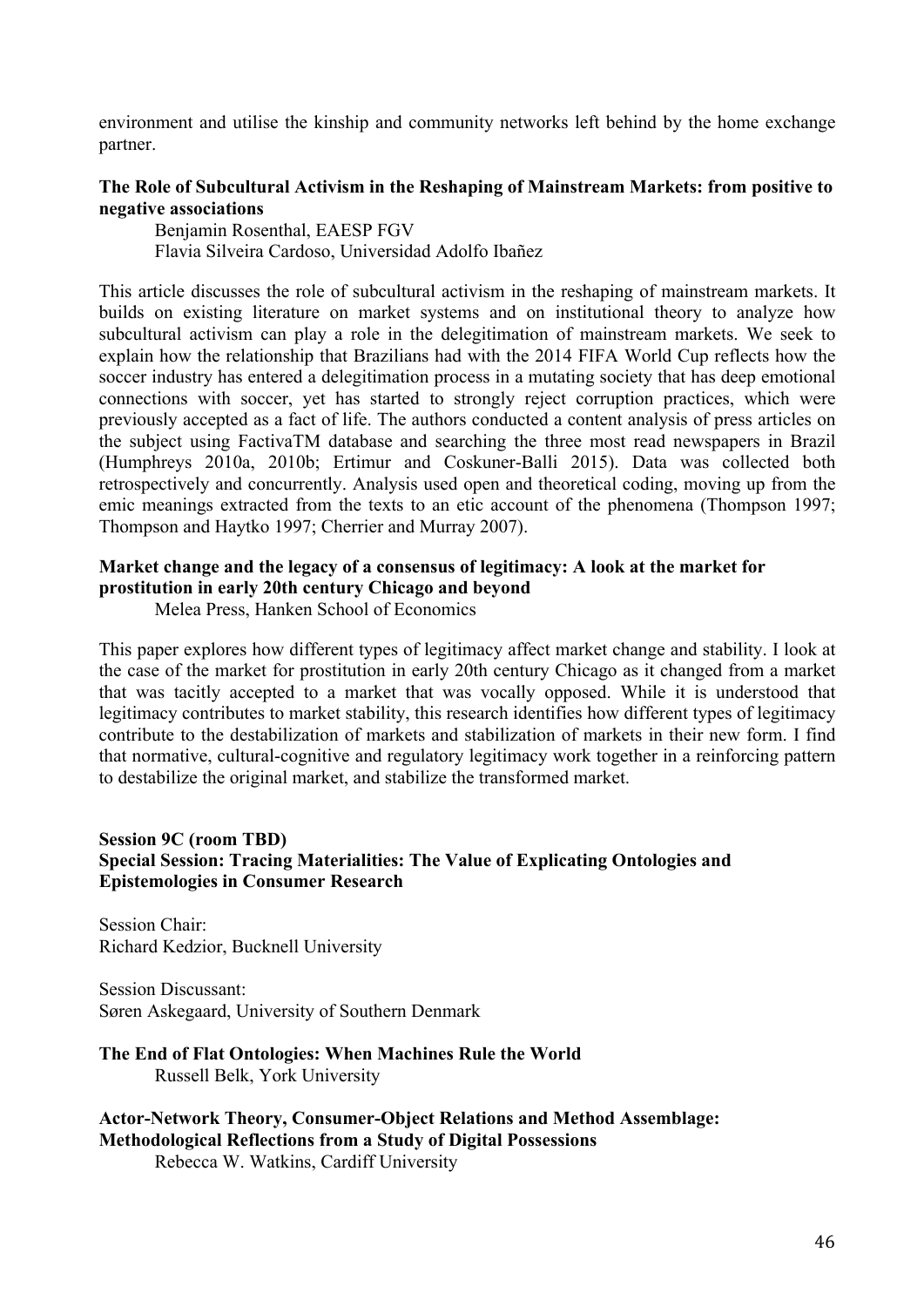environment and utilise the kinship and community networks left behind by the home exchange partner.

**The Role of Subcultural Activism in the Reshaping of Mainstream Markets: from positive to negative associations**

Benjamin Rosenthal, EAESP FGV
Flavia Silveira Cardoso, Universidad Adolfo Ibañez

This article discusses the role of subcultural activism in the reshaping of mainstream markets. It builds on existing literature on market systems and on institutional theory to analyze how subcultural activism can play a role in the delegitimation of mainstream markets. We seek to explain how the relationship that Brazilians had with the 2014 FIFA World Cup reflects how the soccer industry has entered a delegitimation process in a mutating society that has deep emotional connections with soccer, yet has started to strongly reject corruption practices, which were previously accepted as a fact of life. The authors conducted a content analysis of press articles on the subject using FactivaTM database and searching the three most read newspapers in Brazil (Humphreys 2010a, 2010b; Ertimur and Coskuner-Balli 2015). Data was collected both retrospectively and concurrently. Analysis used open and theoretical coding, moving up from the emic meanings extracted from the texts to an etic account of the phenomena (Thompson 1997; Thompson and Haytko 1997; Cherrier and Murray 2007).

**Market change and the legacy of a consensus of legitimacy: A look at the market for prostitution in early 20th century Chicago and beyond**

Melea Press, Hanken School of Economics

This paper explores how different types of legitimacy affect market change and stability. I look at the case of the market for prostitution in early 20th century Chicago as it changed from a market that was tacitly accepted to a market that was vocally opposed. While it is understood that legitimacy contributes to market stability, this research identifies how different types of legitimacy contribute to the destabilization of markets and stabilization of markets in their new form. I find that normative, cultural-cognitive and regulatory legitimacy work together in a reinforcing pattern to destabilize the original market, and stabilize the transformed market.

**Session 9C (room TBD)**
**Special Session: Tracing Materialities: The Value of Explicating Ontologies and Epistemologies in Consumer Research**

Session Chair:
Richard Kedzior, Bucknell University

Session Discussant:
Søren Askegaard, University of Southern Denmark

**The End of Flat Ontologies: When Machines Rule the World**

Russell Belk, York University

**Actor-Network Theory, Consumer-Object Relations and Method Assemblage: Methodological Reflections from a Study of Digital Possessions**

Rebecca W. Watkins, Cardiff University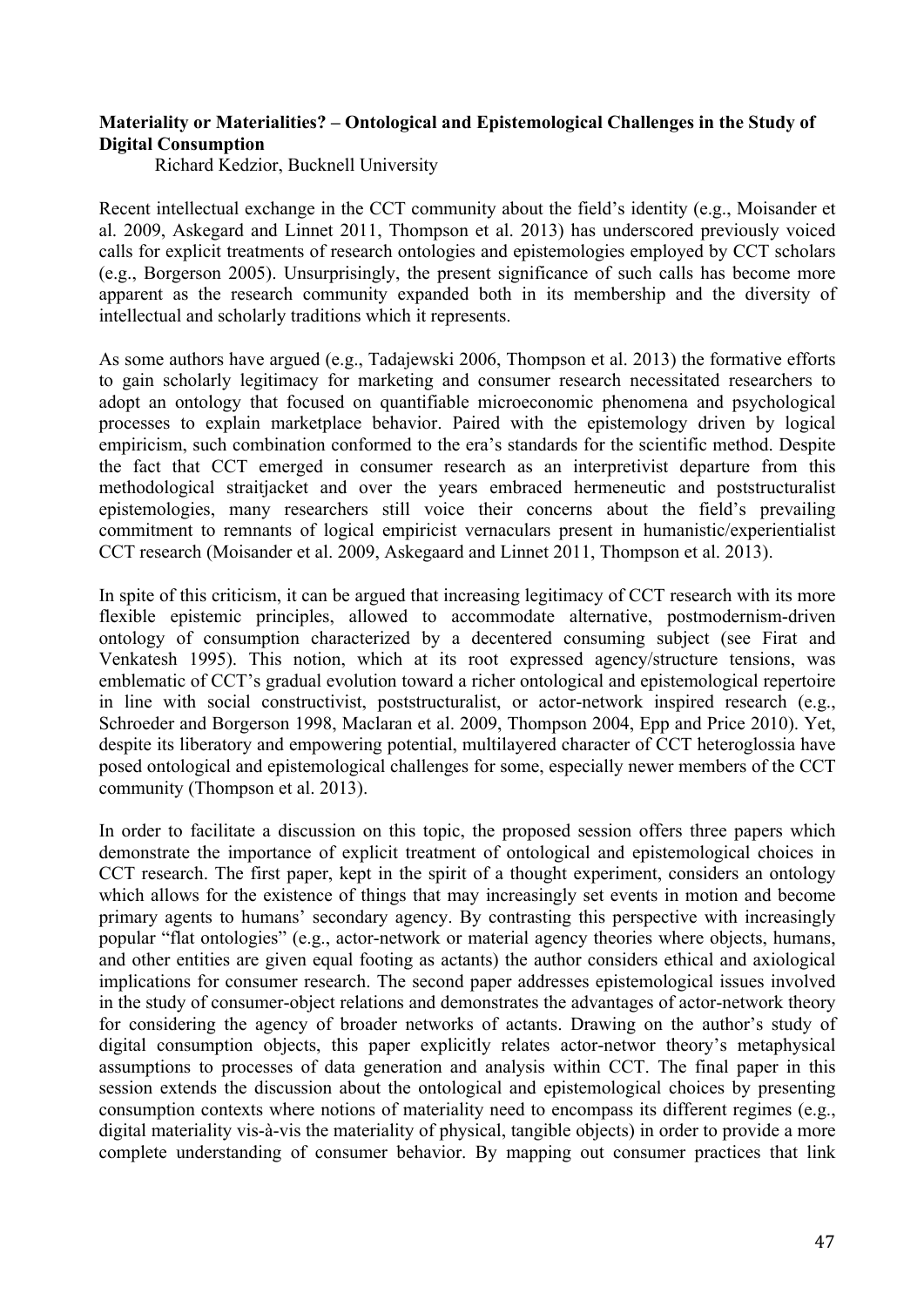**Materiality or Materialities? – Ontological and Epistemological Challenges in the Study of Digital Consumption**

Richard Kedzior, Bucknell University

Recent intellectual exchange in the CCT community about the field's identity (e.g., Moisander et al. 2009, Askegard and Linnet 2011, Thompson et al. 2013) has underscored previously voiced calls for explicit treatments of research ontologies and epistemologies employed by CCT scholars (e.g., Borgerson 2005). Unsurprisingly, the present significance of such calls has become more apparent as the research community expanded both in its membership and the diversity of intellectual and scholarly traditions which it represents.

As some authors have argued (e.g., Tadajewski 2006, Thompson et al. 2013) the formative efforts to gain scholarly legitimacy for marketing and consumer research necessitated researchers to adopt an ontology that focused on quantifiable microeconomic phenomena and psychological processes to explain marketplace behavior. Paired with the epistemology driven by logical empiricism, such combination conformed to the era's standards for the scientific method. Despite the fact that CCT emerged in consumer research as an interpretivist departure from this methodological straitjacket and over the years embraced hermeneutic and poststructuralist epistemologies, many researchers still voice their concerns about the field's prevailing commitment to remnants of logical empiricist vernaculars present in humanistic/experientialist CCT research (Moisander et al. 2009, Askegaard and Linnet 2011, Thompson et al. 2013).

In spite of this criticism, it can be argued that increasing legitimacy of CCT research with its more flexible epistemic principles, allowed to accommodate alternative, postmodernism-driven ontology of consumption characterized by a decentered consuming subject (see Firat and Venkatesh 1995). This notion, which at its root expressed agency/structure tensions, was emblematic of CCT's gradual evolution toward a richer ontological and epistemological repertoire in line with social constructivist, poststructuralist, or actor-network inspired research (e.g., Schroeder and Borgerson 1998, Maclaran et al. 2009, Thompson 2004, Epp and Price 2010). Yet, despite its liberatory and empowering potential, multilayered character of CCT heteroglossia have posed ontological and epistemological challenges for some, especially newer members of the CCT community (Thompson et al. 2013).

In order to facilitate a discussion on this topic, the proposed session offers three papers which demonstrate the importance of explicit treatment of ontological and epistemological choices in CCT research. The first paper, kept in the spirit of a thought experiment, considers an ontology which allows for the existence of things that may increasingly set events in motion and become primary agents to humans' secondary agency. By contrasting this perspective with increasingly popular "flat ontologies" (e.g., actor-network or material agency theories where objects, humans, and other entities are given equal footing as actants) the author considers ethical and axiological implications for consumer research. The second paper addresses epistemological issues involved in the study of consumer-object relations and demonstrates the advantages of actor-network theory for considering the agency of broader networks of actants. Drawing on the author's study of digital consumption objects, this paper explicitly relates actor-networ theory's metaphysical assumptions to processes of data generation and analysis within CCT. The final paper in this session extends the discussion about the ontological and epistemological choices by presenting consumption contexts where notions of materiality need to encompass its different regimes (e.g., digital materiality vis-à-vis the materiality of physical, tangible objects) in order to provide a more complete understanding of consumer behavior. By mapping out consumer practices that link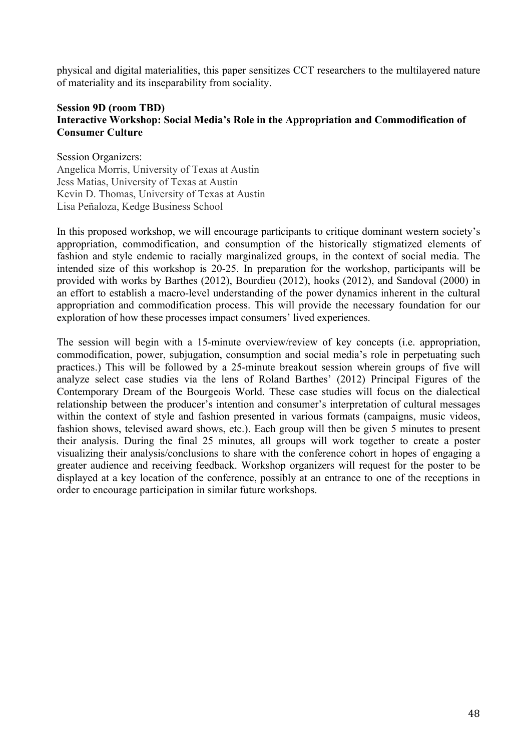physical and digital materialities, this paper sensitizes CCT researchers to the multilayered nature of materiality and its inseparability from sociality.

**Session 9D (room TBD)**
**Interactive Workshop: Social Media's Role in the Appropriation and Commodification of Consumer Culture**

Session Organizers:
Angelica Morris, University of Texas at Austin
Jess Matias, University of Texas at Austin
Kevin D. Thomas, University of Texas at Austin
Lisa Peñaloza, Kedge Business School

In this proposed workshop, we will encourage participants to critique dominant western society's appropriation, commodification, and consumption of the historically stigmatized elements of fashion and style endemic to racially marginalized groups, in the context of social media. The intended size of this workshop is 20-25. In preparation for the workshop, participants will be provided with works by Barthes (2012), Bourdieu (2012), hooks (2012), and Sandoval (2000) in an effort to establish a macro-level understanding of the power dynamics inherent in the cultural appropriation and commodification process. This will provide the necessary foundation for our exploration of how these processes impact consumers' lived experiences.

The session will begin with a 15-minute overview/review of key concepts (i.e. appropriation, commodification, power, subjugation, consumption and social media's role in perpetuating such practices.) This will be followed by a 25-minute breakout session wherein groups of five will analyze select case studies via the lens of Roland Barthes' (2012) Principal Figures of the Contemporary Dream of the Bourgeois World. These case studies will focus on the dialectical relationship between the producer's intention and consumer's interpretation of cultural messages within the context of style and fashion presented in various formats (campaigns, music videos, fashion shows, televised award shows, etc.). Each group will then be given 5 minutes to present their analysis. During the final 25 minutes, all groups will work together to create a poster visualizing their analysis/conclusions to share with the conference cohort in hopes of engaging a greater audience and receiving feedback. Workshop organizers will request for the poster to be displayed at a key location of the conference, possibly at an entrance to one of the receptions in order to encourage participation in similar future workshops.